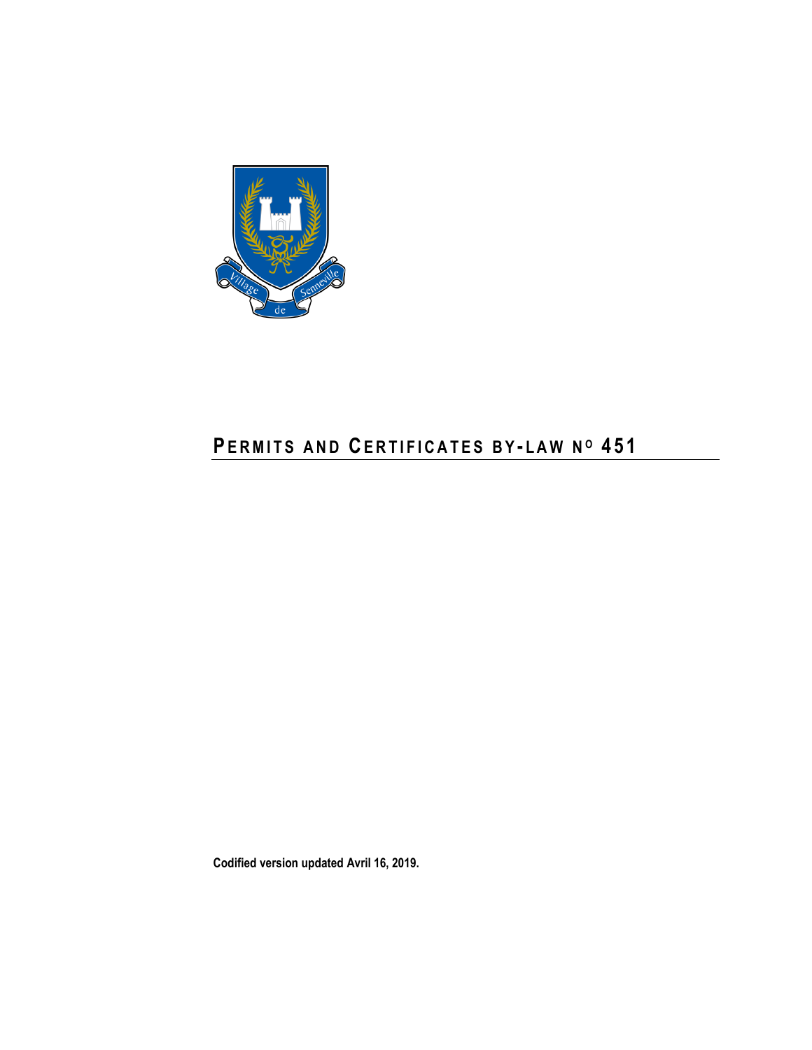# PERMITS AND CERTIFICATES BY-LAW N^O 451

**Codified version updated Avril 16, 2019.**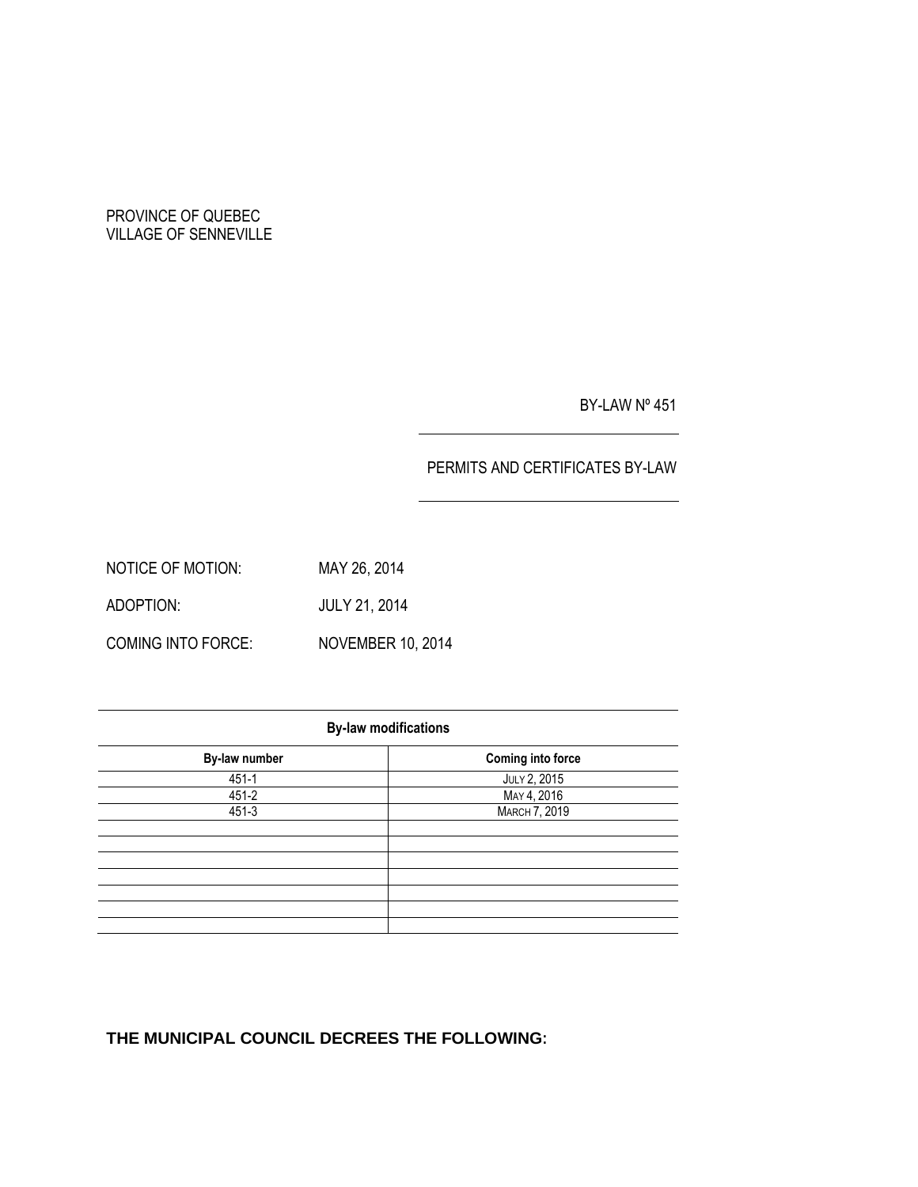PROVINCE OF QUEBEC
VILLAGE OF SENNEVILLE

BY-LAW Nº 451

PERMITS AND CERTIFICATES BY-LAW

NOTICE OF MOTION: MAY 26, 2014

ADOPTION: JULY 21, 2014

COMING INTO FORCE: NOVEMBER 10, 2014

| By-law modifications | |
|---|---|
| **By-law number** | **Coming into force** |
| 451-1 | JULY 2, 2015 |
| 451-2 | MAY 4, 2016 |
| 451-3 | MARCH 7, 2019 |
| | |
| | |
| | |
| | |
| | |
| | |
| | |

**THE MUNICIPAL COUNCIL DECREES THE FOLLOWING:**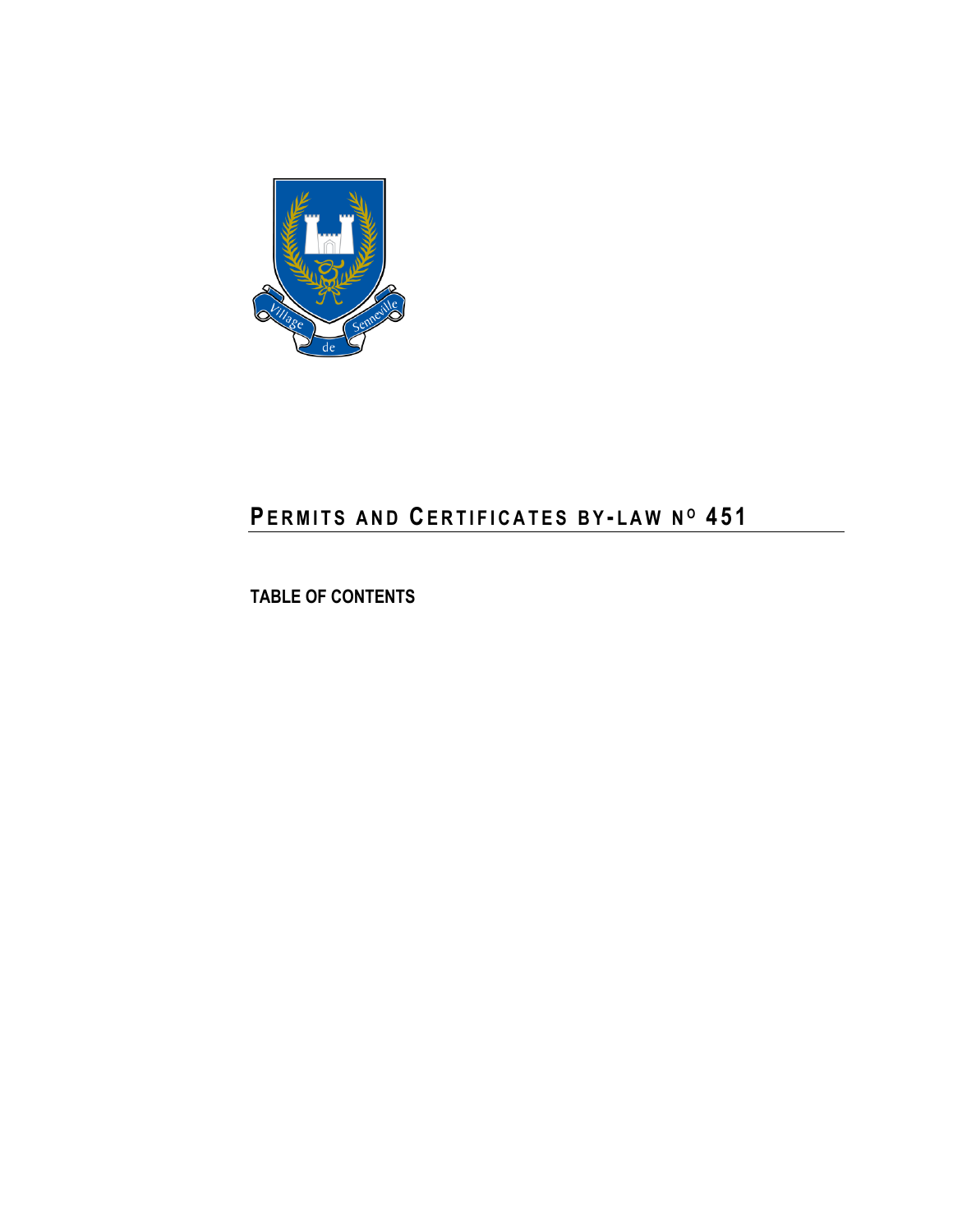# PERMITS AND CERTIFICATES BY-LAW N$^{O}$ 451

**TABLE OF CONTENTS**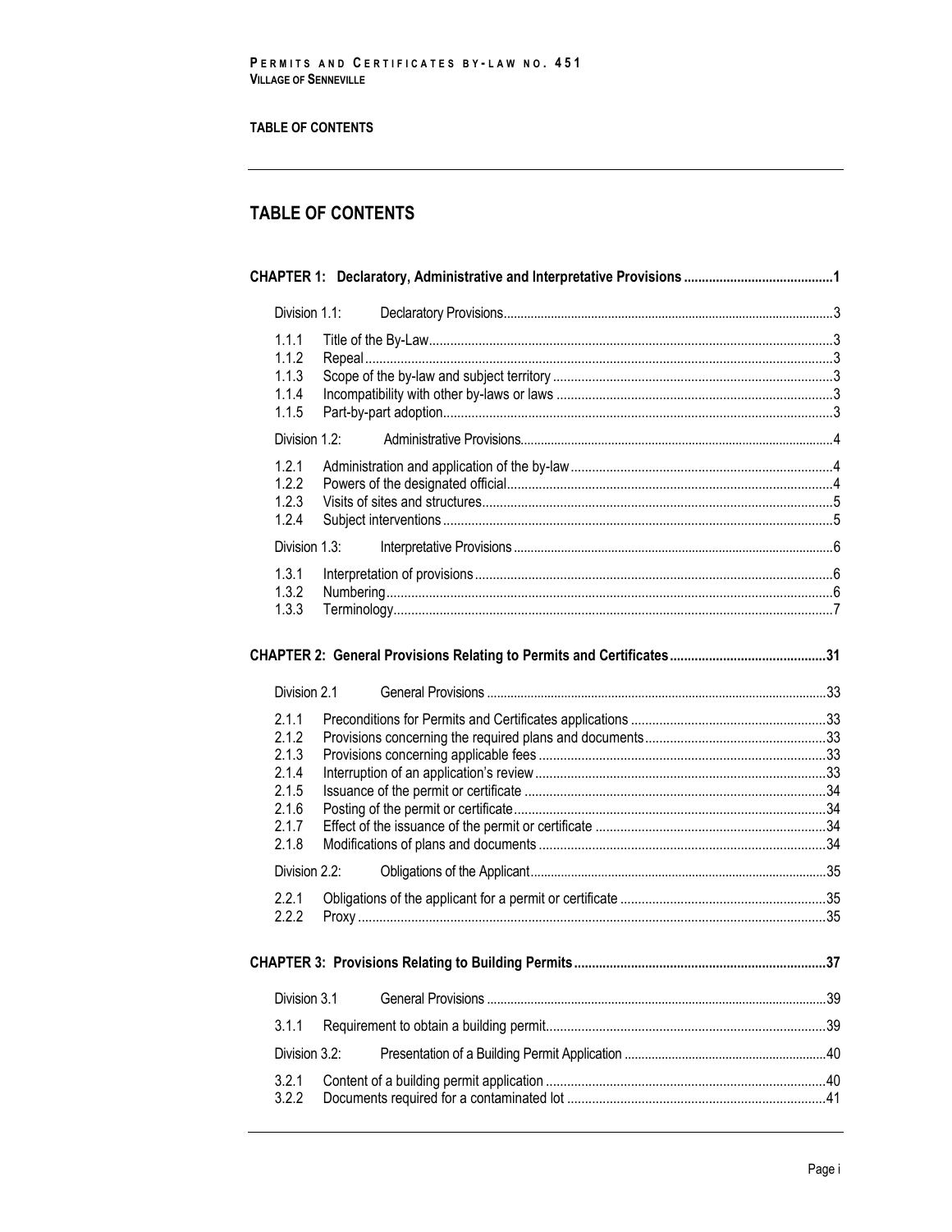## TABLE OF CONTENTS

**CHAPTER 1: Declaratory, Administrative and Interpretative Provisions ..........1**

Division 1.1: Declaratory Provisions..........3

- 1.1.1 Title of the By-Law..........3
- 1.1.2 Repeal..........3
- 1.1.3 Scope of the by-law and subject territory..........3
- 1.1.4 Incompatibility with other by-laws or laws..........3
- 1.1.5 Part-by-part adoption..........3

Division 1.2: Administrative Provisions..........4

- 1.2.1 Administration and application of the by-law..........4
- 1.2.2 Powers of the designated official..........4
- 1.2.3 Visits of sites and structures..........5
- 1.2.4 Subject interventions..........5

Division 1.3: Interpretative Provisions..........6

- 1.3.1 Interpretation of provisions..........6
- 1.3.2 Numbering..........6
- 1.3.3 Terminology..........7

**CHAPTER 2: General Provisions Relating to Permits and Certificates..........31**

Division 2.1 General Provisions..........33

- 2.1.1 Preconditions for Permits and Certificates applications..........33
- 2.1.2 Provisions concerning the required plans and documents..........33
- 2.1.3 Provisions concerning applicable fees..........33
- 2.1.4 Interruption of an application's review..........33
- 2.1.5 Issuance of the permit or certificate..........34
- 2.1.6 Posting of the permit or certificate..........34
- 2.1.7 Effect of the issuance of the permit or certificate..........34
- 2.1.8 Modifications of plans and documents..........34

Division 2.2: Obligations of the Applicant..........35

- 2.2.1 Obligations of the applicant for a permit or certificate..........35
- 2.2.2 Proxy..........35

**CHAPTER 3: Provisions Relating to Building Permits..........37**

Division 3.1 General Provisions..........39

- 3.1.1 Requirement to obtain a building permit..........39

Division 3.2: Presentation of a Building Permit Application..........40

- 3.2.1 Content of a building permit application..........40
- 3.2.2 Documents required for a contaminated lot..........41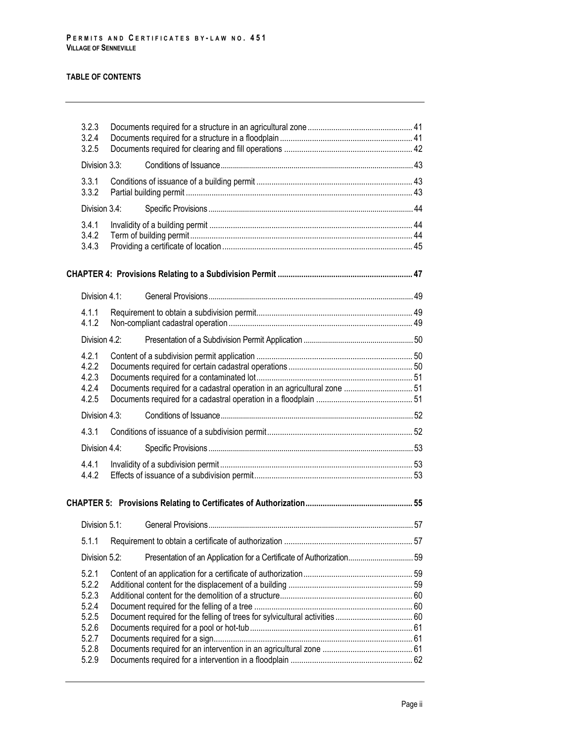**TABLE OF CONTENTS**

| | | |
|---|---|---|
| 3.2.3 | Documents required for a structure in an agricultural zone | 41 |
| 3.2.4 | Documents required for a structure in a floodplain | 41 |
| 3.2.5 | Documents required for clearing and fill operations | 42 |
| Division 3.3: | Conditions of Issuance | 43 |
| 3.3.1 | Conditions of issuance of a building permit | 43 |
| 3.3.2 | Partial building permit | 43 |
| Division 3.4: | Specific Provisions | 44 |
| 3.4.1 | Invalidity of a building permit | 44 |
| 3.4.2 | Term of building permit | 44 |
| 3.4.3 | Providing a certificate of location | 45 |
| **CHAPTER 4:** | **Provisions Relating to a Subdivision Permit** | **47** |
| Division 4.1: | General Provisions | 49 |
| 4.1.1 | Requirement to obtain a subdivision permit | 49 |
| 4.1.2 | Non-compliant cadastral operation | 49 |
| Division 4.2: | Presentation of a Subdivision Permit Application | 50 |
| 4.2.1 | Content of a subdivision permit application | 50 |
| 4.2.2 | Documents required for certain cadastral operations | 50 |
| 4.2.3 | Documents required for a contaminated lot | 51 |
| 4.2.4 | Documents required for a cadastral operation in an agricultural zone | 51 |
| 4.2.5 | Documents required for a cadastral operation in a floodplain | 51 |
| Division 4.3: | Conditions of Issuance | 52 |
| 4.3.1 | Conditions of issuance of a subdivision permit | 52 |
| Division 4.4: | Specific Provisions | 53 |
| 4.4.1 | Invalidity of a subdivision permit | 53 |
| 4.4.2 | Effects of issuance of a subdivision permit | 53 |
| **CHAPTER 5:** | **Provisions Relating to Certificates of Authorization** | **55** |
| Division 5.1: | General Provisions | 57 |
| 5.1.1 | Requirement to obtain a certificate of authorization | 57 |
| Division 5.2: | Presentation of an Application for a Certificate of Authorization | 59 |
| 5.2.1 | Content of an application for a certificate of authorization | 59 |
| 5.2.2 | Additional content for the displacement of a building | 59 |
| 5.2.3 | Additional content for the demolition of a structure | 60 |
| 5.2.4 | Document required for the felling of a tree | 60 |
| 5.2.5 | Document required for the felling of trees for sylvicultural activities | 60 |
| 5.2.6 | Documents required for a pool or hot-tub | 61 |
| 5.2.7 | Documents required for a sign | 61 |
| 5.2.8 | Documents required for an intervention in an agricultural zone | 61 |
| 5.2.9 | Documents required for a intervention in a floodplain | 62 |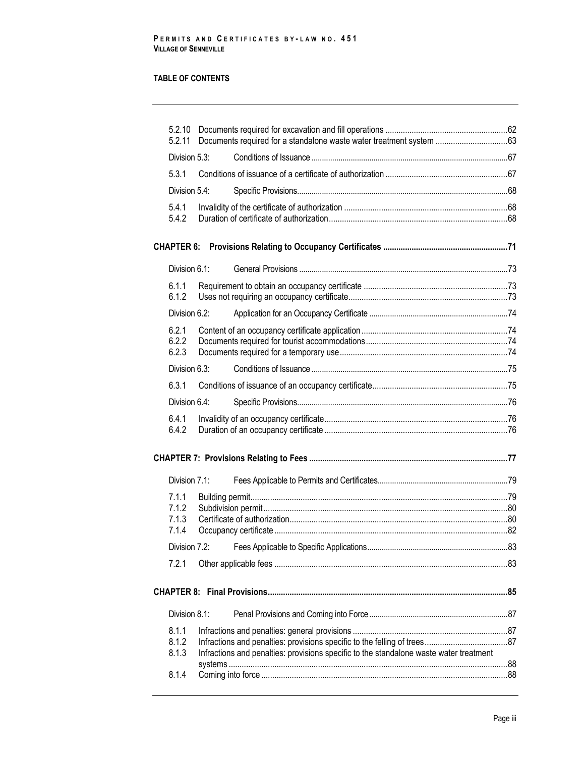**TABLE OF CONTENTS**

| | | |
|---|---|---|
| 5.2.10 | Documents required for excavation and fill operations | 62 |
| 5.2.11 | Documents required for a standalone waste water treatment system | 63 |
| Division 5.3: | Conditions of Issuance | 67 |
| 5.3.1 | Conditions of issuance of a certificate of authorization | 67 |
| Division 5.4: | Specific Provisions | 68 |
| 5.4.1 | Invalidity of the certificate of authorization | 68 |
| 5.4.2 | Duration of certificate of authorization | 68 |
| **CHAPTER 6:** | **Provisions Relating to Occupancy Certificates** | **71** |
| Division 6.1: | General Provisions | 73 |
| 6.1.1 | Requirement to obtain an occupancy certificate | 73 |
| 6.1.2 | Uses not requiring an occupancy certificate | 73 |
| Division 6.2: | Application for an Occupancy Certificate | 74 |
| 6.2.1 | Content of an occupancy certificate application | 74 |
| 6.2.2 | Documents required for tourist accommodations | 74 |
| 6.2.3 | Documents required for a temporary use | 74 |
| Division 6.3: | Conditions of Issuance | 75 |
| 6.3.1 | Conditions of issuance of an occupancy certificate | 75 |
| Division 6.4: | Specific Provisions | 76 |
| 6.4.1 | Invalidity of an occupancy certificate | 76 |
| 6.4.2 | Duration of an occupancy certificate | 76 |
| **CHAPTER 7:** | **Provisions Relating to Fees** | **77** |
| Division 7.1: | Fees Applicable to Permits and Certificates | 79 |
| 7.1.1 | Building permit | 79 |
| 7.1.2 | Subdivision permit | 80 |
| 7.1.3 | Certificate of authorization | 80 |
| 7.1.4 | Occupancy certificate | 82 |
| Division 7.2: | Fees Applicable to Specific Applications | 83 |
| 7.2.1 | Other applicable fees | 83 |
| **CHAPTER 8:** | **Final Provisions** | **85** |
| Division 8.1: | Penal Provisions and Coming into Force | 87 |
| 8.1.1 | Infractions and penalties: general provisions | 87 |
| 8.1.2 | Infractions and penalties: provisions specific to the felling of trees | 87 |
| 8.1.3 | Infractions and penalties: provisions specific to the standalone waste water treatment systems | 88 |
| 8.1.4 | Coming into force | 88 |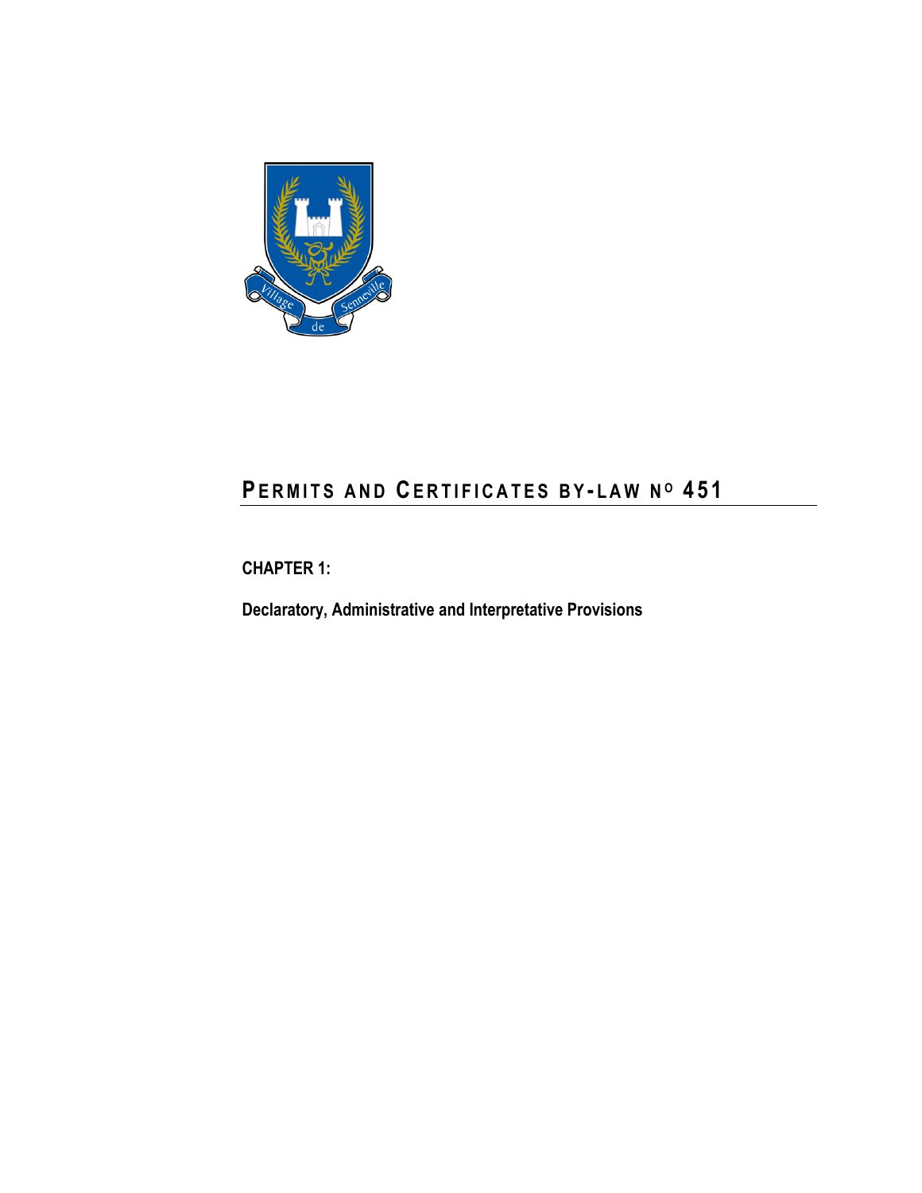# PERMITS AND CERTIFICATES BY-LAW Nº 451

**CHAPTER 1:**

**Declaratory, Administrative and Interpretative Provisions**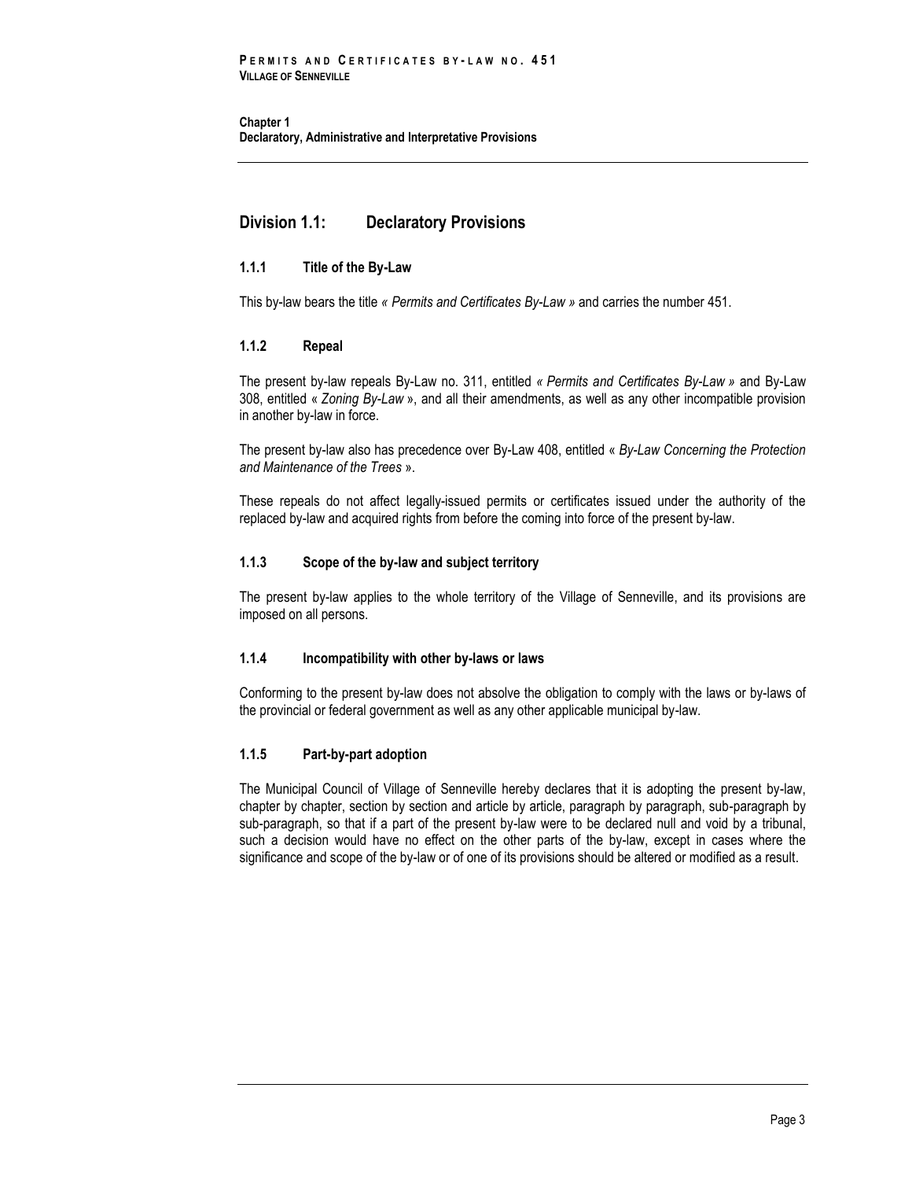## Division 1.1: Declaratory Provisions

### 1.1.1 Title of the By-Law

This by-law bears the title *« Permits and Certificates By-Law »* and carries the number 451.

### 1.1.2 Repeal

The present by-law repeals By-Law no. 311, entitled *« Permits and Certificates By-Law »* and By-Law 308, entitled « *Zoning By-Law* », and all their amendments, as well as any other incompatible provision in another by-law in force.

The present by-law also has precedence over By-Law 408, entitled « *By-Law Concerning the Protection and Maintenance of the Trees* ».

These repeals do not affect legally-issued permits or certificates issued under the authority of the replaced by-law and acquired rights from before the coming into force of the present by-law.

### 1.1.3 Scope of the by-law and subject territory

The present by-law applies to the whole territory of the Village of Senneville, and its provisions are imposed on all persons.

### 1.1.4 Incompatibility with other by-laws or laws

Conforming to the present by-law does not absolve the obligation to comply with the laws or by-laws of the provincial or federal government as well as any other applicable municipal by-law.

### 1.1.5 Part-by-part adoption

The Municipal Council of Village of Senneville hereby declares that it is adopting the present by-law, chapter by chapter, section by section and article by article, paragraph by paragraph, sub-paragraph by sub-paragraph, so that if a part of the present by-law were to be declared null and void by a tribunal, such a decision would have no effect on the other parts of the by-law, except in cases where the significance and scope of the by-law or of one of its provisions should be altered or modified as a result.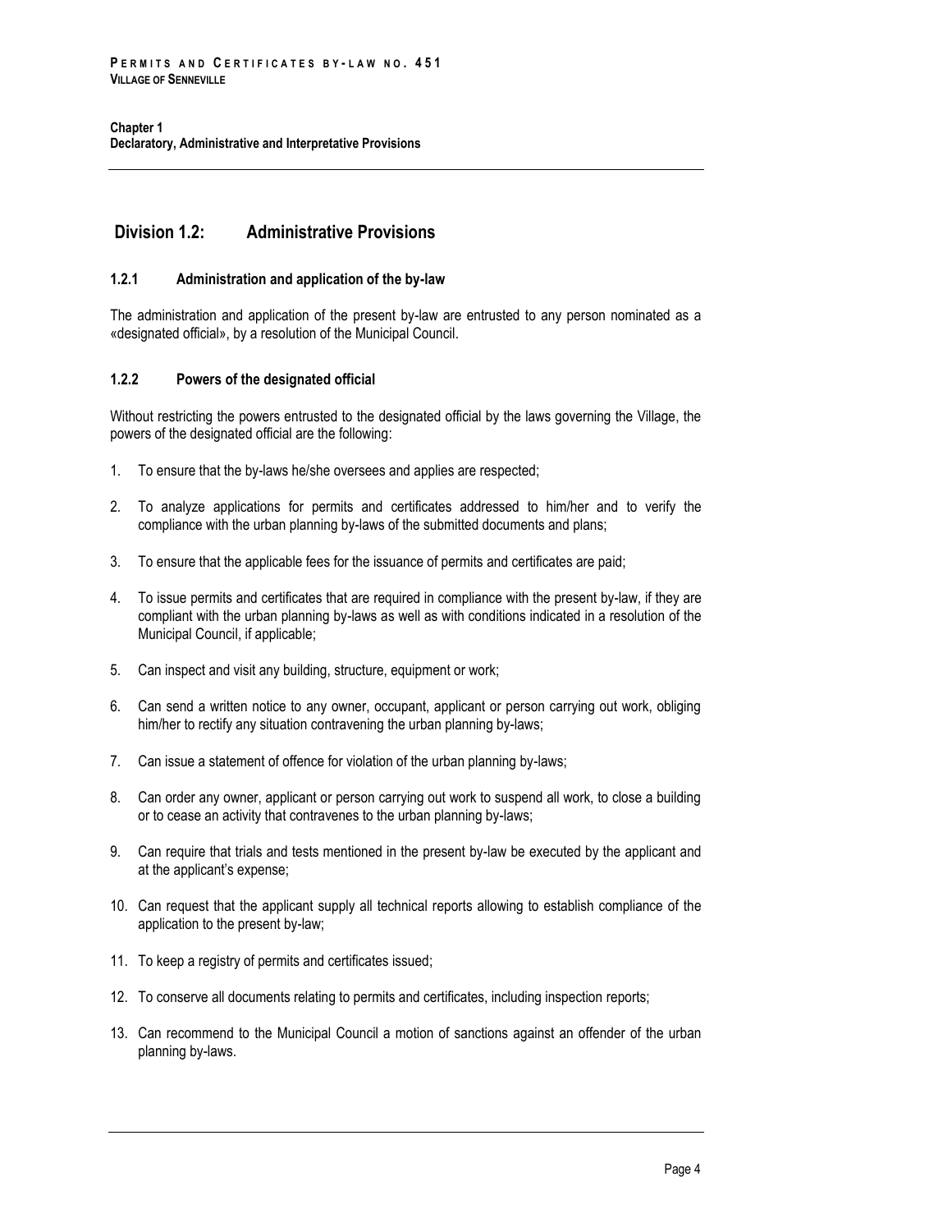## Division 1.2: Administrative Provisions

### 1.2.1 Administration and application of the by-law

The administration and application of the present by-law are entrusted to any person nominated as a «designated official», by a resolution of the Municipal Council.

### 1.2.2 Powers of the designated official

Without restricting the powers entrusted to the designated official by the laws governing the Village, the powers of the designated official are the following:

1. To ensure that the by-laws he/she oversees and applies are respected;
2. To analyze applications for permits and certificates addressed to him/her and to verify the compliance with the urban planning by-laws of the submitted documents and plans;
3. To ensure that the applicable fees for the issuance of permits and certificates are paid;
4. To issue permits and certificates that are required in compliance with the present by-law, if they are compliant with the urban planning by-laws as well as with conditions indicated in a resolution of the Municipal Council, if applicable;
5. Can inspect and visit any building, structure, equipment or work;
6. Can send a written notice to any owner, occupant, applicant or person carrying out work, obliging him/her to rectify any situation contravening the urban planning by-laws;
7. Can issue a statement of offence for violation of the urban planning by-laws;
8. Can order any owner, applicant or person carrying out work to suspend all work, to close a building or to cease an activity that contravenes to the urban planning by-laws;
9. Can require that trials and tests mentioned in the present by-law be executed by the applicant and at the applicant's expense;
10. Can request that the applicant supply all technical reports allowing to establish compliance of the application to the present by-law;
11. To keep a registry of permits and certificates issued;
12. To conserve all documents relating to permits and certificates, including inspection reports;
13. Can recommend to the Municipal Council a motion of sanctions against an offender of the urban planning by-laws.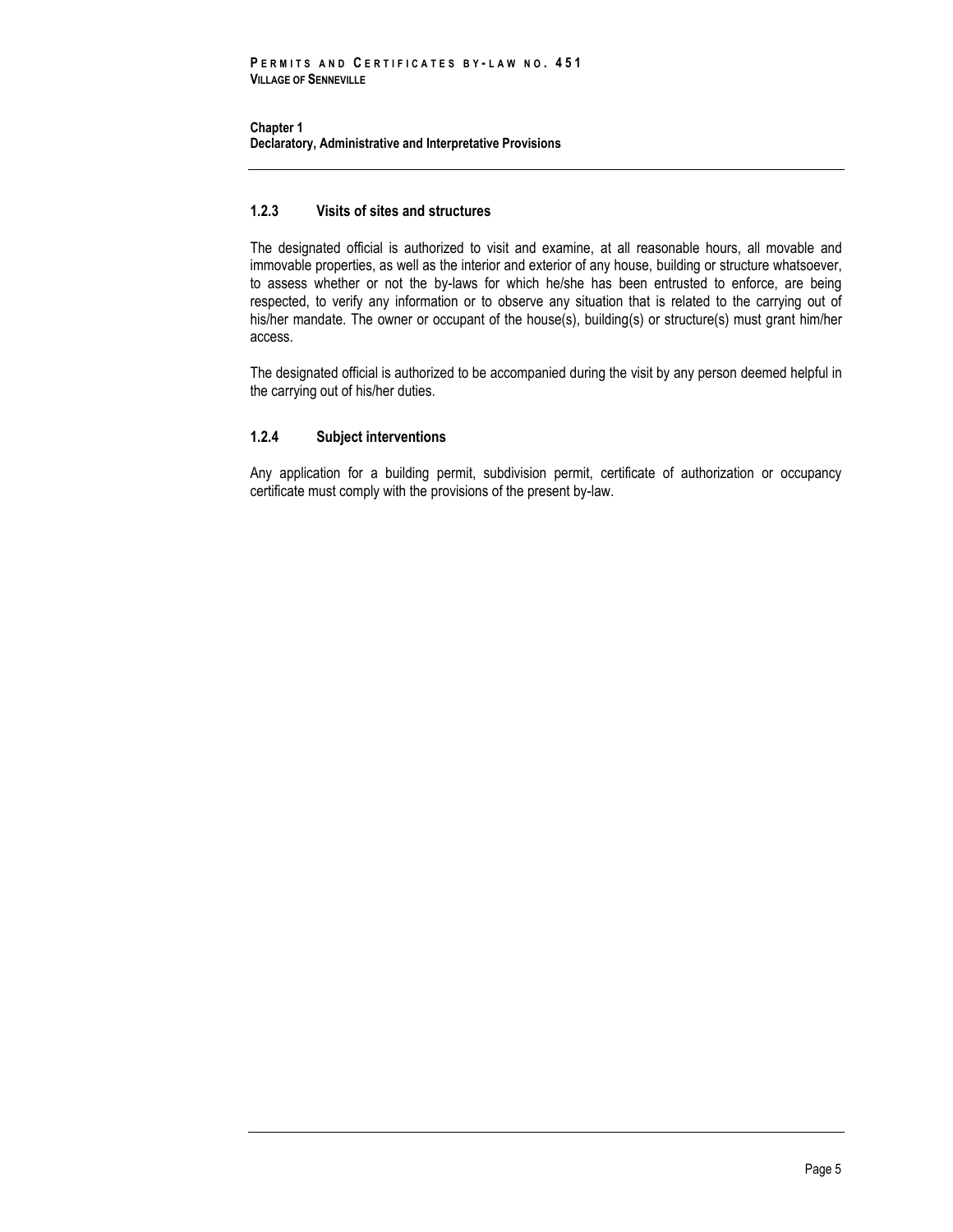### 1.2.3 Visits of sites and structures

The designated official is authorized to visit and examine, at all reasonable hours, all movable and immovable properties, as well as the interior and exterior of any house, building or structure whatsoever, to assess whether or not the by-laws for which he/she has been entrusted to enforce, are being respected, to verify any information or to observe any situation that is related to the carrying out of his/her mandate. The owner or occupant of the house(s), building(s) or structure(s) must grant him/her access.

The designated official is authorized to be accompanied during the visit by any person deemed helpful in the carrying out of his/her duties.

### 1.2.4 Subject interventions

Any application for a building permit, subdivision permit, certificate of authorization or occupancy certificate must comply with the provisions of the present by-law.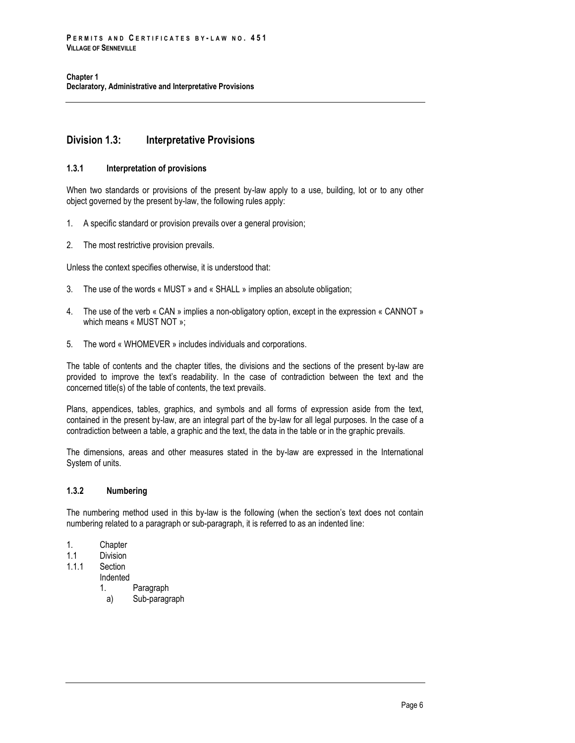## Division 1.3: Interpretative Provisions

### 1.3.1 Interpretation of provisions

When two standards or provisions of the present by-law apply to a use, building, lot or to any other object governed by the present by-law, the following rules apply:

1. A specific standard or provision prevails over a general provision;
2. The most restrictive provision prevails.

Unless the context specifies otherwise, it is understood that:

3. The use of the words « MUST » and « SHALL » implies an absolute obligation;
4. The use of the verb « CAN » implies a non-obligatory option, except in the expression « CANNOT » which means « MUST NOT »;
5. The word « WHOMEVER » includes individuals and corporations.

The table of contents and the chapter titles, the divisions and the sections of the present by-law are provided to improve the text's readability. In the case of contradiction between the text and the concerned title(s) of the table of contents, the text prevails.

Plans, appendices, tables, graphics, and symbols and all forms of expression aside from the text, contained in the present by-law, are an integral part of the by-law for all legal purposes. In the case of a contradiction between a table, a graphic and the text, the data in the table or in the graphic prevails.

The dimensions, areas and other measures stated in the by-law are expressed in the International System of units.

### 1.3.2 Numbering

The numbering method used in this by-law is the following (when the section's text does not contain numbering related to a paragraph or sub-paragraph, it is referred to as an indented line:

```
1.      Chapter
1.1     Division
1.1.1   Section
        Indented
        1.    Paragraph
          a)  Sub-paragraph
```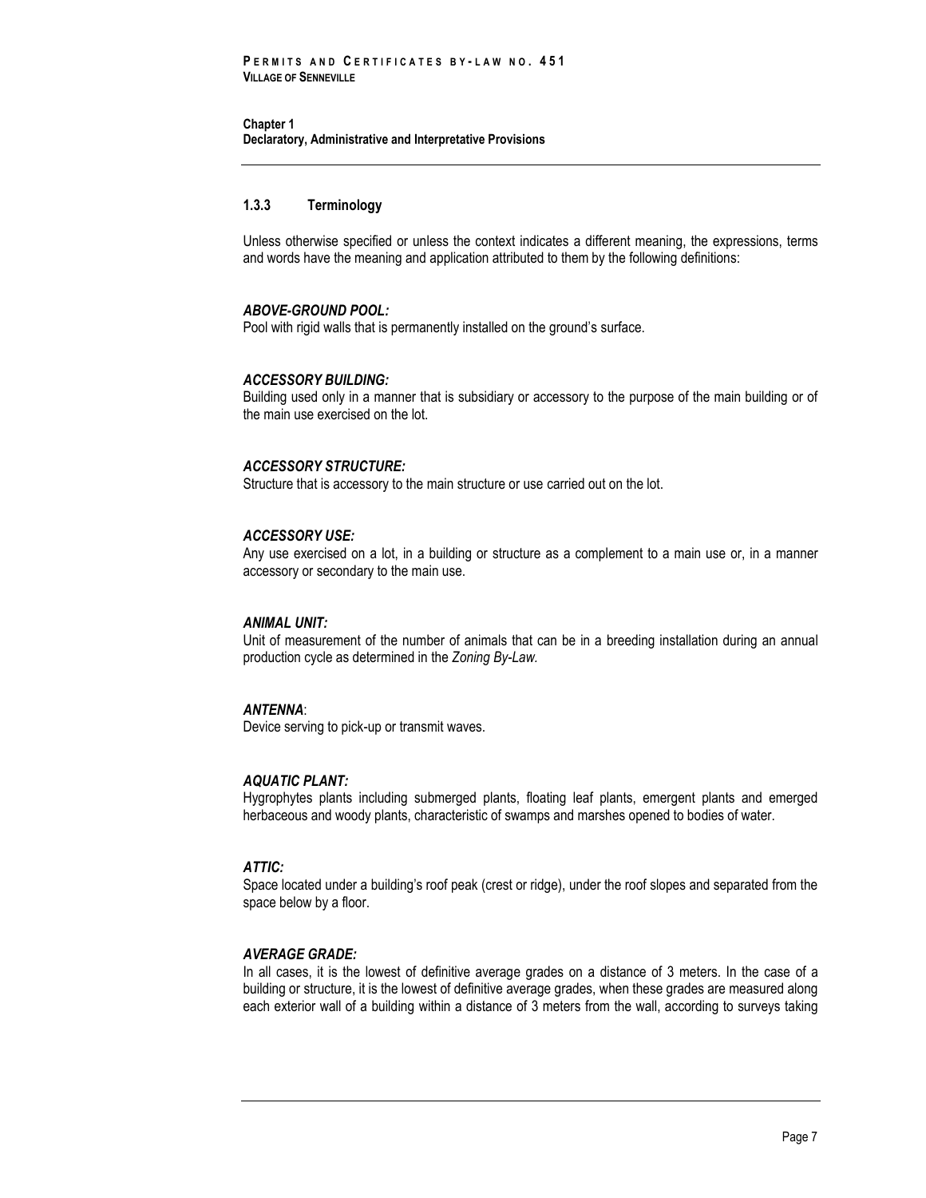### 1.3.3 Terminology

Unless otherwise specified or unless the context indicates a different meaning, the expressions, terms and words have the meaning and application attributed to them by the following definitions:

***ABOVE-GROUND POOL:***
Pool with rigid walls that is permanently installed on the ground's surface.

***ACCESSORY BUILDING:***
Building used only in a manner that is subsidiary or accessory to the purpose of the main building or of the main use exercised on the lot.

***ACCESSORY STRUCTURE:***
Structure that is accessory to the main structure or use carried out on the lot.

***ACCESSORY USE:***
Any use exercised on a lot, in a building or structure as a complement to a main use or, in a manner accessory or secondary to the main use.

***ANIMAL UNIT:***
Unit of measurement of the number of animals that can be in a breeding installation during an annual production cycle as determined in the *Zoning By-Law.*

***ANTENNA***:
Device serving to pick-up or transmit waves.

***AQUATIC PLANT:***
Hygrophytes plants including submerged plants, floating leaf plants, emergent plants and emerged herbaceous and woody plants, characteristic of swamps and marshes opened to bodies of water.

***ATTIC:***
Space located under a building's roof peak (crest or ridge), under the roof slopes and separated from the space below by a floor.

***AVERAGE GRADE:***
In all cases, it is the lowest of definitive average grades on a distance of 3 meters. In the case of a building or structure, it is the lowest of definitive average grades, when these grades are measured along each exterior wall of a building within a distance of 3 meters from the wall, according to surveys taking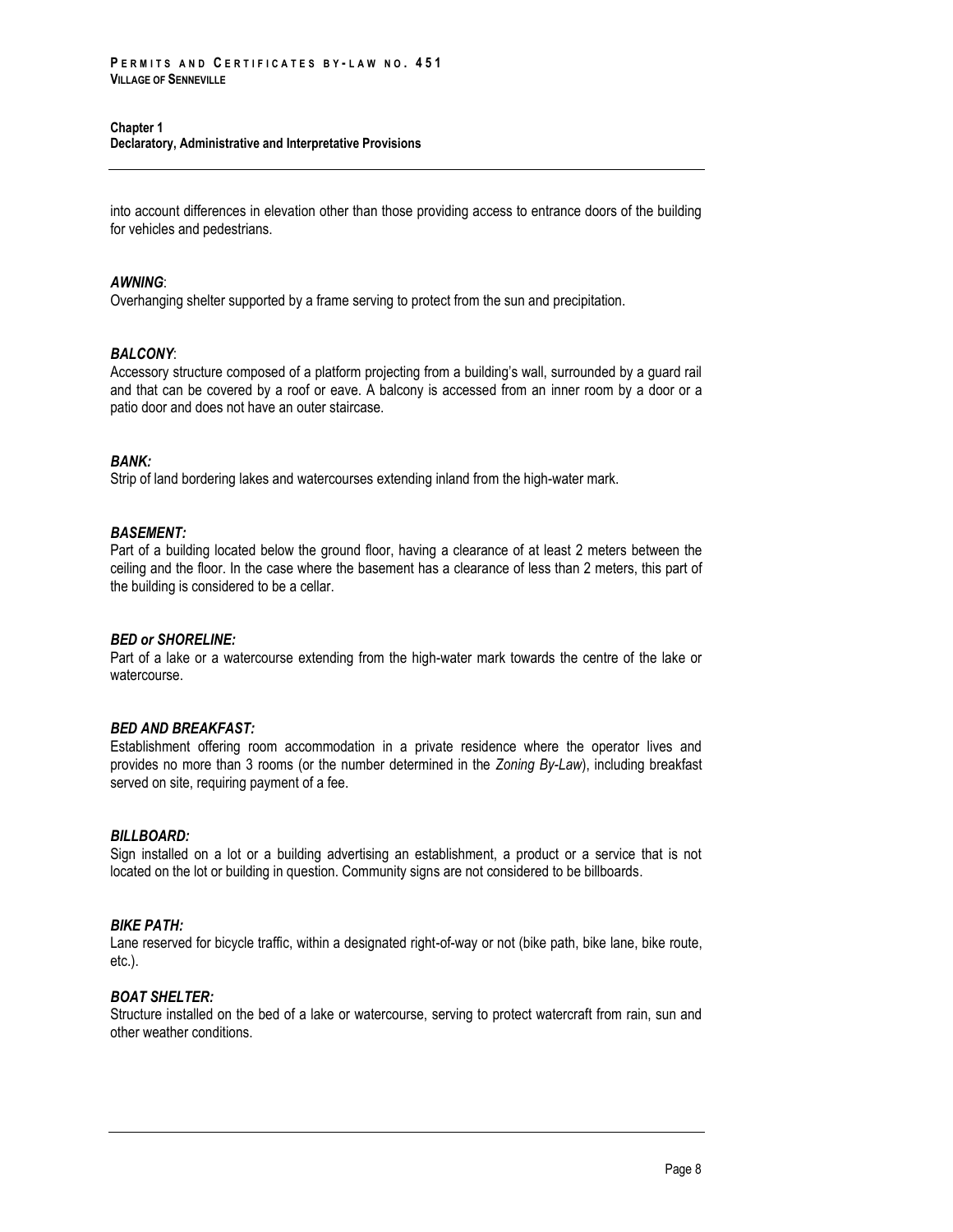into account differences in elevation other than those providing access to entrance doors of the building for vehicles and pedestrians.

***AWNING***:
Overhanging shelter supported by a frame serving to protect from the sun and precipitation.

***BALCONY***:
Accessory structure composed of a platform projecting from a building's wall, surrounded by a guard rail and that can be covered by a roof or eave. A balcony is accessed from an inner room by a door or a patio door and does not have an outer staircase.

***BANK:***
Strip of land bordering lakes and watercourses extending inland from the high-water mark.

***BASEMENT:***
Part of a building located below the ground floor, having a clearance of at least 2 meters between the ceiling and the floor. In the case where the basement has a clearance of less than 2 meters, this part of the building is considered to be a cellar.

***BED or SHORELINE:***
Part of a lake or a watercourse extending from the high-water mark towards the centre of the lake or watercourse.

***BED AND BREAKFAST:***
Establishment offering room accommodation in a private residence where the operator lives and provides no more than 3 rooms (or the number determined in the *Zoning By-Law*), including breakfast served on site, requiring payment of a fee.

***BILLBOARD:***
Sign installed on a lot or a building advertising an establishment, a product or a service that is not located on the lot or building in question. Community signs are not considered to be billboards.

***BIKE PATH:***
Lane reserved for bicycle traffic, within a designated right-of-way or not (bike path, bike lane, bike route, etc.).

***BOAT SHELTER:***
Structure installed on the bed of a lake or watercourse, serving to protect watercraft from rain, sun and other weather conditions.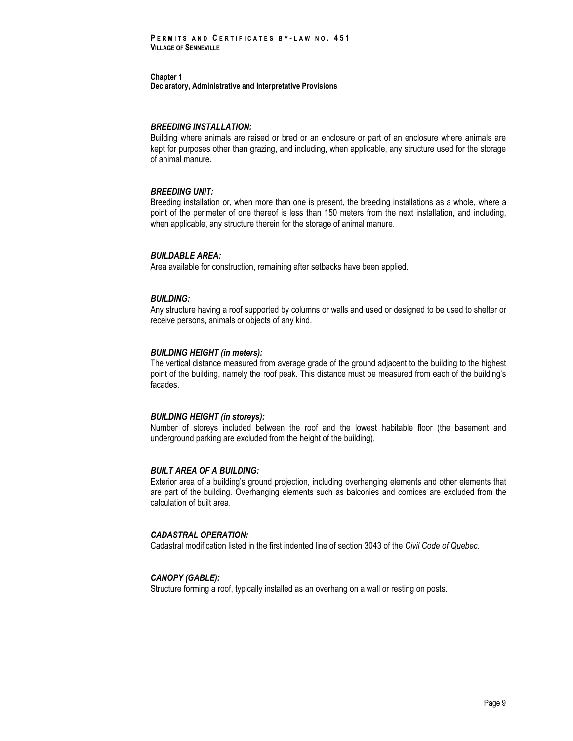***BREEDING INSTALLATION:***
Building where animals are raised or bred or an enclosure or part of an enclosure where animals are kept for purposes other than grazing, and including, when applicable, any structure used for the storage of animal manure.

***BREEDING UNIT:***
Breeding installation or, when more than one is present, the breeding installations as a whole, where a point of the perimeter of one thereof is less than 150 meters from the next installation, and including, when applicable, any structure therein for the storage of animal manure.

***BUILDABLE AREA:***
Area available for construction, remaining after setbacks have been applied.

***BUILDING:***
Any structure having a roof supported by columns or walls and used or designed to be used to shelter or receive persons, animals or objects of any kind.

***BUILDING HEIGHT (in meters):***
The vertical distance measured from average grade of the ground adjacent to the building to the highest point of the building, namely the roof peak. This distance must be measured from each of the building's facades.

***BUILDING HEIGHT (in storeys):***
Number of storeys included between the roof and the lowest habitable floor (the basement and underground parking are excluded from the height of the building).

***BUILT AREA OF A BUILDING:***
Exterior area of a building's ground projection, including overhanging elements and other elements that are part of the building. Overhanging elements such as balconies and cornices are excluded from the calculation of built area.

***CADASTRAL OPERATION:***
Cadastral modification listed in the first indented line of section 3043 of the *Civil Code of Quebec*.

***CANOPY (GABLE):***
Structure forming a roof, typically installed as an overhang on a wall or resting on posts.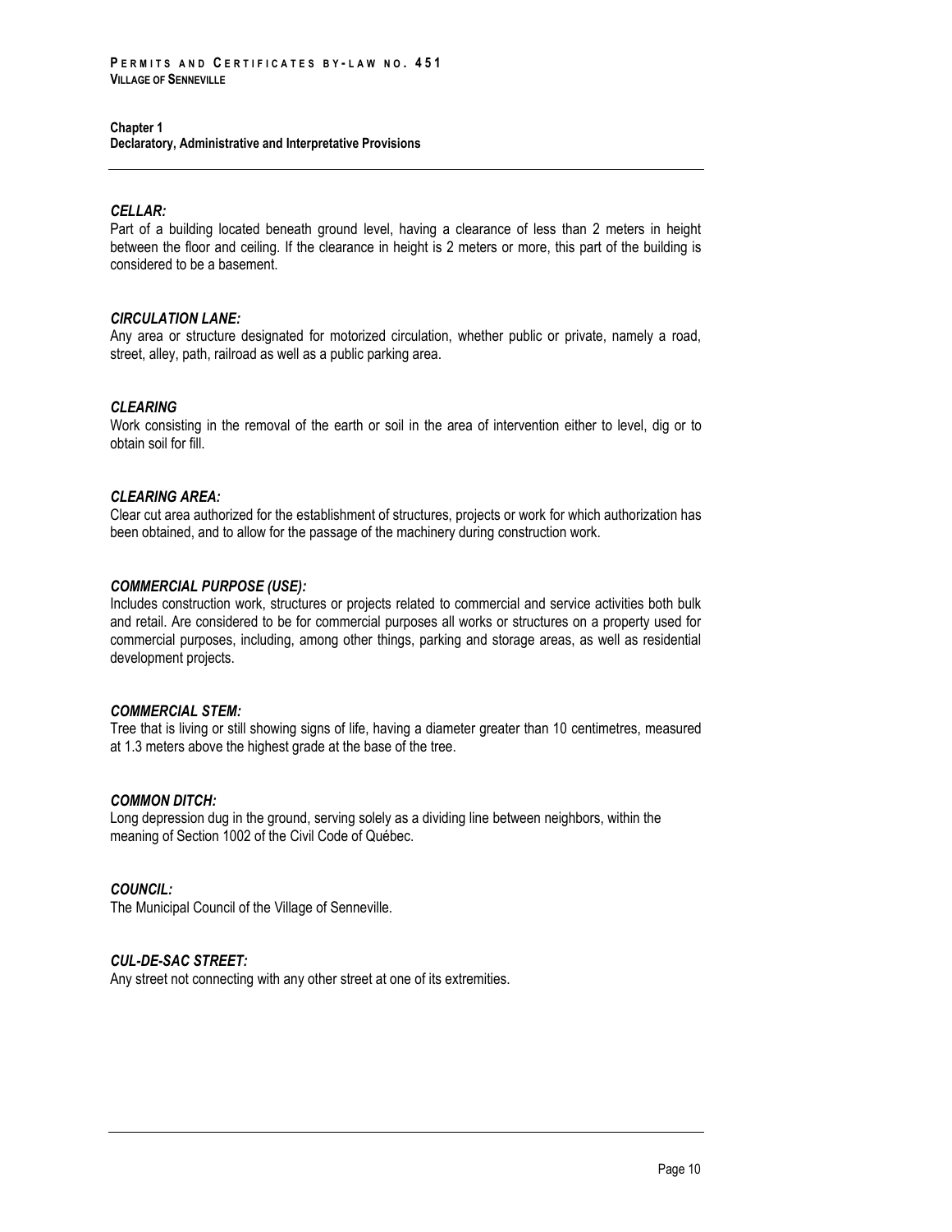***CELLAR:***
Part of a building located beneath ground level, having a clearance of less than 2 meters in height between the floor and ceiling. If the clearance in height is 2 meters or more, this part of the building is considered to be a basement.

***CIRCULATION LANE:***
Any area or structure designated for motorized circulation, whether public or private, namely a road, street, alley, path, railroad as well as a public parking area.

***CLEARING***
Work consisting in the removal of the earth or soil in the area of intervention either to level, dig or to obtain soil for fill.

***CLEARING AREA:***
Clear cut area authorized for the establishment of structures, projects or work for which authorization has been obtained, and to allow for the passage of the machinery during construction work.

***COMMERCIAL PURPOSE (USE):***
Includes construction work, structures or projects related to commercial and service activities both bulk and retail. Are considered to be for commercial purposes all works or structures on a property used for commercial purposes, including, among other things, parking and storage areas, as well as residential development projects.

***COMMERCIAL STEM:***
Tree that is living or still showing signs of life, having a diameter greater than 10 centimetres, measured at 1.3 meters above the highest grade at the base of the tree.

***COMMON DITCH:***
Long depression dug in the ground, serving solely as a dividing line between neighbors, within the meaning of Section 1002 of the Civil Code of Québec.

***COUNCIL:***
The Municipal Council of the Village of Senneville.

***CUL-DE-SAC STREET:***
Any street not connecting with any other street at one of its extremities.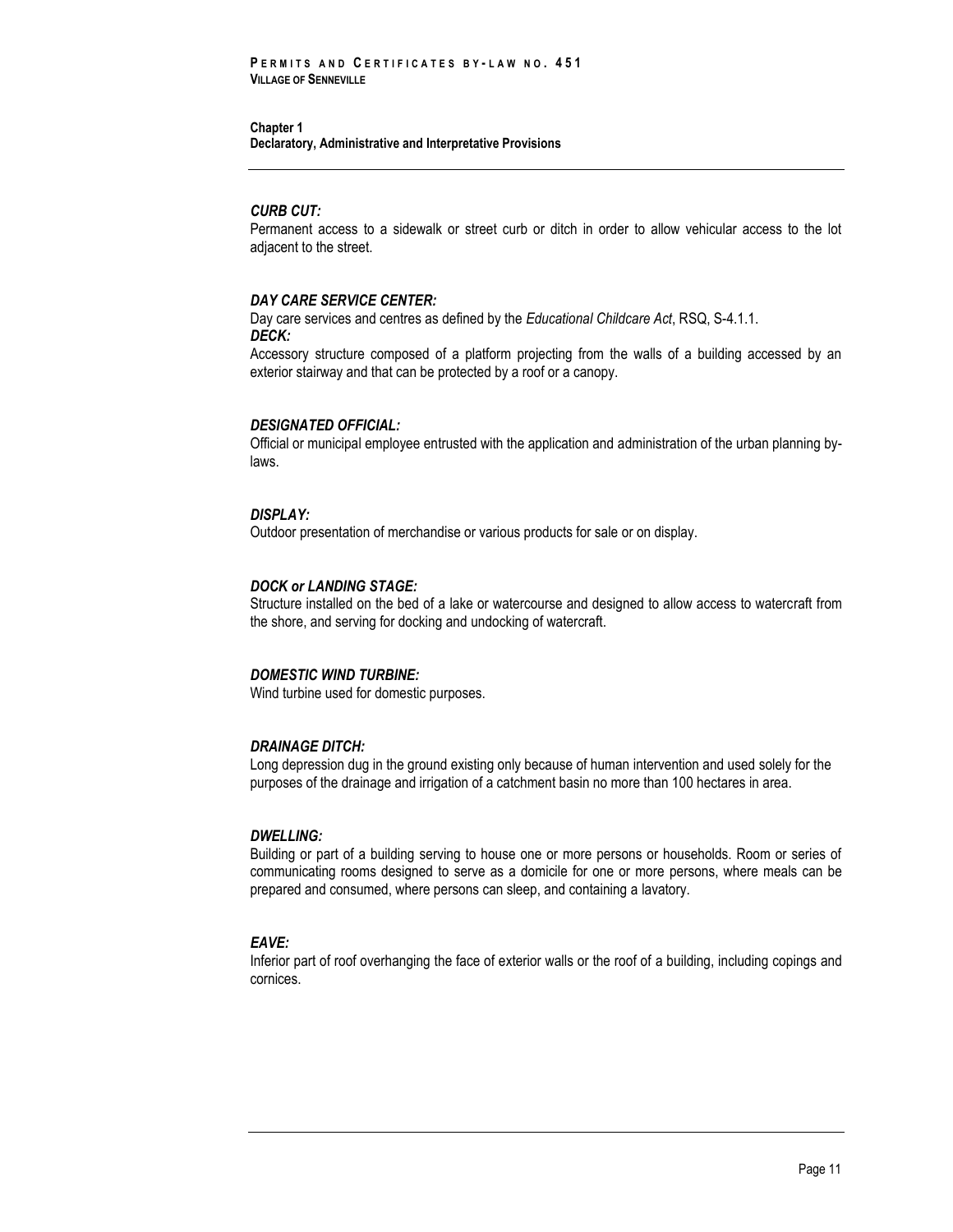***CURB CUT:***

Permanent access to a sidewalk or street curb or ditch in order to allow vehicular access to the lot adjacent to the street.

***DAY CARE SERVICE CENTER:***

Day care services and centres as defined by the *Educational Childcare Act*, RSQ, S-4.1.1.

***DECK:***

Accessory structure composed of a platform projecting from the walls of a building accessed by an exterior stairway and that can be protected by a roof or a canopy.

***DESIGNATED OFFICIAL:***

Official or municipal employee entrusted with the application and administration of the urban planning by-laws.

***DISPLAY:***

Outdoor presentation of merchandise or various products for sale or on display.

***DOCK or LANDING STAGE:***

Structure installed on the bed of a lake or watercourse and designed to allow access to watercraft from the shore, and serving for docking and undocking of watercraft.

***DOMESTIC WIND TURBINE:***

Wind turbine used for domestic purposes.

***DRAINAGE DITCH:***

Long depression dug in the ground existing only because of human intervention and used solely for the purposes of the drainage and irrigation of a catchment basin no more than 100 hectares in area.

***DWELLING:***

Building or part of a building serving to house one or more persons or households. Room or series of communicating rooms designed to serve as a domicile for one or more persons, where meals can be prepared and consumed, where persons can sleep, and containing a lavatory.

***EAVE:***

Inferior part of roof overhanging the face of exterior walls or the roof of a building, including copings and cornices.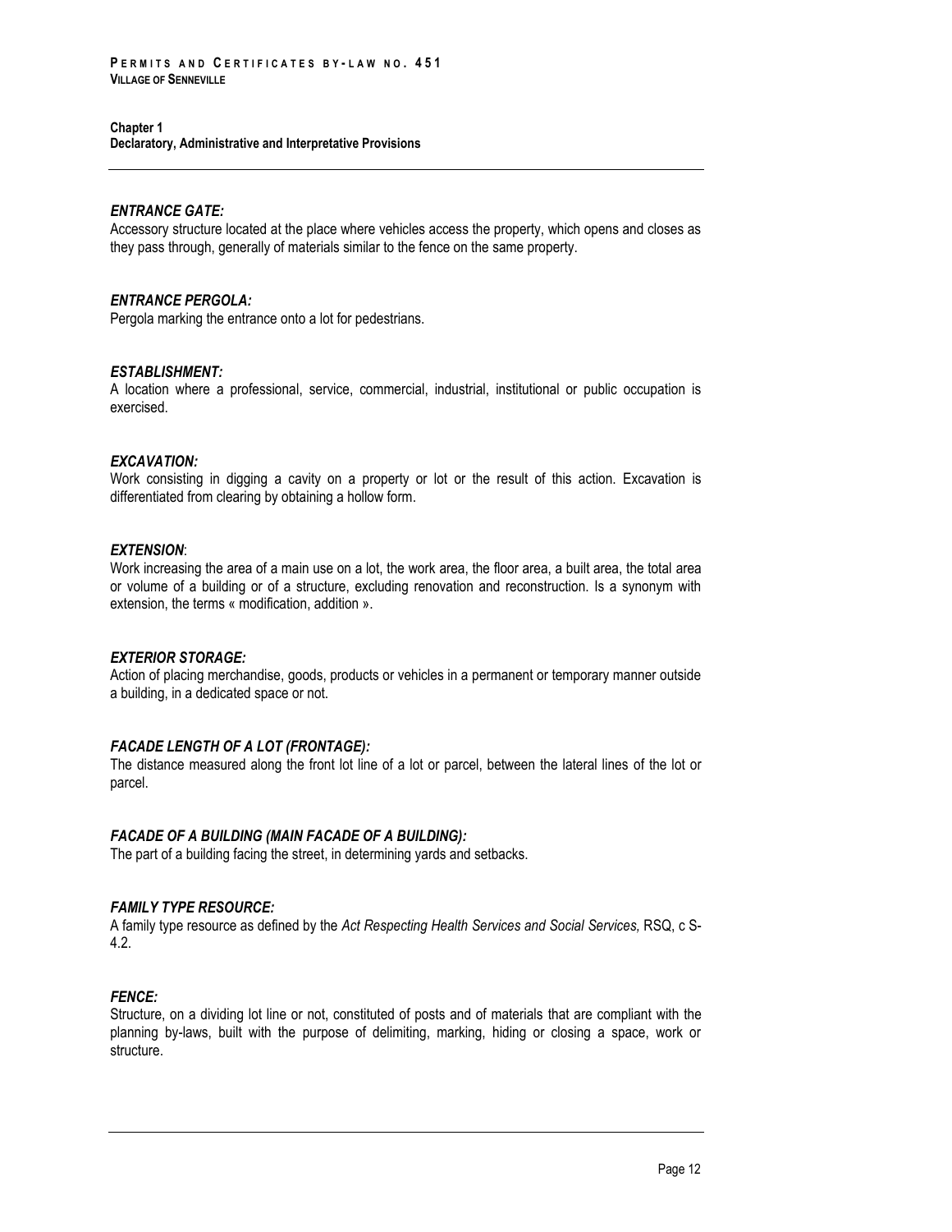***ENTRANCE GATE:***
Accessory structure located at the place where vehicles access the property, which opens and closes as they pass through, generally of materials similar to the fence on the same property.

***ENTRANCE PERGOLA:***
Pergola marking the entrance onto a lot for pedestrians.

***ESTABLISHMENT:***
A location where a professional, service, commercial, industrial, institutional or public occupation is exercised.

***EXCAVATION:***
Work consisting in digging a cavity on a property or lot or the result of this action. Excavation is differentiated from clearing by obtaining a hollow form.

***EXTENSION***:
Work increasing the area of a main use on a lot, the work area, the floor area, a built area, the total area or volume of a building or of a structure, excluding renovation and reconstruction. Is a synonym with extension, the terms « modification, addition ».

***EXTERIOR STORAGE:***
Action of placing merchandise, goods, products or vehicles in a permanent or temporary manner outside a building, in a dedicated space or not.

***FACADE LENGTH OF A LOT (FRONTAGE):***
The distance measured along the front lot line of a lot or parcel, between the lateral lines of the lot or parcel.

***FACADE OF A BUILDING (MAIN FACADE OF A BUILDING):***
The part of a building facing the street, in determining yards and setbacks.

***FAMILY TYPE RESOURCE:***
A family type resource as defined by the *Act Respecting Health Services and Social Services,* RSQ, c S-4.2.

***FENCE:***
Structure, on a dividing lot line or not, constituted of posts and of materials that are compliant with the planning by-laws, built with the purpose of delimiting, marking, hiding or closing a space, work or structure.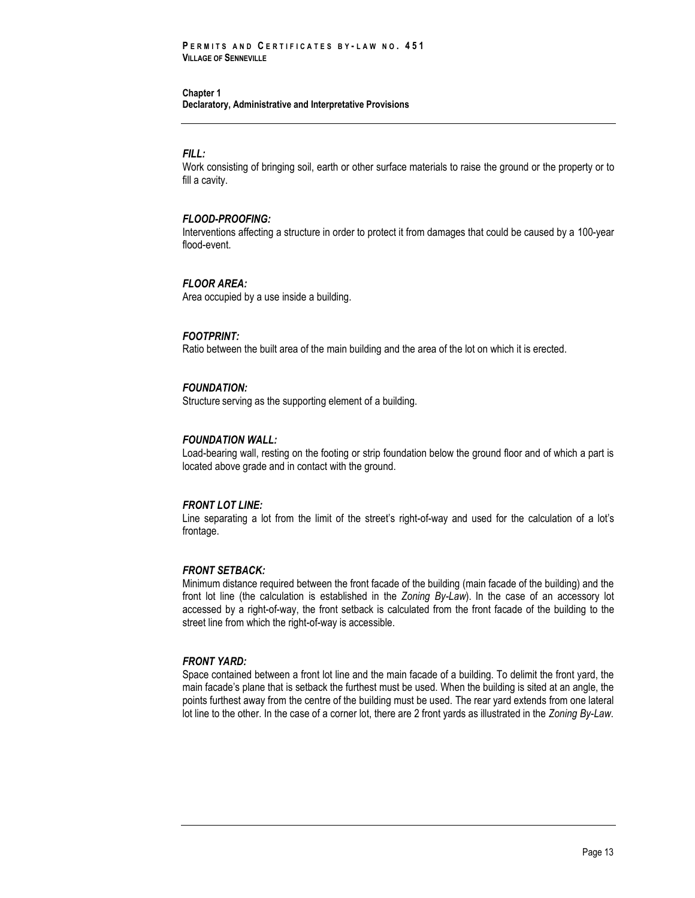***FILL:***
Work consisting of bringing soil, earth or other surface materials to raise the ground or the property or to fill a cavity.

***FLOOD-PROOFING:***
Interventions affecting a structure in order to protect it from damages that could be caused by a 100-year flood-event.

***FLOOR AREA:***
Area occupied by a use inside a building.

***FOOTPRINT:***
Ratio between the built area of the main building and the area of the lot on which it is erected.

***FOUNDATION:***
Structure serving as the supporting element of a building.

***FOUNDATION WALL:***
Load-bearing wall, resting on the footing or strip foundation below the ground floor and of which a part is located above grade and in contact with the ground.

***FRONT LOT LINE:***
Line separating a lot from the limit of the street's right-of-way and used for the calculation of a lot's frontage.

***FRONT SETBACK:***
Minimum distance required between the front facade of the building (main facade of the building) and the front lot line (the calculation is established in the *Zoning By-Law*). In the case of an accessory lot accessed by a right-of-way, the front setback is calculated from the front facade of the building to the street line from which the right-of-way is accessible.

***FRONT YARD:***
Space contained between a front lot line and the main facade of a building. To delimit the front yard, the main facade's plane that is setback the furthest must be used. When the building is sited at an angle, the points furthest away from the centre of the building must be used. The rear yard extends from one lateral lot line to the other. In the case of a corner lot, there are 2 front yards as illustrated in the *Zoning By-Law*.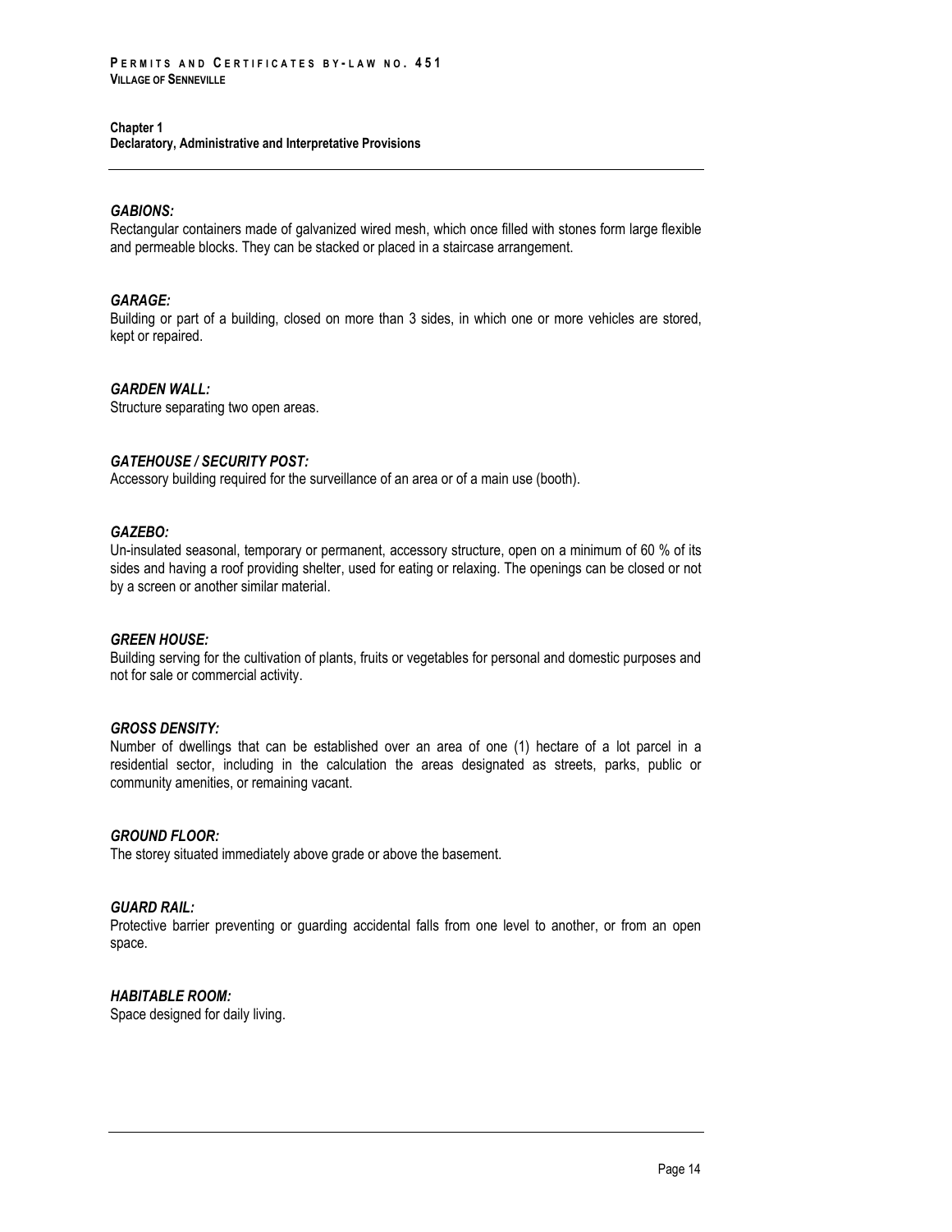#### *GABIONS:*

Rectangular containers made of galvanized wired mesh, which once filled with stones form large flexible and permeable blocks. They can be stacked or placed in a staircase arrangement.

#### *GARAGE:*

Building or part of a building, closed on more than 3 sides, in which one or more vehicles are stored, kept or repaired.

#### *GARDEN WALL:*

Structure separating two open areas.

#### *GATEHOUSE / SECURITY POST:*

Accessory building required for the surveillance of an area or of a main use (booth).

#### *GAZEBO:*

Un-insulated seasonal, temporary or permanent, accessory structure, open on a minimum of 60 % of its sides and having a roof providing shelter, used for eating or relaxing. The openings can be closed or not by a screen or another similar material.

#### *GREEN HOUSE:*

Building serving for the cultivation of plants, fruits or vegetables for personal and domestic purposes and not for sale or commercial activity.

#### *GROSS DENSITY:*

Number of dwellings that can be established over an area of one (1) hectare of a lot parcel in a residential sector, including in the calculation the areas designated as streets, parks, public or community amenities, or remaining vacant.

#### *GROUND FLOOR:*

The storey situated immediately above grade or above the basement.

#### *GUARD RAIL:*

Protective barrier preventing or guarding accidental falls from one level to another, or from an open space.

#### *HABITABLE ROOM:*

Space designed for daily living.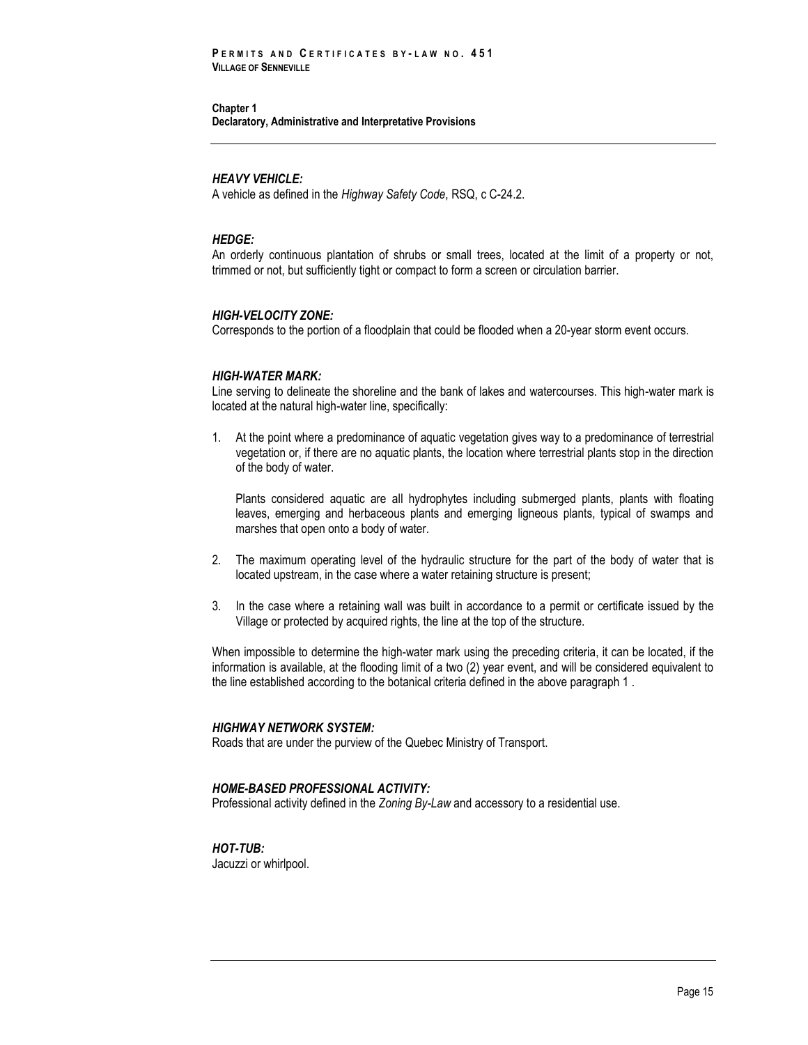***HEAVY VEHICLE:***
A vehicle as defined in the *Highway Safety Code*, RSQ, c C-24.2.

***HEDGE:***
An orderly continuous plantation of shrubs or small trees, located at the limit of a property or not, trimmed or not, but sufficiently tight or compact to form a screen or circulation barrier.

***HIGH-VELOCITY ZONE:***
Corresponds to the portion of a floodplain that could be flooded when a 20-year storm event occurs.

***HIGH-WATER MARK:***
Line serving to delineate the shoreline and the bank of lakes and watercourses. This high-water mark is located at the natural high-water line, specifically:

1. At the point where a predominance of aquatic vegetation gives way to a predominance of terrestrial vegetation or, if there are no aquatic plants, the location where terrestrial plants stop in the direction of the body of water.

   Plants considered aquatic are all hydrophytes including submerged plants, plants with floating leaves, emerging and herbaceous plants and emerging ligneous plants, typical of swamps and marshes that open onto a body of water.

2. The maximum operating level of the hydraulic structure for the part of the body of water that is located upstream, in the case where a water retaining structure is present;

3. In the case where a retaining wall was built in accordance to a permit or certificate issued by the Village or protected by acquired rights, the line at the top of the structure.

When impossible to determine the high-water mark using the preceding criteria, it can be located, if the information is available, at the flooding limit of a two (2) year event, and will be considered equivalent to the line established according to the botanical criteria defined in the above paragraph 1 .

***HIGHWAY NETWORK SYSTEM:***
Roads that are under the purview of the Quebec Ministry of Transport.

***HOME-BASED PROFESSIONAL ACTIVITY:***
Professional activity defined in the *Zoning By-Law* and accessory to a residential use.

***HOT-TUB:***
Jacuzzi or whirlpool.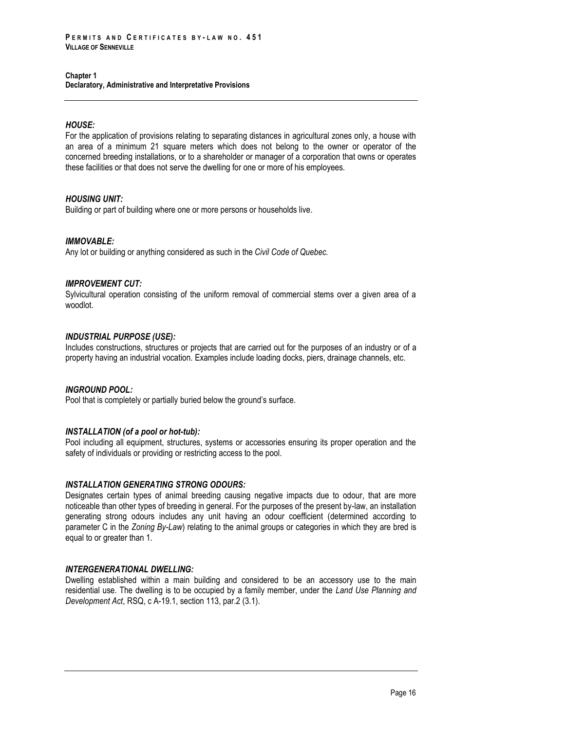***HOUSE:***

For the application of provisions relating to separating distances in agricultural zones only, a house with an area of a minimum 21 square meters which does not belong to the owner or operator of the concerned breeding installations, or to a shareholder or manager of a corporation that owns or operates these facilities or that does not serve the dwelling for one or more of his employees.

***HOUSING UNIT:***

Building or part of building where one or more persons or households live.

***IMMOVABLE:***

Any lot or building or anything considered as such in the *Civil Code of Quebec.*

***IMPROVEMENT CUT:***

Sylvicultural operation consisting of the uniform removal of commercial stems over a given area of a woodlot.

***INDUSTRIAL PURPOSE (USE):***

Includes constructions, structures or projects that are carried out for the purposes of an industry or of a property having an industrial vocation. Examples include loading docks, piers, drainage channels, etc.

***INGROUND POOL:***

Pool that is completely or partially buried below the ground's surface.

***INSTALLATION (of a pool or hot-tub):***

Pool including all equipment, structures, systems or accessories ensuring its proper operation and the safety of individuals or providing or restricting access to the pool.

***INSTALLATION GENERATING STRONG ODOURS:***

Designates certain types of animal breeding causing negative impacts due to odour, that are more noticeable than other types of breeding in general. For the purposes of the present by-law, an installation generating strong odours includes any unit having an odour coefficient (determined according to parameter C in the *Zoning By-Law*) relating to the animal groups or categories in which they are bred is equal to or greater than 1.

***INTERGENERATIONAL DWELLING:***

Dwelling established within a main building and considered to be an accessory use to the main residential use. The dwelling is to be occupied by a family member, under the *Land Use Planning and Development Act*, RSQ, c A-19.1, section 113, par.2 (3.1).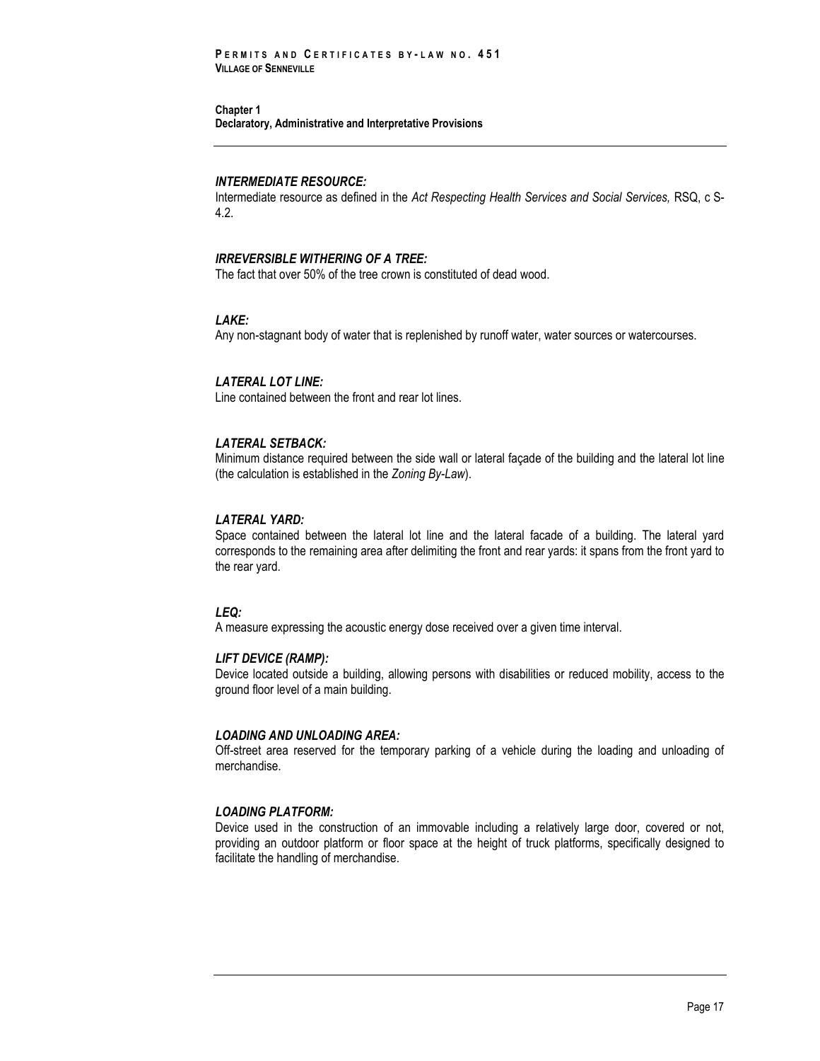***INTERMEDIATE RESOURCE:***
Intermediate resource as defined in the *Act Respecting Health Services and Social Services,* RSQ, c S-4.2.

***IRREVERSIBLE WITHERING OF A TREE:***
The fact that over 50% of the tree crown is constituted of dead wood.

***LAKE:***
Any non-stagnant body of water that is replenished by runoff water, water sources or watercourses.

***LATERAL LOT LINE:***
Line contained between the front and rear lot lines.

***LATERAL SETBACK:***
Minimum distance required between the side wall or lateral façade of the building and the lateral lot line (the calculation is established in the *Zoning By-Law*).

***LATERAL YARD:***
Space contained between the lateral lot line and the lateral facade of a building. The lateral yard corresponds to the remaining area after delimiting the front and rear yards: it spans from the front yard to the rear yard.

***LEQ:***
A measure expressing the acoustic energy dose received over a given time interval.

***LIFT DEVICE (RAMP):***
Device located outside a building, allowing persons with disabilities or reduced mobility, access to the ground floor level of a main building.

***LOADING AND UNLOADING AREA:***
Off-street area reserved for the temporary parking of a vehicle during the loading and unloading of merchandise.

***LOADING PLATFORM:***
Device used in the construction of an immovable including a relatively large door, covered or not, providing an outdoor platform or floor space at the height of truck platforms, specifically designed to facilitate the handling of merchandise.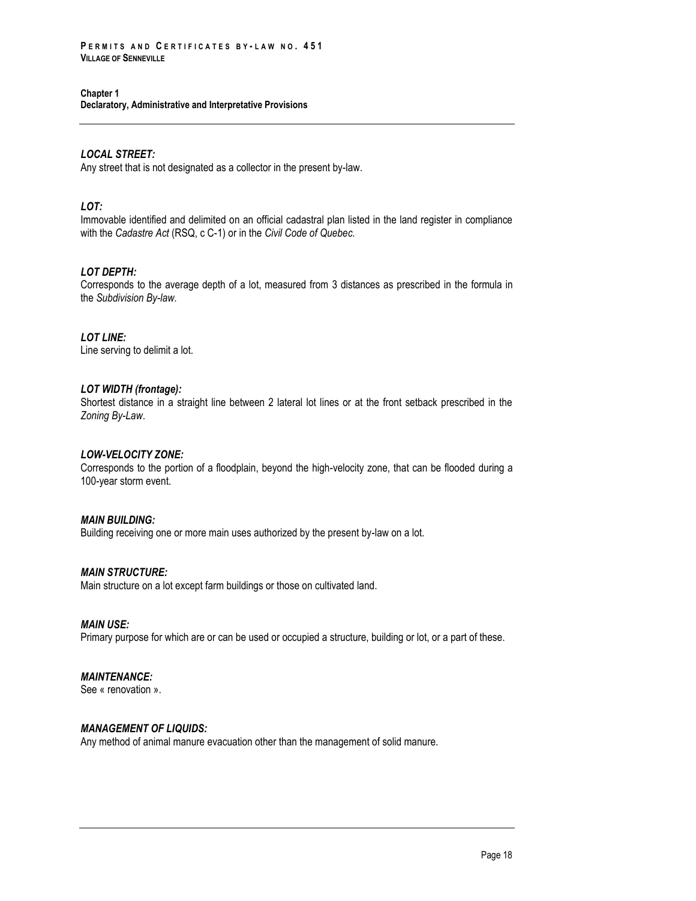***LOCAL STREET:***
Any street that is not designated as a collector in the present by-law.

***LOT:***
Immovable identified and delimited on an official cadastral plan listed in the land register in compliance with the *Cadastre Act* (RSQ, c C-1) or in the *Civil Code of Quebec.*

***LOT DEPTH:***
Corresponds to the average depth of a lot, measured from 3 distances as prescribed in the formula in the *Subdivision By-law*.

***LOT LINE:***
Line serving to delimit a lot.

***LOT WIDTH (frontage):***
Shortest distance in a straight line between 2 lateral lot lines or at the front setback prescribed in the *Zoning By-Law*.

***LOW-VELOCITY ZONE:***
Corresponds to the portion of a floodplain, beyond the high-velocity zone, that can be flooded during a 100-year storm event.

***MAIN BUILDING:***
Building receiving one or more main uses authorized by the present by-law on a lot.

***MAIN STRUCTURE:***
Main structure on a lot except farm buildings or those on cultivated land.

***MAIN USE:***
Primary purpose for which are or can be used or occupied a structure, building or lot, or a part of these.

***MAINTENANCE:***
See « renovation ».

***MANAGEMENT OF LIQUIDS:***
Any method of animal manure evacuation other than the management of solid manure.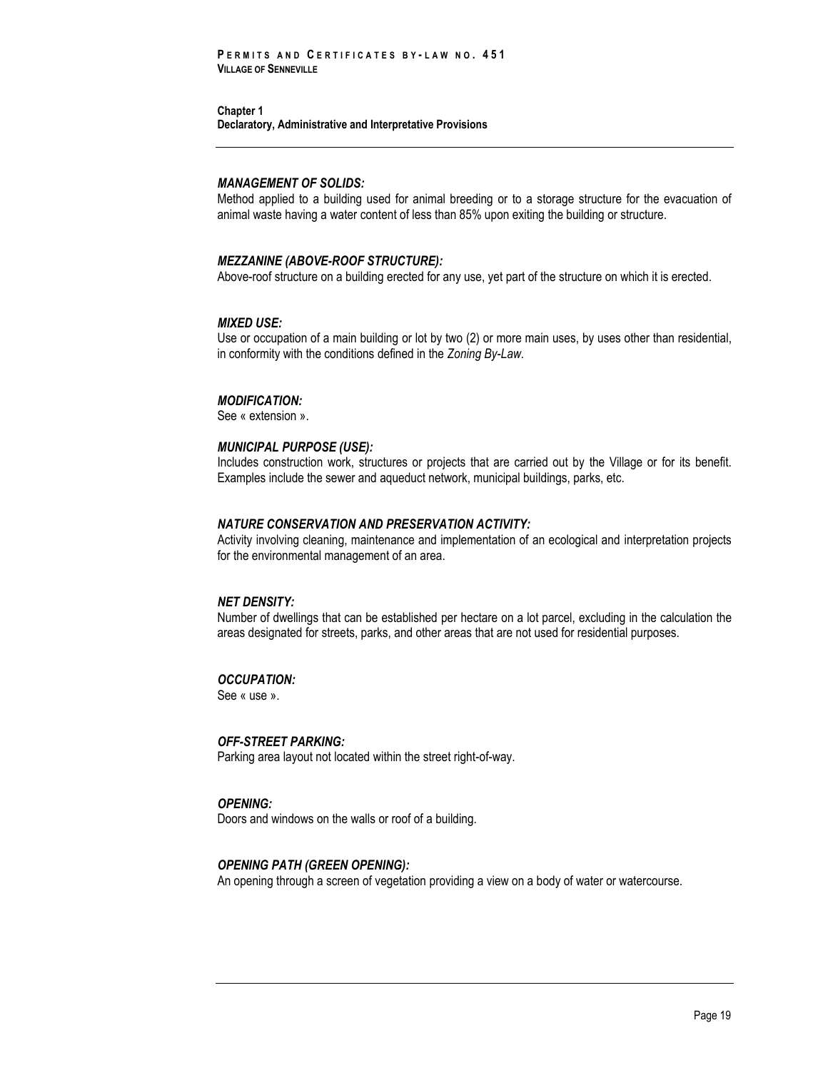***MANAGEMENT OF SOLIDS:***

Method applied to a building used for animal breeding or to a storage structure for the evacuation of animal waste having a water content of less than 85% upon exiting the building or structure.

***MEZZANINE (ABOVE-ROOF STRUCTURE):***

Above-roof structure on a building erected for any use, yet part of the structure on which it is erected.

***MIXED USE:***

Use or occupation of a main building or lot by two (2) or more main uses, by uses other than residential, in conformity with the conditions defined in the *Zoning By-Law*.

***MODIFICATION:***

See « extension ».

***MUNICIPAL PURPOSE (USE):***

Includes construction work, structures or projects that are carried out by the Village or for its benefit. Examples include the sewer and aqueduct network, municipal buildings, parks, etc.

***NATURE CONSERVATION AND PRESERVATION ACTIVITY:***

Activity involving cleaning, maintenance and implementation of an ecological and interpretation projects for the environmental management of an area.

***NET DENSITY:***

Number of dwellings that can be established per hectare on a lot parcel, excluding in the calculation the areas designated for streets, parks, and other areas that are not used for residential purposes.

***OCCUPATION:***

See « use ».

***OFF-STREET PARKING:***

Parking area layout not located within the street right-of-way.

***OPENING:***

Doors and windows on the walls or roof of a building.

***OPENING PATH (GREEN OPENING):***

An opening through a screen of vegetation providing a view on a body of water or watercourse.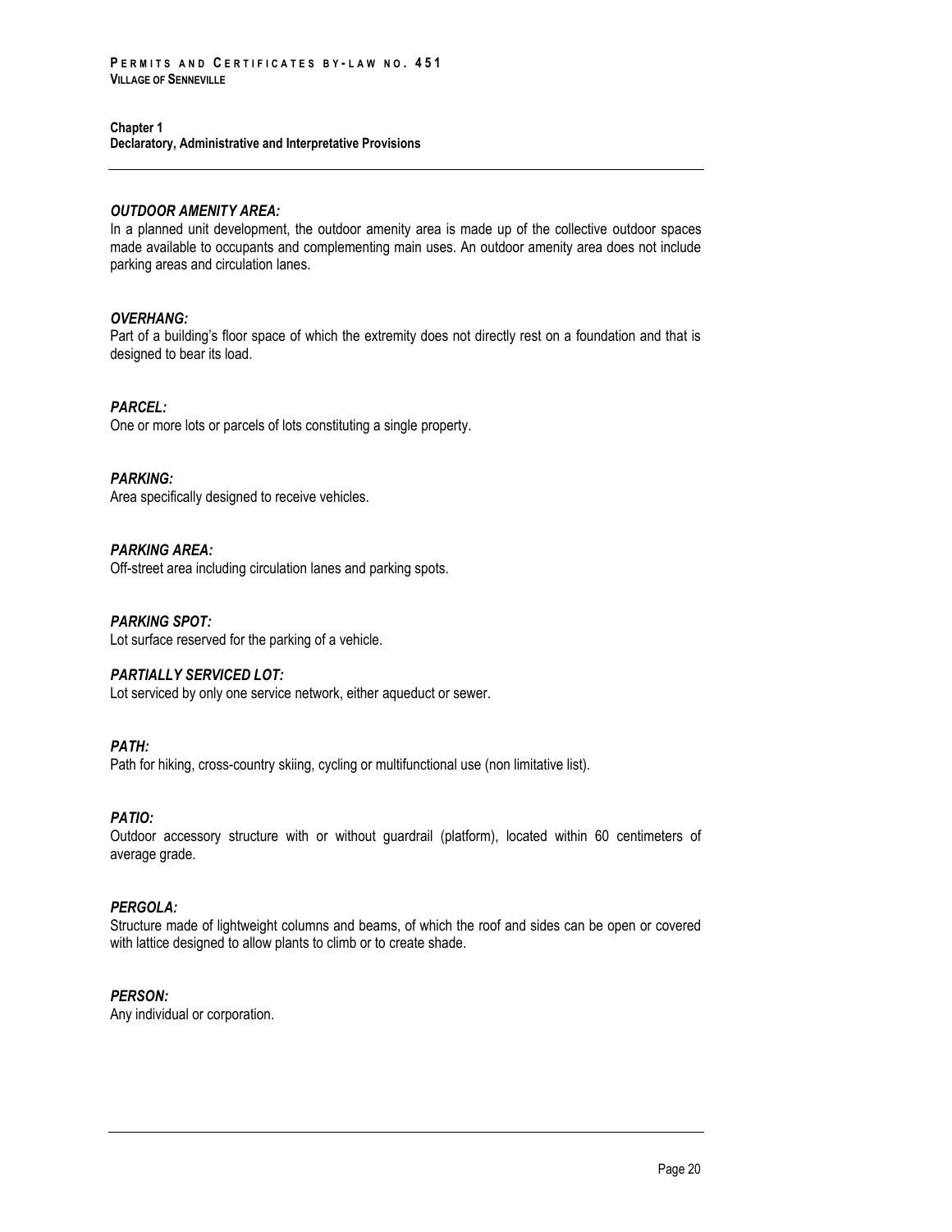***OUTDOOR AMENITY AREA:***
In a planned unit development, the outdoor amenity area is made up of the collective outdoor spaces made available to occupants and complementing main uses. An outdoor amenity area does not include parking areas and circulation lanes.

***OVERHANG:***
Part of a building's floor space of which the extremity does not directly rest on a foundation and that is designed to bear its load.

***PARCEL:***
One or more lots or parcels of lots constituting a single property.

***PARKING:***
Area specifically designed to receive vehicles.

***PARKING AREA:***
Off-street area including circulation lanes and parking spots.

***PARKING SPOT:***
Lot surface reserved for the parking of a vehicle.

***PARTIALLY SERVICED LOT:***
Lot serviced by only one service network, either aqueduct or sewer.

***PATH:***
Path for hiking, cross-country skiing, cycling or multifunctional use (non limitative list).

***PATIO:***
Outdoor accessory structure with or without guardrail (platform), located within 60 centimeters of average grade.

***PERGOLA:***
Structure made of lightweight columns and beams, of which the roof and sides can be open or covered with lattice designed to allow plants to climb or to create shade.

***PERSON:***
Any individual or corporation.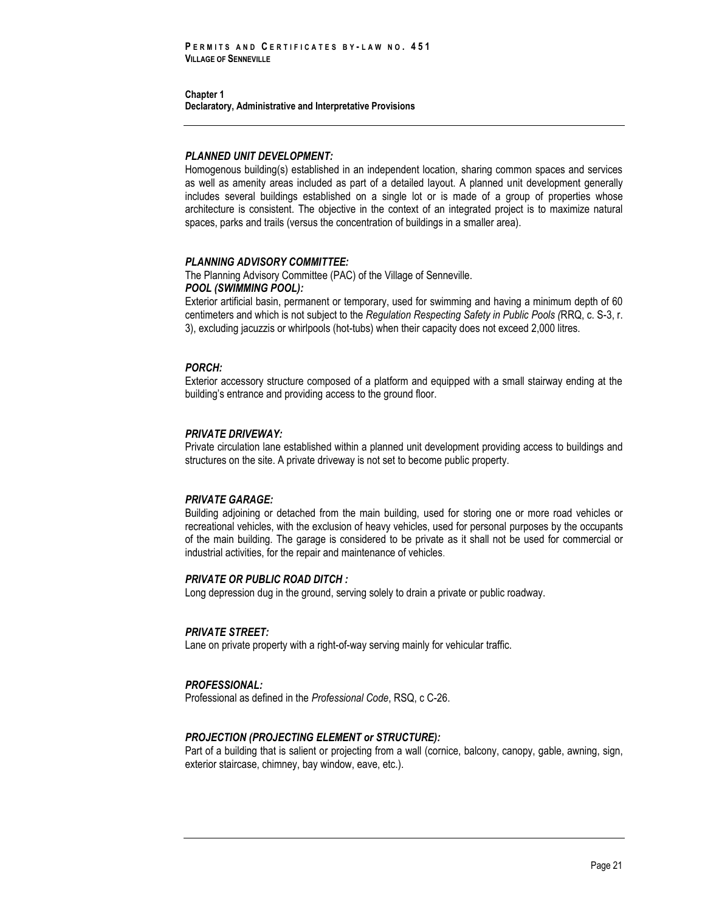***PLANNED UNIT DEVELOPMENT:***

Homogenous building(s) established in an independent location, sharing common spaces and services as well as amenity areas included as part of a detailed layout. A planned unit development generally includes several buildings established on a single lot or is made of a group of properties whose architecture is consistent. The objective in the context of an integrated project is to maximize natural spaces, parks and trails (versus the concentration of buildings in a smaller area).

***PLANNING ADVISORY COMMITTEE:***

The Planning Advisory Committee (PAC) of the Village of Senneville.

***POOL (SWIMMING POOL):***

Exterior artificial basin, permanent or temporary, used for swimming and having a minimum depth of 60 centimeters and which is not subject to the *Regulation Respecting Safety in Public Pools (*RRQ, c. S-3, r. 3), excluding jacuzzis or whirlpools (hot-tubs) when their capacity does not exceed 2,000 litres.

***PORCH:***

Exterior accessory structure composed of a platform and equipped with a small stairway ending at the building's entrance and providing access to the ground floor.

***PRIVATE DRIVEWAY:***

Private circulation lane established within a planned unit development providing access to buildings and structures on the site. A private driveway is not set to become public property.

***PRIVATE GARAGE:***

Building adjoining or detached from the main building, used for storing one or more road vehicles or recreational vehicles, with the exclusion of heavy vehicles, used for personal purposes by the occupants of the main building. The garage is considered to be private as it shall not be used for commercial or industrial activities, for the repair and maintenance of vehicles.

***PRIVATE OR PUBLIC ROAD DITCH :***

Long depression dug in the ground, serving solely to drain a private or public roadway.

***PRIVATE STREET:***

Lane on private property with a right-of-way serving mainly for vehicular traffic.

***PROFESSIONAL:***

Professional as defined in the *Professional Code*, RSQ, c C-26.

***PROJECTION (PROJECTING ELEMENT or STRUCTURE):***

Part of a building that is salient or projecting from a wall (cornice, balcony, canopy, gable, awning, sign, exterior staircase, chimney, bay window, eave, etc.).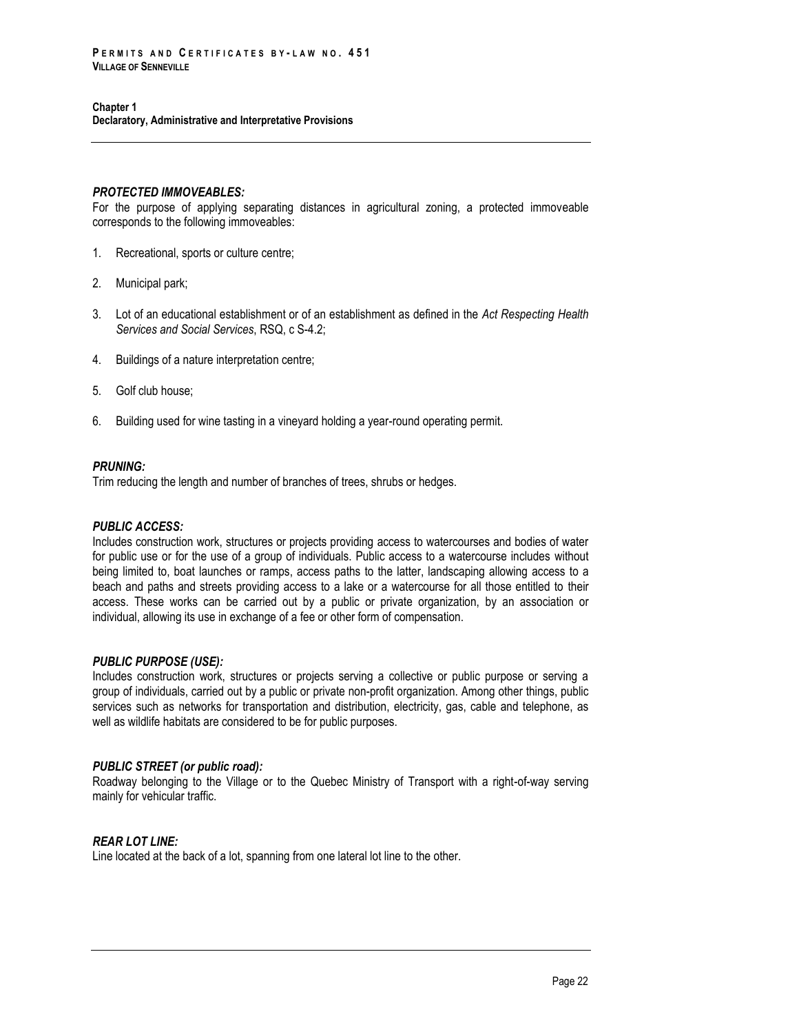***PROTECTED IMMOVEABLES:***
For the purpose of applying separating distances in agricultural zoning, a protected immoveable corresponds to the following immoveables:

1. Recreational, sports or culture centre;
2. Municipal park;
3. Lot of an educational establishment or of an establishment as defined in the *Act Respecting Health Services and Social Services*, RSQ, c S-4.2;
4. Buildings of a nature interpretation centre;
5. Golf club house;
6. Building used for wine tasting in a vineyard holding a year-round operating permit.

***PRUNING:***
Trim reducing the length and number of branches of trees, shrubs or hedges.

***PUBLIC ACCESS:***
Includes construction work, structures or projects providing access to watercourses and bodies of water for public use or for the use of a group of individuals. Public access to a watercourse includes without being limited to, boat launches or ramps, access paths to the latter, landscaping allowing access to a beach and paths and streets providing access to a lake or a watercourse for all those entitled to their access. These works can be carried out by a public or private organization, by an association or individual, allowing its use in exchange of a fee or other form of compensation.

***PUBLIC PURPOSE (USE):***
Includes construction work, structures or projects serving a collective or public purpose or serving a group of individuals, carried out by a public or private non-profit organization. Among other things, public services such as networks for transportation and distribution, electricity, gas, cable and telephone, as well as wildlife habitats are considered to be for public purposes.

***PUBLIC STREET (or public road):***
Roadway belonging to the Village or to the Quebec Ministry of Transport with a right-of-way serving mainly for vehicular traffic.

***REAR LOT LINE:***
Line located at the back of a lot, spanning from one lateral lot line to the other.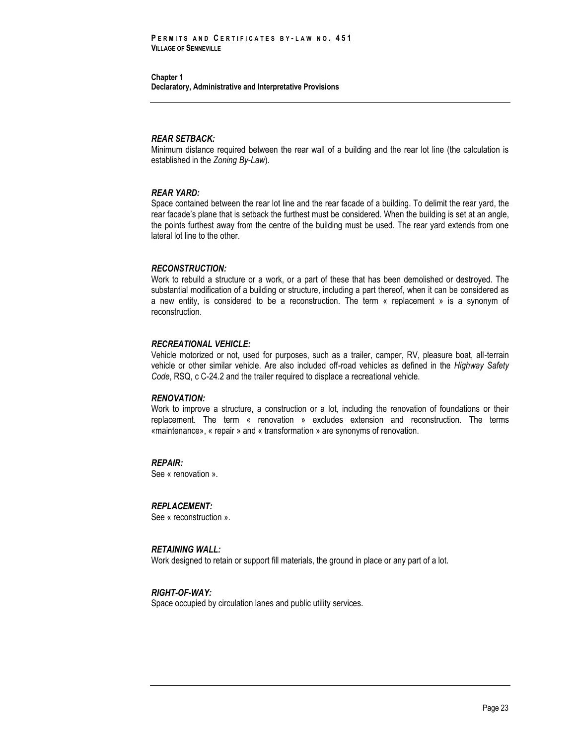***REAR SETBACK:***

Minimum distance required between the rear wall of a building and the rear lot line (the calculation is established in the *Zoning By-Law*).

***REAR YARD:***

Space contained between the rear lot line and the rear facade of a building. To delimit the rear yard, the rear facade's plane that is setback the furthest must be considered. When the building is set at an angle, the points furthest away from the centre of the building must be used. The rear yard extends from one lateral lot line to the other.

***RECONSTRUCTION:***

Work to rebuild a structure or a work, or a part of these that has been demolished or destroyed. The substantial modification of a building or structure, including a part thereof, when it can be considered as a new entity, is considered to be a reconstruction. The term « replacement » is a synonym of reconstruction.

***RECREATIONAL VEHICLE:***

Vehicle motorized or not, used for purposes, such as a trailer, camper, RV, pleasure boat, all-terrain vehicle or other similar vehicle. Are also included off-road vehicles as defined in the *Highway Safety Code*, RSQ, c C-24.2 and the trailer required to displace a recreational vehicle.

***RENOVATION:***

Work to improve a structure, a construction or a lot, including the renovation of foundations or their replacement. The term « renovation » excludes extension and reconstruction. The terms «maintenance», « repair » and « transformation » are synonyms of renovation.

***REPAIR:***

See « renovation ».

***REPLACEMENT:***

See « reconstruction ».

***RETAINING WALL:***

Work designed to retain or support fill materials, the ground in place or any part of a lot.

***RIGHT-OF-WAY:***

Space occupied by circulation lanes and public utility services.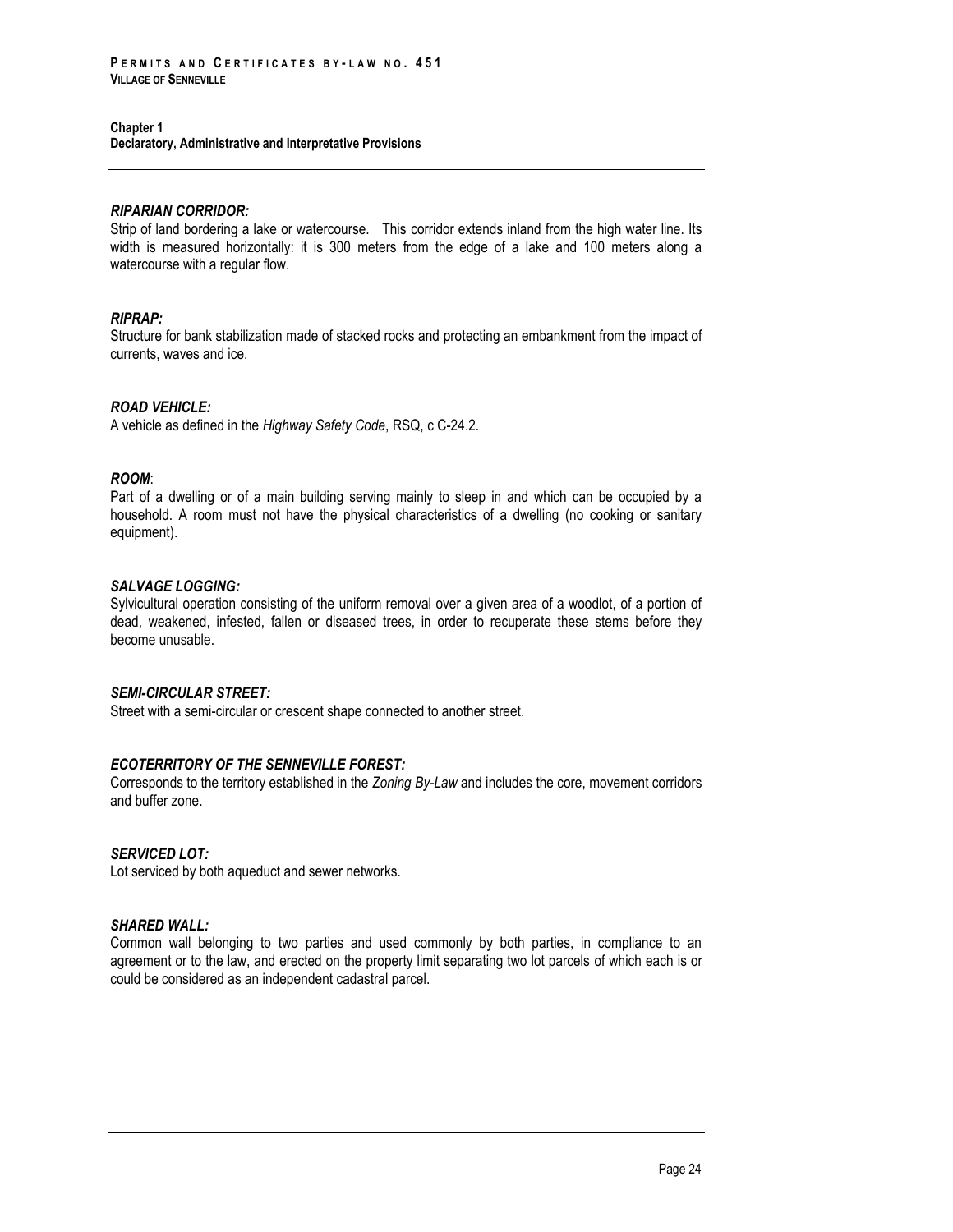**Chapter 1**
**Declaratory, Administrative and Interpretative Provisions**

***RIPARIAN CORRIDOR:***
Strip of land bordering a lake or watercourse. This corridor extends inland from the high water line. Its width is measured horizontally: it is 300 meters from the edge of a lake and 100 meters along a watercourse with a regular flow.

***RIPRAP:***
Structure for bank stabilization made of stacked rocks and protecting an embankment from the impact of currents, waves and ice.

***ROAD VEHICLE:***
A vehicle as defined in the *Highway Safety Code*, RSQ, c C-24.2.

***ROOM***:
Part of a dwelling or of a main building serving mainly to sleep in and which can be occupied by a household. A room must not have the physical characteristics of a dwelling (no cooking or sanitary equipment).

***SALVAGE LOGGING:***
Sylvicultural operation consisting of the uniform removal over a given area of a woodlot, of a portion of dead, weakened, infested, fallen or diseased trees, in order to recuperate these stems before they become unusable.

***SEMI-CIRCULAR STREET:***
Street with a semi-circular or crescent shape connected to another street.

***ECOTERRITORY OF THE SENNEVILLE FOREST:***
Corresponds to the territory established in the *Zoning By-Law* and includes the core, movement corridors and buffer zone.

***SERVICED LOT:***
Lot serviced by both aqueduct and sewer networks.

***SHARED WALL:***
Common wall belonging to two parties and used commonly by both parties, in compliance to an agreement or to the law, and erected on the property limit separating two lot parcels of which each is or could be considered as an independent cadastral parcel.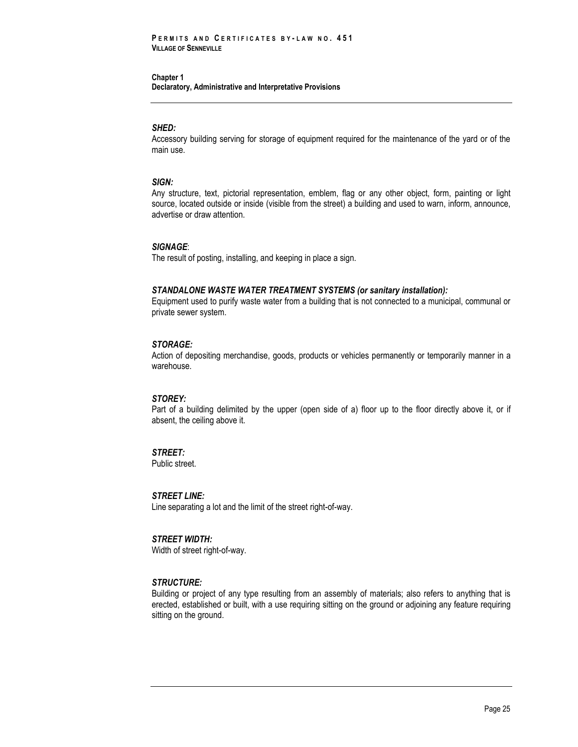***SHED:***

Accessory building serving for storage of equipment required for the maintenance of the yard or of the main use.

***SIGN:***

Any structure, text, pictorial representation, emblem, flag or any other object, form, painting or light source, located outside or inside (visible from the street) a building and used to warn, inform, announce, advertise or draw attention.

***SIGNAGE***:

The result of posting, installing, and keeping in place a sign.

***STANDALONE WASTE WATER TREATMENT SYSTEMS (or sanitary installation):***

Equipment used to purify waste water from a building that is not connected to a municipal, communal or private sewer system.

***STORAGE:***

Action of depositing merchandise, goods, products or vehicles permanently or temporarily manner in a warehouse.

***STOREY:***

Part of a building delimited by the upper (open side of a) floor up to the floor directly above it, or if absent, the ceiling above it.

***STREET:***

Public street.

***STREET LINE:***

Line separating a lot and the limit of the street right-of-way.

***STREET WIDTH:***

Width of street right-of-way.

***STRUCTURE:***

Building or project of any type resulting from an assembly of materials; also refers to anything that is erected, established or built, with a use requiring sitting on the ground or adjoining any feature requiring sitting on the ground.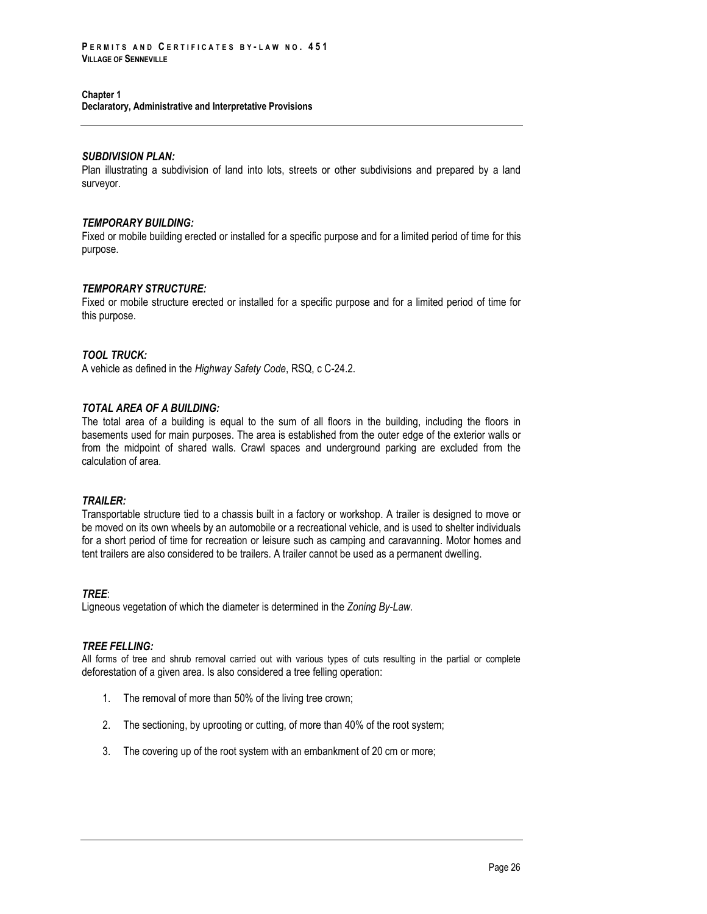***SUBDIVISION PLAN:***
Plan illustrating a subdivision of land into lots, streets or other subdivisions and prepared by a land surveyor.

***TEMPORARY BUILDING:***
Fixed or mobile building erected or installed for a specific purpose and for a limited period of time for this purpose.

***TEMPORARY STRUCTURE:***
Fixed or mobile structure erected or installed for a specific purpose and for a limited period of time for this purpose.

***TOOL TRUCK:***
A vehicle as defined in the *Highway Safety Code*, RSQ, c C-24.2.

***TOTAL AREA OF A BUILDING:***
The total area of a building is equal to the sum of all floors in the building, including the floors in basements used for main purposes. The area is established from the outer edge of the exterior walls or from the midpoint of shared walls. Crawl spaces and underground parking are excluded from the calculation of area.

***TRAILER:***
Transportable structure tied to a chassis built in a factory or workshop. A trailer is designed to move or be moved on its own wheels by an automobile or a recreational vehicle, and is used to shelter individuals for a short period of time for recreation or leisure such as camping and caravanning. Motor homes and tent trailers are also considered to be trailers. A trailer cannot be used as a permanent dwelling.

***TREE***:
Ligneous vegetation of which the diameter is determined in the *Zoning By-Law*.

***TREE FELLING:***
All forms of tree and shrub removal carried out with various types of cuts resulting in the partial or complete deforestation of a given area. Is also considered a tree felling operation:

1. The removal of more than 50% of the living tree crown;
2. The sectioning, by uprooting or cutting, of more than 40% of the root system;
3. The covering up of the root system with an embankment of 20 cm or more;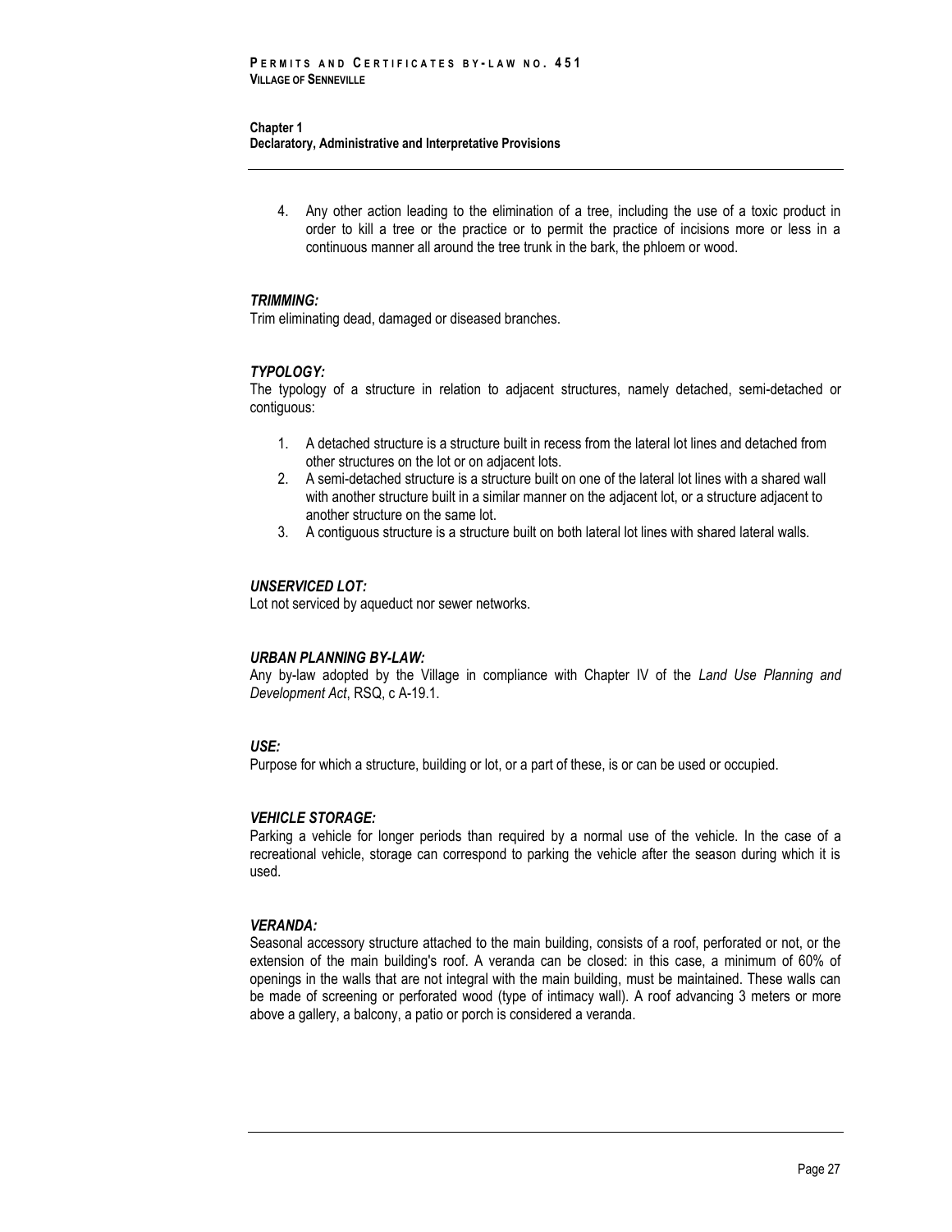4. Any other action leading to the elimination of a tree, including the use of a toxic product in order to kill a tree or the practice or to permit the practice of incisions more or less in a continuous manner all around the tree trunk in the bark, the phloem or wood.

***TRIMMING:***
Trim eliminating dead, damaged or diseased branches.

***TYPOLOGY:***
The typology of a structure in relation to adjacent structures, namely detached, semi-detached or contiguous:

1. A detached structure is a structure built in recess from the lateral lot lines and detached from other structures on the lot or on adjacent lots.
2. A semi-detached structure is a structure built on one of the lateral lot lines with a shared wall with another structure built in a similar manner on the adjacent lot, or a structure adjacent to another structure on the same lot.
3. A contiguous structure is a structure built on both lateral lot lines with shared lateral walls.

***UNSERVICED LOT:***
Lot not serviced by aqueduct nor sewer networks.

***URBAN PLANNING BY-LAW:***
Any by-law adopted by the Village in compliance with Chapter IV of the *Land Use Planning and Development Act*, RSQ, c A-19.1.

***USE:***
Purpose for which a structure, building or lot, or a part of these, is or can be used or occupied.

***VEHICLE STORAGE:***
Parking a vehicle for longer periods than required by a normal use of the vehicle. In the case of a recreational vehicle, storage can correspond to parking the vehicle after the season during which it is used.

***VERANDA:***
Seasonal accessory structure attached to the main building, consists of a roof, perforated or not, or the extension of the main building's roof. A veranda can be closed: in this case, a minimum of 60% of openings in the walls that are not integral with the main building, must be maintained. These walls can be made of screening or perforated wood (type of intimacy wall). A roof advancing 3 meters or more above a gallery, a balcony, a patio or porch is considered a veranda.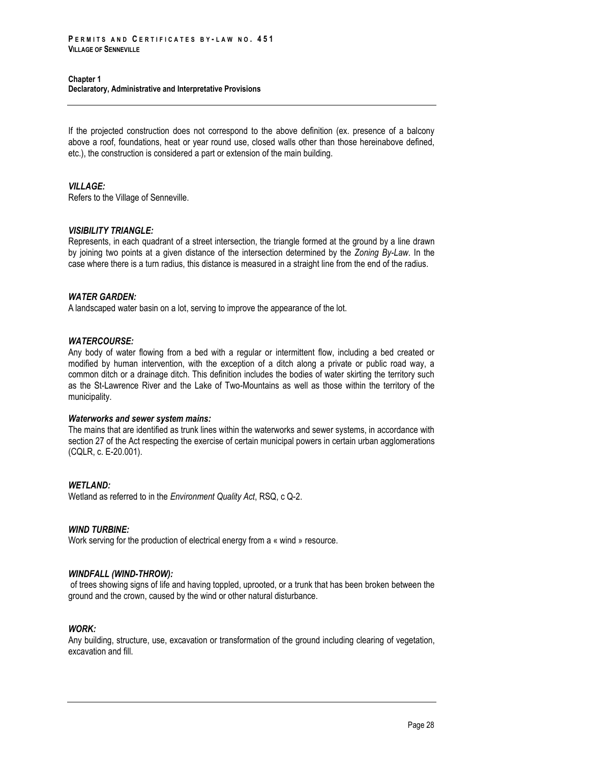If the projected construction does not correspond to the above definition (ex. presence of a balcony above a roof, foundations, heat or year round use, closed walls other than those hereinabove defined, etc.), the construction is considered a part or extension of the main building.

***VILLAGE:***
Refers to the Village of Senneville.

***VISIBILITY TRIANGLE:***
Represents, in each quadrant of a street intersection, the triangle formed at the ground by a line drawn by joining two points at a given distance of the intersection determined by the *Zoning By-Law*. In the case where there is a turn radius, this distance is measured in a straight line from the end of the radius.

***WATER GARDEN:***
A landscaped water basin on a lot, serving to improve the appearance of the lot.

***WATERCOURSE:***
Any body of water flowing from a bed with a regular or intermittent flow, including a bed created or modified by human intervention, with the exception of a ditch along a private or public road way, a common ditch or a drainage ditch. This definition includes the bodies of water skirting the territory such as the St-Lawrence River and the Lake of Two-Mountains as well as those within the territory of the municipality.

***Waterworks and sewer system mains:***
The mains that are identified as trunk lines within the waterworks and sewer systems, in accordance with section 27 of the Act respecting the exercise of certain municipal powers in certain urban agglomerations (CQLR, c. E-20.001).

***WETLAND:***
Wetland as referred to in the *Environment Quality Act*, RSQ, c Q-2.

***WIND TURBINE:***
Work serving for the production of electrical energy from a « wind » resource.

***WINDFALL (WIND-THROW):***
of trees showing signs of life and having toppled, uprooted, or a trunk that has been broken between the ground and the crown, caused by the wind or other natural disturbance.

***WORK:***
Any building, structure, use, excavation or transformation of the ground including clearing of vegetation, excavation and fill.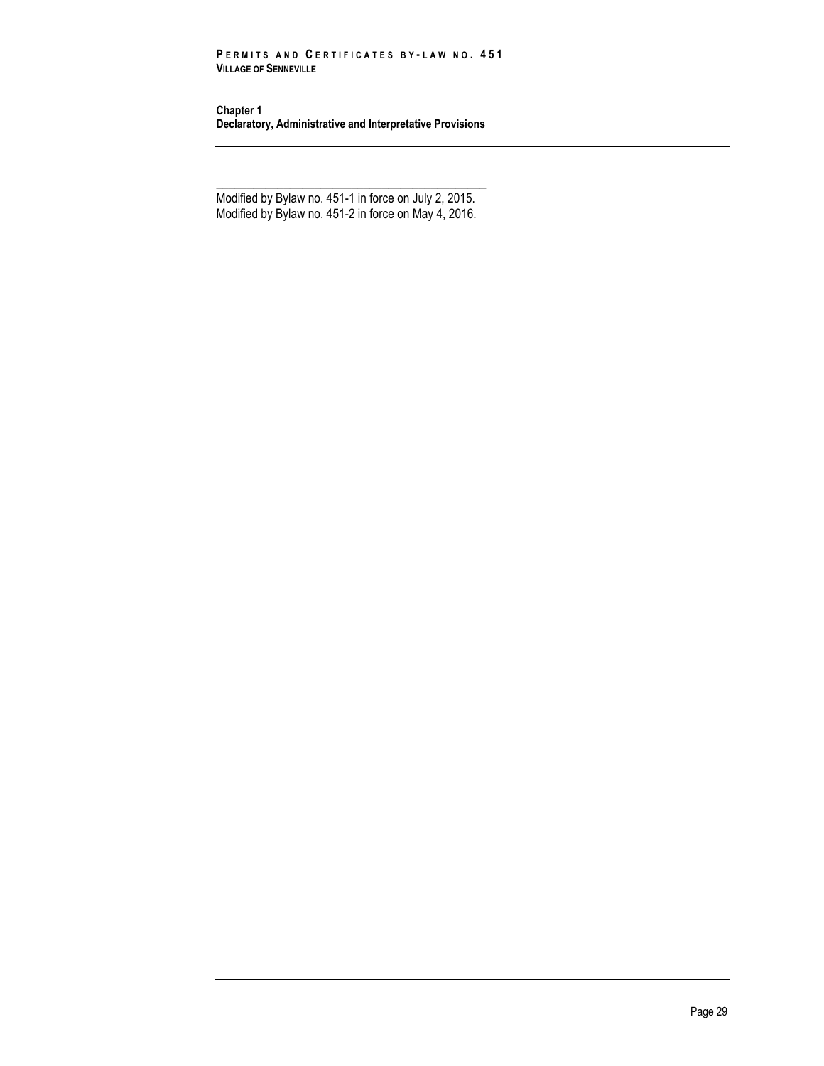\_\_\_\_\_\_\_\_\_\_\_\_\_\_\_\_\_\_\_\_\_\_\_\_\_\_\_\_\_\_\_\_\_\_\_\_\_\_\_\_\_\_\_\_

Modified by Bylaw no. 451-1 in force on July 2, 2015.
Modified by Bylaw no. 451-2 in force on May 4, 2016.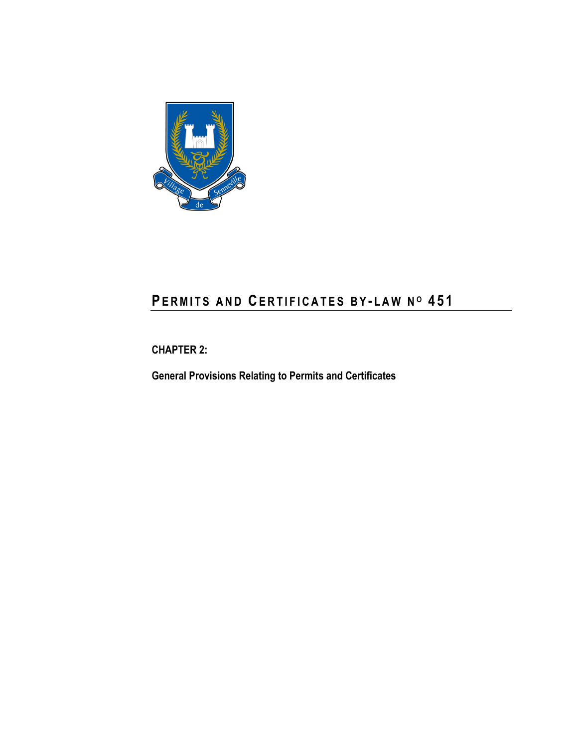# PERMITS AND CERTIFICATES BY-LAW Nº 451

## CHAPTER 2:

## General Provisions Relating to Permits and Certificates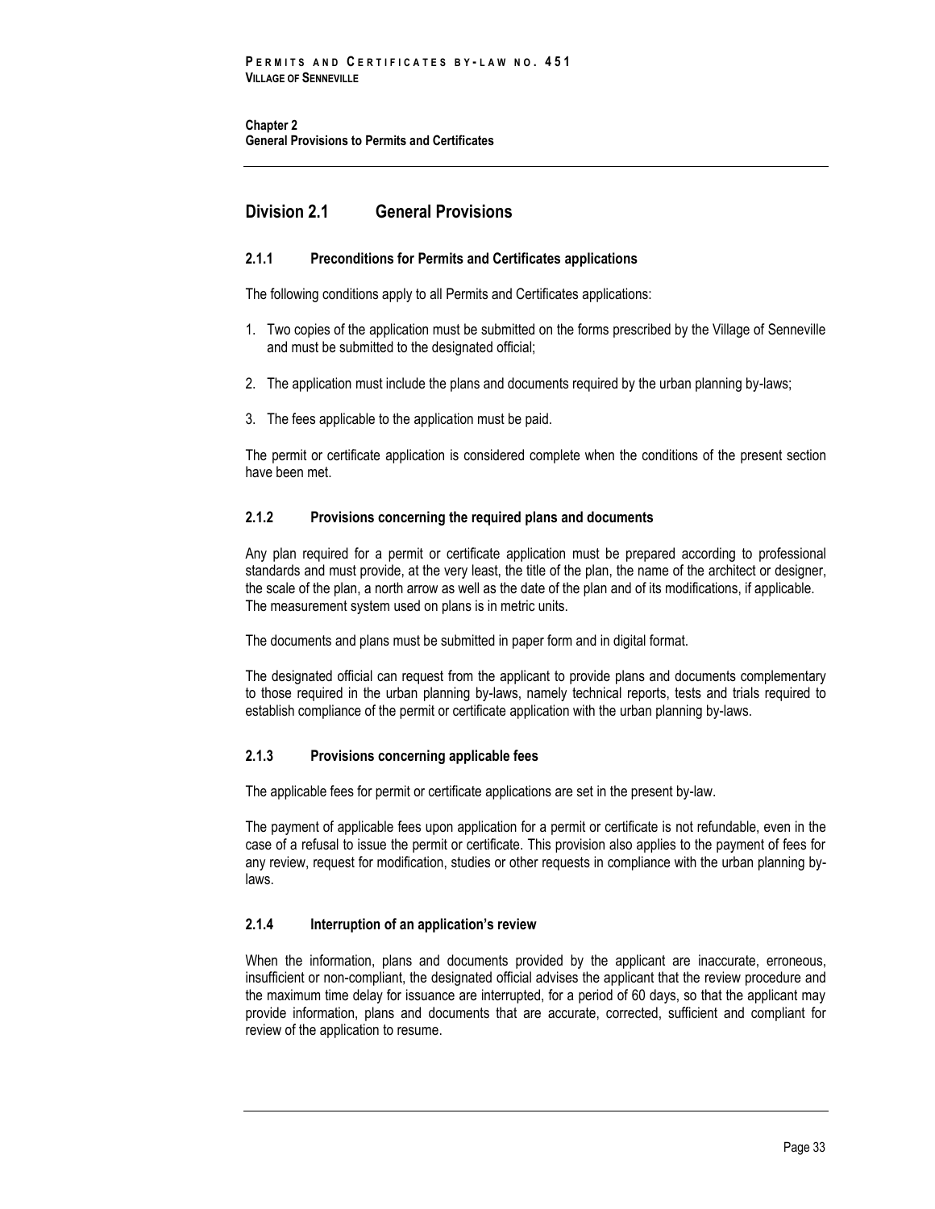## Division 2.1 General Provisions

### 2.1.1 Preconditions for Permits and Certificates applications

The following conditions apply to all Permits and Certificates applications:

1. Two copies of the application must be submitted on the forms prescribed by the Village of Senneville and must be submitted to the designated official;
2. The application must include the plans and documents required by the urban planning by-laws;
3. The fees applicable to the application must be paid.

The permit or certificate application is considered complete when the conditions of the present section have been met.

### 2.1.2 Provisions concerning the required plans and documents

Any plan required for a permit or certificate application must be prepared according to professional standards and must provide, at the very least, the title of the plan, the name of the architect or designer, the scale of the plan, a north arrow as well as the date of the plan and of its modifications, if applicable. The measurement system used on plans is in metric units.

The documents and plans must be submitted in paper form and in digital format.

The designated official can request from the applicant to provide plans and documents complementary to those required in the urban planning by-laws, namely technical reports, tests and trials required to establish compliance of the permit or certificate application with the urban planning by-laws.

### 2.1.3 Provisions concerning applicable fees

The applicable fees for permit or certificate applications are set in the present by-law.

The payment of applicable fees upon application for a permit or certificate is not refundable, even in the case of a refusal to issue the permit or certificate. This provision also applies to the payment of fees for any review, request for modification, studies or other requests in compliance with the urban planning by-laws.

### 2.1.4 Interruption of an application's review

When the information, plans and documents provided by the applicant are inaccurate, erroneous, insufficient or non-compliant, the designated official advises the applicant that the review procedure and the maximum time delay for issuance are interrupted, for a period of 60 days, so that the applicant may provide information, plans and documents that are accurate, corrected, sufficient and compliant for review of the application to resume.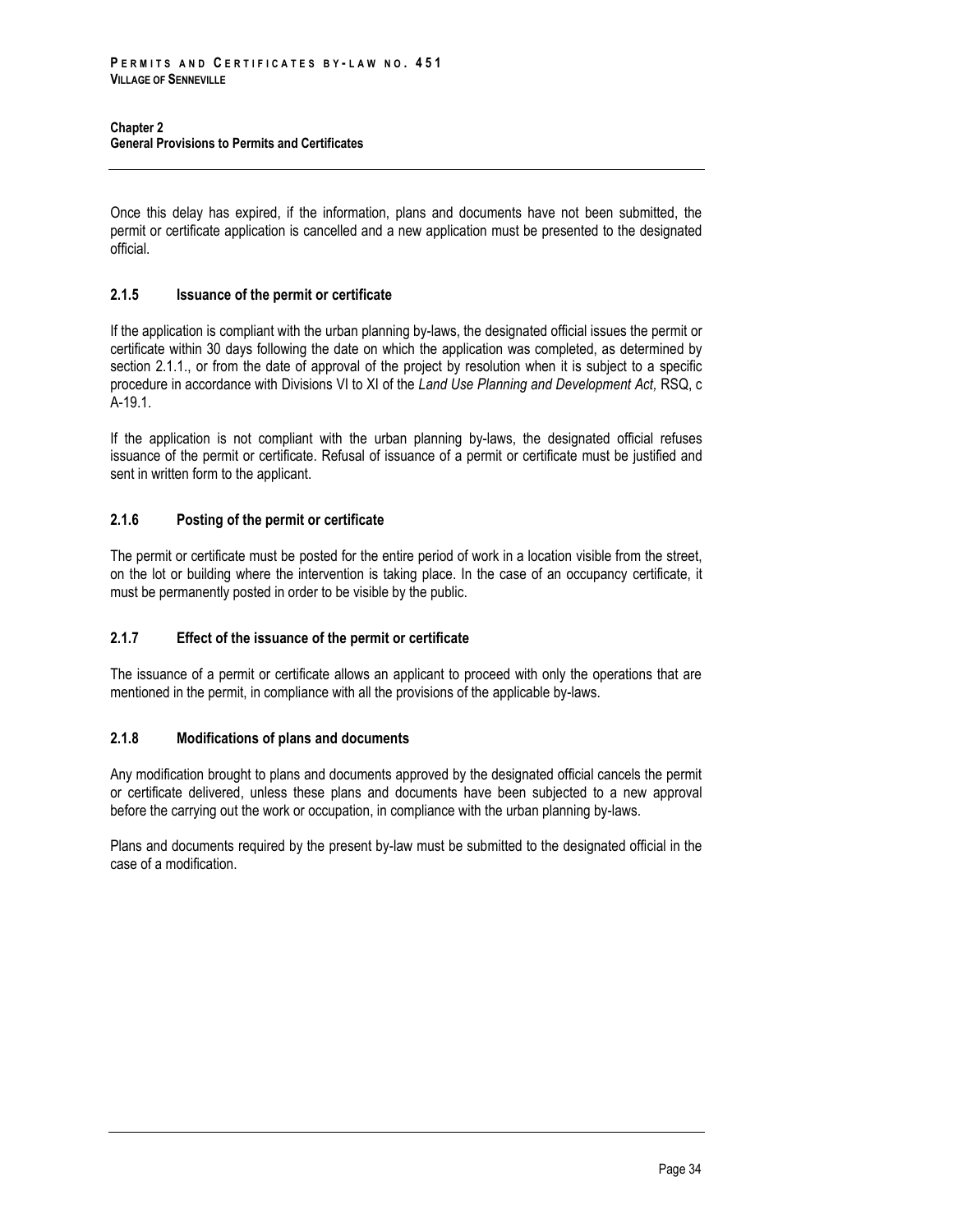Once this delay has expired, if the information, plans and documents have not been submitted, the permit or certificate application is cancelled and a new application must be presented to the designated official.

### 2.1.5 Issuance of the permit or certificate

If the application is compliant with the urban planning by-laws, the designated official issues the permit or certificate within 30 days following the date on which the application was completed, as determined by section 2.1.1., or from the date of approval of the project by resolution when it is subject to a specific procedure in accordance with Divisions VI to XI of the *Land Use Planning and Development Act,* RSQ, c A-19.1.

If the application is not compliant with the urban planning by-laws, the designated official refuses issuance of the permit or certificate. Refusal of issuance of a permit or certificate must be justified and sent in written form to the applicant.

### 2.1.6 Posting of the permit or certificate

The permit or certificate must be posted for the entire period of work in a location visible from the street, on the lot or building where the intervention is taking place. In the case of an occupancy certificate, it must be permanently posted in order to be visible by the public.

### 2.1.7 Effect of the issuance of the permit or certificate

The issuance of a permit or certificate allows an applicant to proceed with only the operations that are mentioned in the permit, in compliance with all the provisions of the applicable by-laws.

### 2.1.8 Modifications of plans and documents

Any modification brought to plans and documents approved by the designated official cancels the permit or certificate delivered, unless these plans and documents have been subjected to a new approval before the carrying out the work or occupation, in compliance with the urban planning by-laws.

Plans and documents required by the present by-law must be submitted to the designated official in the case of a modification.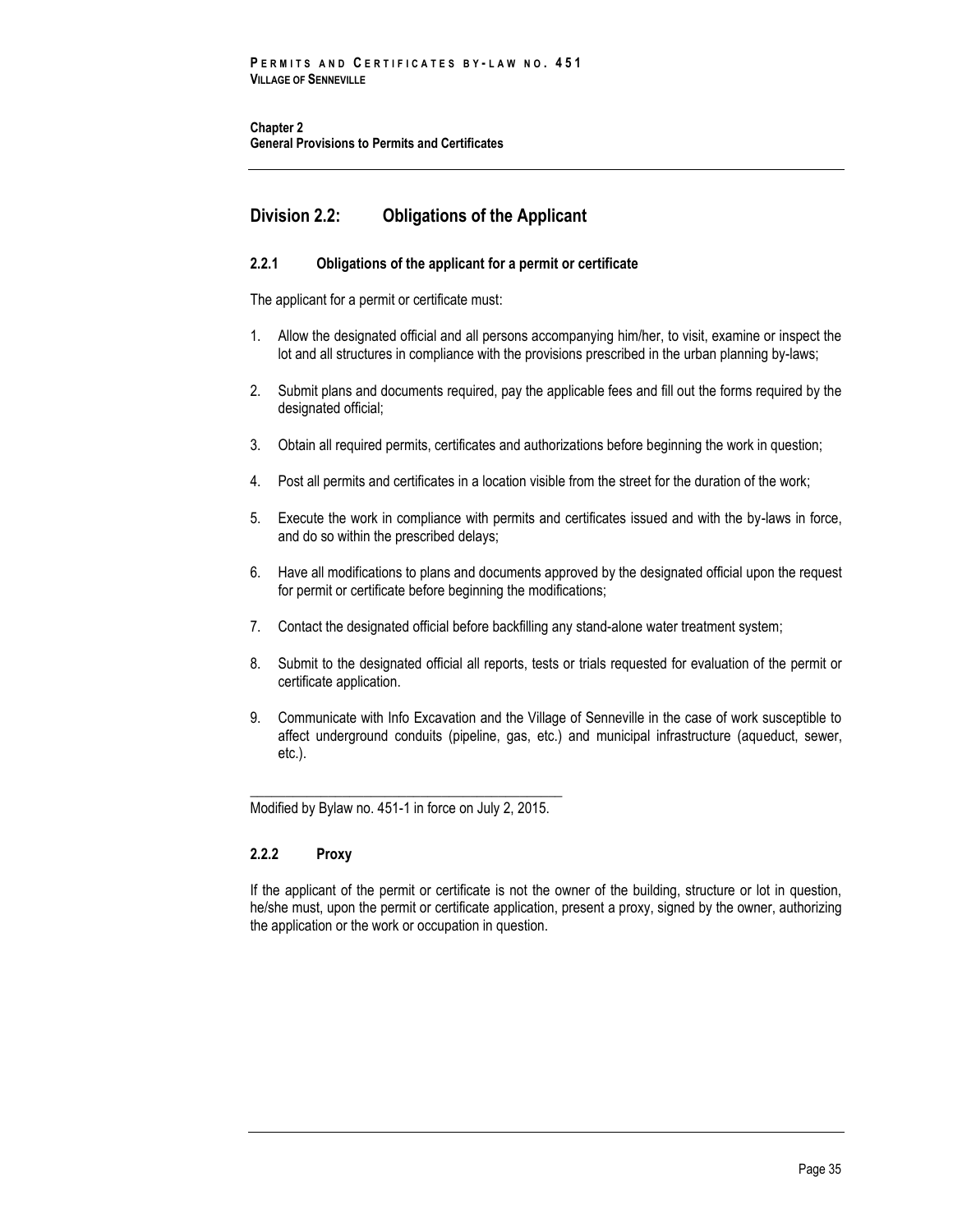## Division 2.2: Obligations of the Applicant

### 2.2.1 Obligations of the applicant for a permit or certificate

The applicant for a permit or certificate must:

1. Allow the designated official and all persons accompanying him/her, to visit, examine or inspect the lot and all structures in compliance with the provisions prescribed in the urban planning by-laws;
2. Submit plans and documents required, pay the applicable fees and fill out the forms required by the designated official;
3. Obtain all required permits, certificates and authorizations before beginning the work in question;
4. Post all permits and certificates in a location visible from the street for the duration of the work;
5. Execute the work in compliance with permits and certificates issued and with the by-laws in force, and do so within the prescribed delays;
6. Have all modifications to plans and documents approved by the designated official upon the request for permit or certificate before beginning the modifications;
7. Contact the designated official before backfilling any stand-alone water treatment system;
8. Submit to the designated official all reports, tests or trials requested for evaluation of the permit or certificate application.
9. Communicate with Info Excavation and the Village of Senneville in the case of work susceptible to affect underground conduits (pipeline, gas, etc.) and municipal infrastructure (aqueduct, sewer, etc.).

---

Modified by Bylaw no. 451-1 in force on July 2, 2015.

### 2.2.2 Proxy

If the applicant of the permit or certificate is not the owner of the building, structure or lot in question, he/she must, upon the permit or certificate application, present a proxy, signed by the owner, authorizing the application or the work or occupation in question.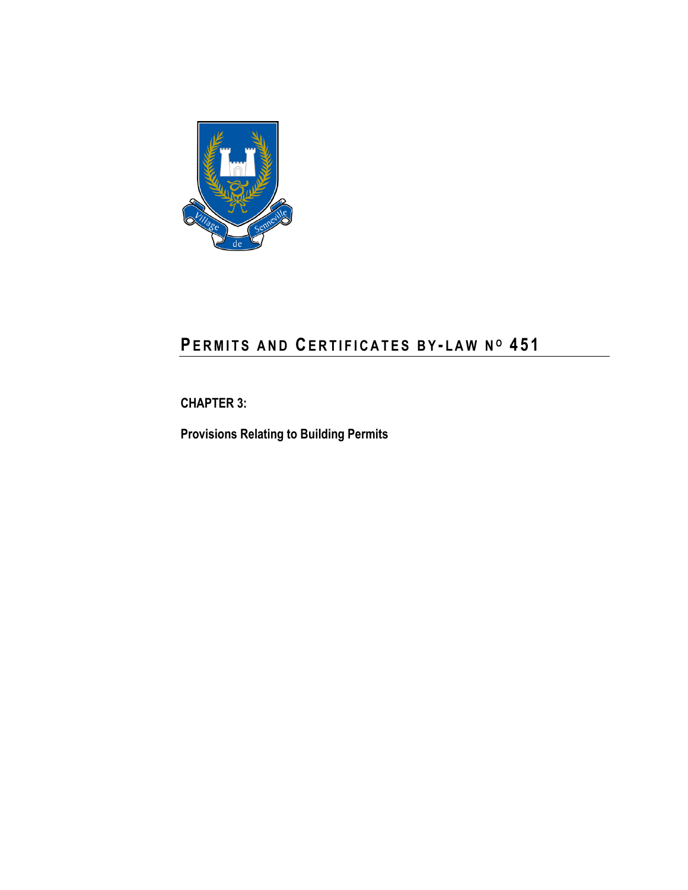# PERMITS AND CERTIFICATES BY-LAW Nº 451

**CHAPTER 3:**

**Provisions Relating to Building Permits**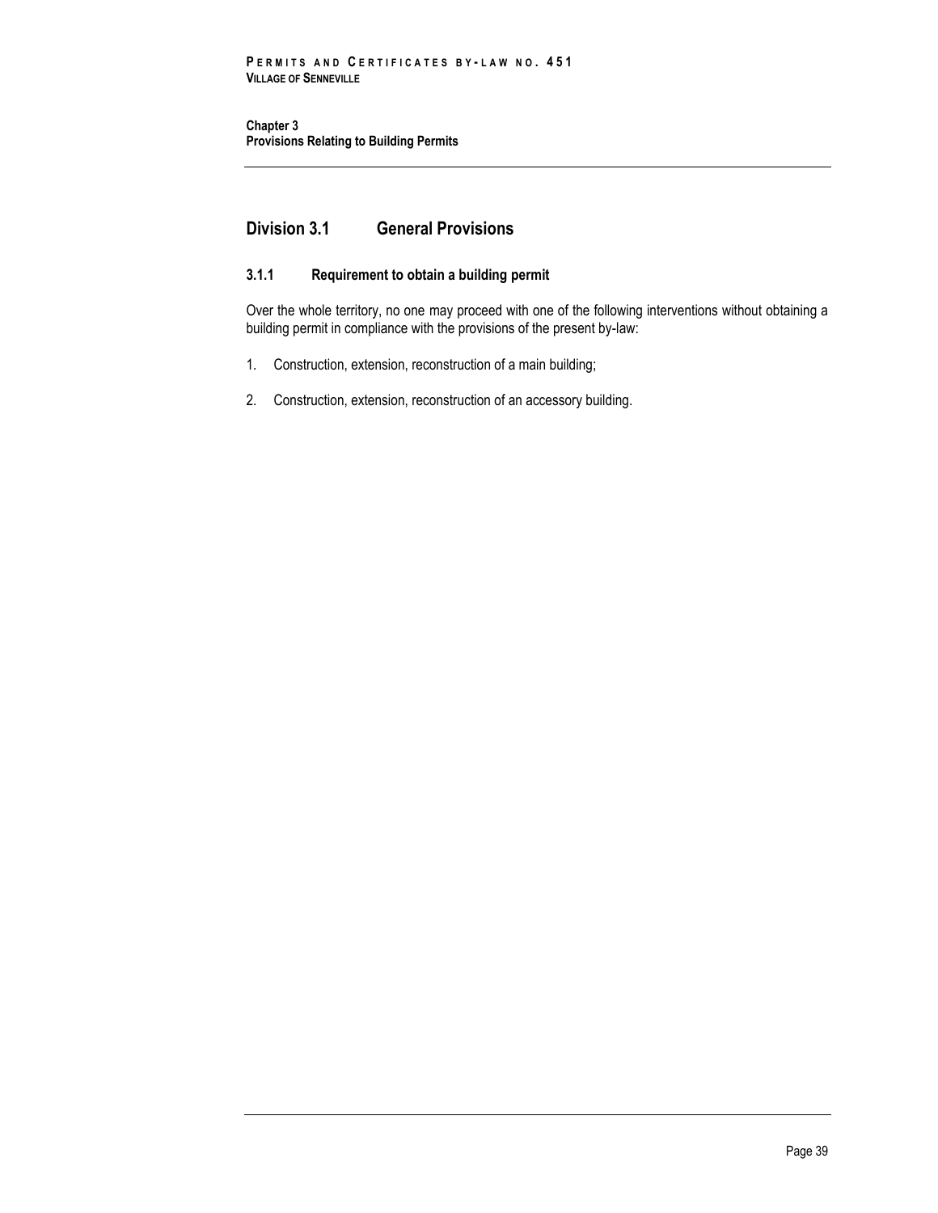# Chapter 3
# Provisions Relating to Building Permits

## Division 3.1 General Provisions

### 3.1.1 Requirement to obtain a building permit

Over the whole territory, no one may proceed with one of the following interventions without obtaining a building permit in compliance with the provisions of the present by-law:

1. Construction, extension, reconstruction of a main building;

2. Construction, extension, reconstruction of an accessory building.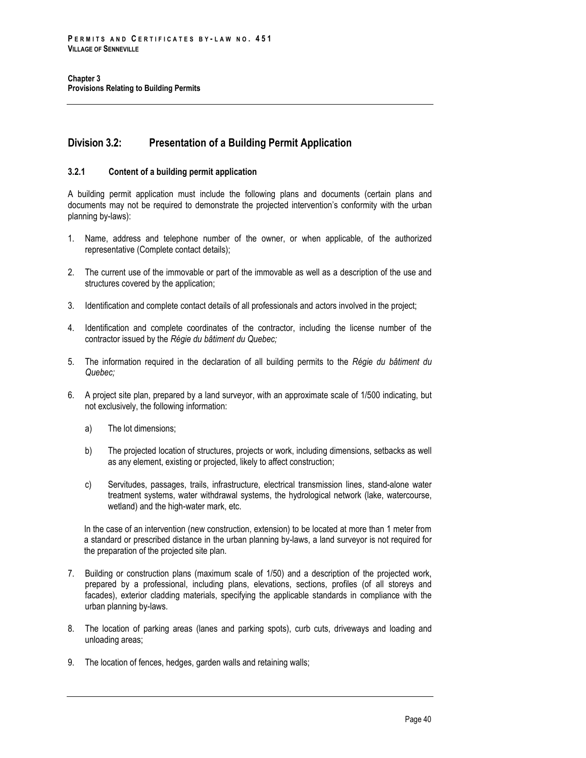## Division 3.2: Presentation of a Building Permit Application

### 3.2.1 Content of a building permit application

A building permit application must include the following plans and documents (certain plans and documents may not be required to demonstrate the projected intervention's conformity with the urban planning by-laws):

1. Name, address and telephone number of the owner, or when applicable, of the authorized representative (Complete contact details);

2. The current use of the immovable or part of the immovable as well as a description of the use and structures covered by the application;

3. Identification and complete contact details of all professionals and actors involved in the project;

4. Identification and complete coordinates of the contractor, including the license number of the contractor issued by the *Régie du bâtiment du Quebec;*

5. The information required in the declaration of all building permits to the *Régie du bâtiment du Quebec;*

6. A project site plan, prepared by a land surveyor, with an approximate scale of 1/500 indicating, but not exclusively, the following information:

   a) The lot dimensions;

   b) The projected location of structures, projects or work, including dimensions, setbacks as well as any element, existing or projected, likely to affect construction;

   c) Servitudes, passages, trails, infrastructure, electrical transmission lines, stand-alone water treatment systems, water withdrawal systems, the hydrological network (lake, watercourse, wetland) and the high-water mark, etc.

   In the case of an intervention (new construction, extension) to be located at more than 1 meter from a standard or prescribed distance in the urban planning by-laws, a land surveyor is not required for the preparation of the projected site plan.

7. Building or construction plans (maximum scale of 1/50) and a description of the projected work, prepared by a professional, including plans, elevations, sections, profiles (of all storeys and facades), exterior cladding materials, specifying the applicable standards in compliance with the urban planning by-laws.

8. The location of parking areas (lanes and parking spots), curb cuts, driveways and loading and unloading areas;

9. The location of fences, hedges, garden walls and retaining walls;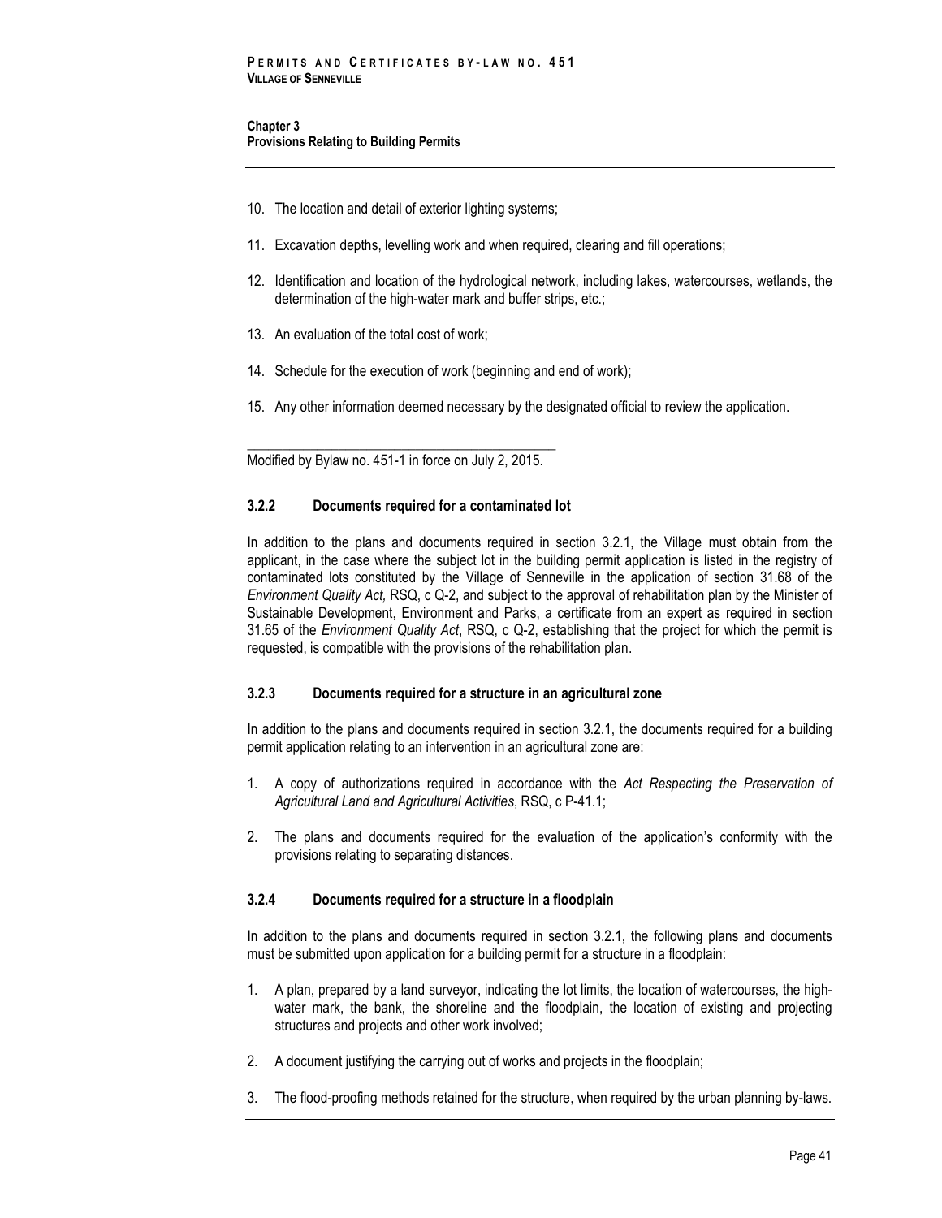10. The location and detail of exterior lighting systems;

11. Excavation depths, levelling work and when required, clearing and fill operations;

12. Identification and location of the hydrological network, including lakes, watercourses, wetlands, the determination of the high-water mark and buffer strips, etc.;

13. An evaluation of the total cost of work;

14. Schedule for the execution of work (beginning and end of work);

15. Any other information deemed necessary by the designated official to review the application.

---

Modified by Bylaw no. 451-1 in force on July 2, 2015.

#### 3.2.2 Documents required for a contaminated lot

In addition to the plans and documents required in section 3.2.1, the Village must obtain from the applicant, in the case where the subject lot in the building permit application is listed in the registry of contaminated lots constituted by the Village of Senneville in the application of section 31.68 of the *Environment Quality Act,* RSQ, c Q-2, and subject to the approval of rehabilitation plan by the Minister of Sustainable Development, Environment and Parks, a certificate from an expert as required in section 31.65 of the *Environment Quality Act*, RSQ, c Q-2, establishing that the project for which the permit is requested, is compatible with the provisions of the rehabilitation plan.

#### 3.2.3 Documents required for a structure in an agricultural zone

In addition to the plans and documents required in section 3.2.1, the documents required for a building permit application relating to an intervention in an agricultural zone are:

1. A copy of authorizations required in accordance with the *Act Respecting the Preservation of Agricultural Land and Agricultural Activities*, RSQ, c P-41.1;

2. The plans and documents required for the evaluation of the application's conformity with the provisions relating to separating distances.

#### 3.2.4 Documents required for a structure in a floodplain

In addition to the plans and documents required in section 3.2.1, the following plans and documents must be submitted upon application for a building permit for a structure in a floodplain:

1. A plan, prepared by a land surveyor, indicating the lot limits, the location of watercourses, the high-water mark, the bank, the shoreline and the floodplain, the location of existing and projecting structures and projects and other work involved;

2. A document justifying the carrying out of works and projects in the floodplain;

3. The flood-proofing methods retained for the structure, when required by the urban planning by-laws.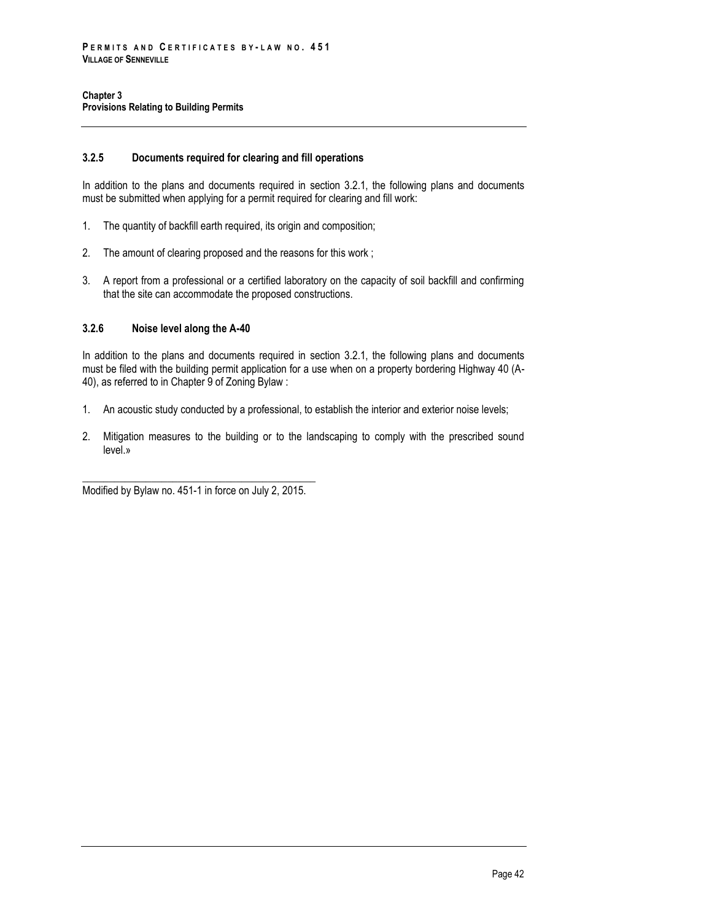### 3.2.5 Documents required for clearing and fill operations

In addition to the plans and documents required in section 3.2.1, the following plans and documents must be submitted when applying for a permit required for clearing and fill work:

1. The quantity of backfill earth required, its origin and composition;

2. The amount of clearing proposed and the reasons for this work ;

3. A report from a professional or a certified laboratory on the capacity of soil backfill and confirming that the site can accommodate the proposed constructions.

### 3.2.6 Noise level along the A-40

In addition to the plans and documents required in section 3.2.1, the following plans and documents must be filed with the building permit application for a use when on a property bordering Highway 40 (A-40), as referred to in Chapter 9 of Zoning Bylaw :

1. An acoustic study conducted by a professional, to establish the interior and exterior noise levels;

2. Mitigation measures to the building or to the landscaping to comply with the prescribed sound level.»

---

Modified by Bylaw no. 451-1 in force on July 2, 2015.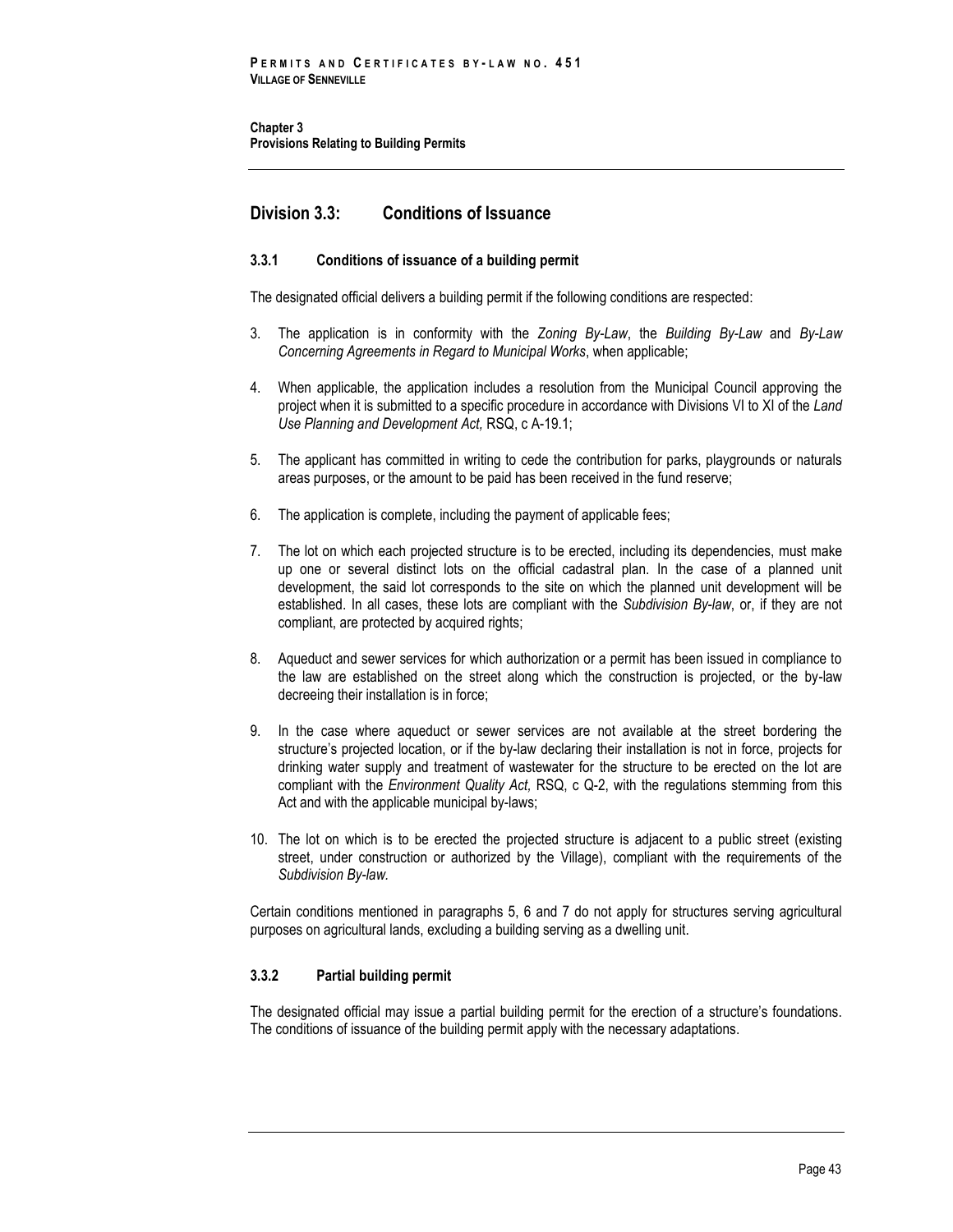**Chapter 3**
**Provisions Relating to Building Permits**

## Division 3.3: Conditions of Issuance

### 3.3.1 Conditions of issuance of a building permit

The designated official delivers a building permit if the following conditions are respected:

3. The application is in conformity with the *Zoning By-Law*, the *Building By-Law* and *By-Law Concerning Agreements in Regard to Municipal Works*, when applicable;

4. When applicable, the application includes a resolution from the Municipal Council approving the project when it is submitted to a specific procedure in accordance with Divisions VI to XI of the *Land Use Planning and Development Act,* RSQ, c A-19.1;

5. The applicant has committed in writing to cede the contribution for parks, playgrounds or naturals areas purposes, or the amount to be paid has been received in the fund reserve;

6. The application is complete, including the payment of applicable fees;

7. The lot on which each projected structure is to be erected, including its dependencies, must make up one or several distinct lots on the official cadastral plan. In the case of a planned unit development, the said lot corresponds to the site on which the planned unit development will be established. In all cases, these lots are compliant with the *Subdivision By-law*, or, if they are not compliant, are protected by acquired rights;

8. Aqueduct and sewer services for which authorization or a permit has been issued in compliance to the law are established on the street along which the construction is projected, or the by-law decreeing their installation is in force;

9. In the case where aqueduct or sewer services are not available at the street bordering the structure's projected location, or if the by-law declaring their installation is not in force, projects for drinking water supply and treatment of wastewater for the structure to be erected on the lot are compliant with the *Environment Quality Act,* RSQ, c Q-2, with the regulations stemming from this Act and with the applicable municipal by-laws;

10. The lot on which is to be erected the projected structure is adjacent to a public street (existing street, under construction or authorized by the Village), compliant with the requirements of the *Subdivision By-law*.

Certain conditions mentioned in paragraphs 5, 6 and 7 do not apply for structures serving agricultural purposes on agricultural lands, excluding a building serving as a dwelling unit.

### 3.3.2 Partial building permit

The designated official may issue a partial building permit for the erection of a structure's foundations. The conditions of issuance of the building permit apply with the necessary adaptations.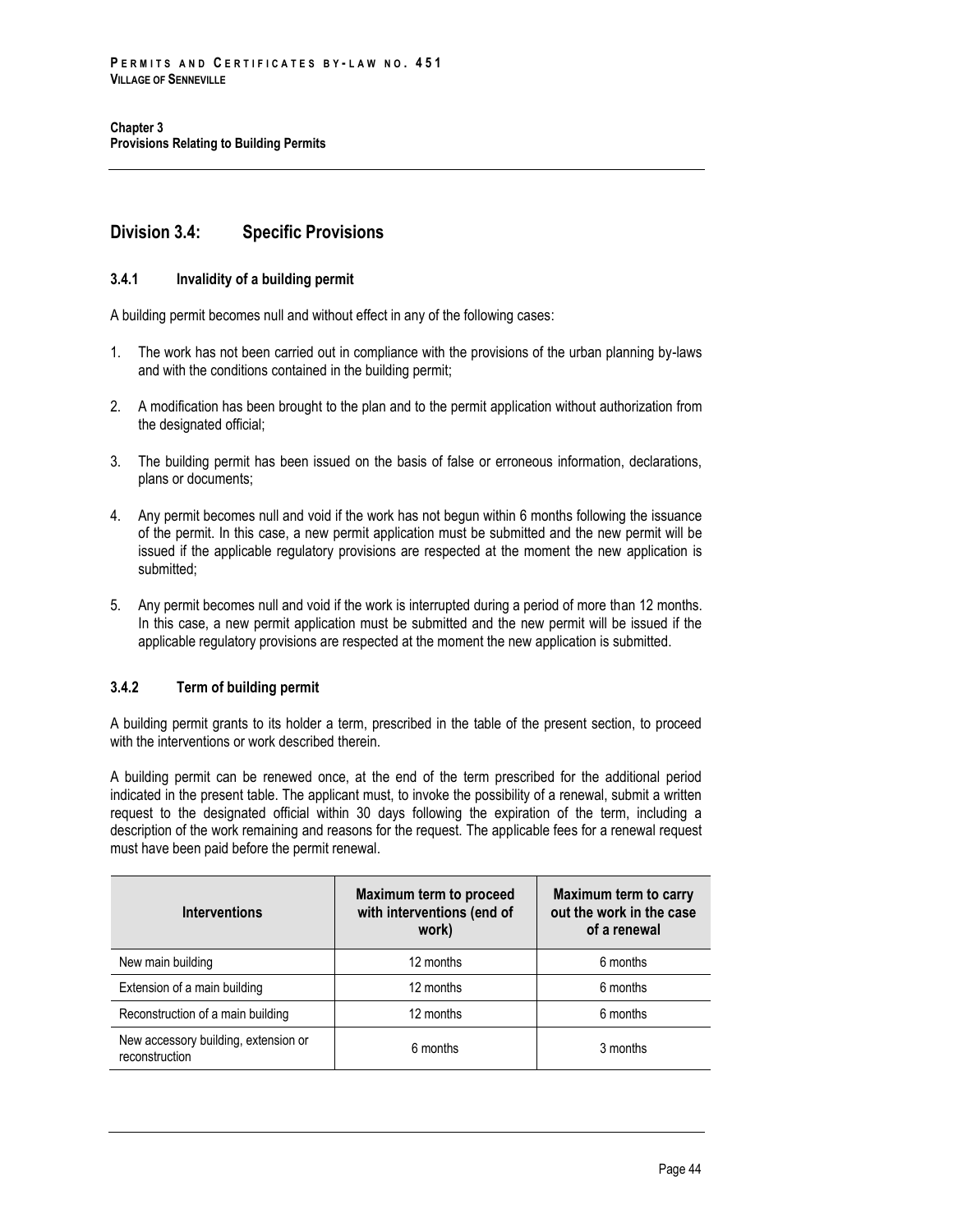## Division 3.4: Specific Provisions

### 3.4.1 Invalidity of a building permit

A building permit becomes null and without effect in any of the following cases:

1. The work has not been carried out in compliance with the provisions of the urban planning by-laws and with the conditions contained in the building permit;

2. A modification has been brought to the plan and to the permit application without authorization from the designated official;

3. The building permit has been issued on the basis of false or erroneous information, declarations, plans or documents;

4. Any permit becomes null and void if the work has not begun within 6 months following the issuance of the permit. In this case, a new permit application must be submitted and the new permit will be issued if the applicable regulatory provisions are respected at the moment the new application is submitted;

5. Any permit becomes null and void if the work is interrupted during a period of more than 12 months. In this case, a new permit application must be submitted and the new permit will be issued if the applicable regulatory provisions are respected at the moment the new application is submitted.

### 3.4.2 Term of building permit

A building permit grants to its holder a term, prescribed in the table of the present section, to proceed with the interventions or work described therein.

A building permit can be renewed once, at the end of the term prescribed for the additional period indicated in the present table. The applicant must, to invoke the possibility of a renewal, submit a written request to the designated official within 30 days following the expiration of the term, including a description of the work remaining and reasons for the request. The applicable fees for a renewal request must have been paid before the permit renewal.

| Interventions | Maximum term to proceed with interventions (end of work) | Maximum term to carry out the work in the case of a renewal |
|---|---|---|
| New main building | 12 months | 6 months |
| Extension of a main building | 12 months | 6 months |
| Reconstruction of a main building | 12 months | 6 months |
| New accessory building, extension or reconstruction | 6 months | 3 months |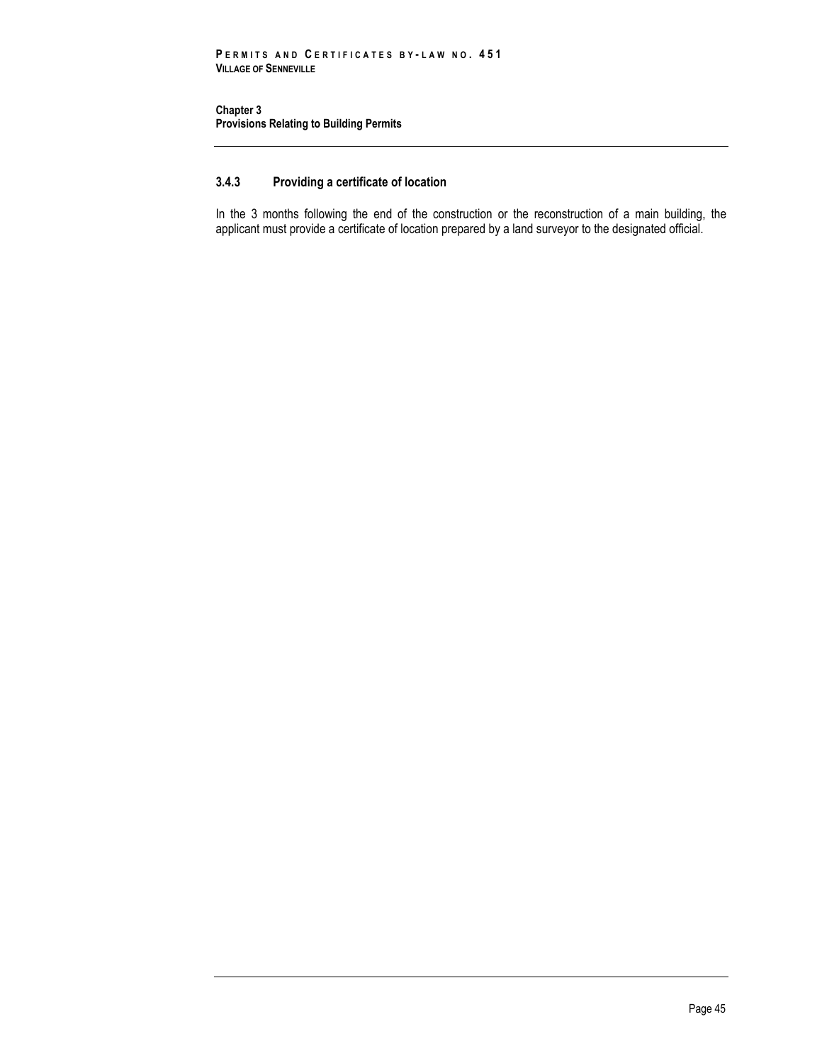### 3.4.3 Providing a certificate of location

In the 3 months following the end of the construction or the reconstruction of a main building, the applicant must provide a certificate of location prepared by a land surveyor to the designated official.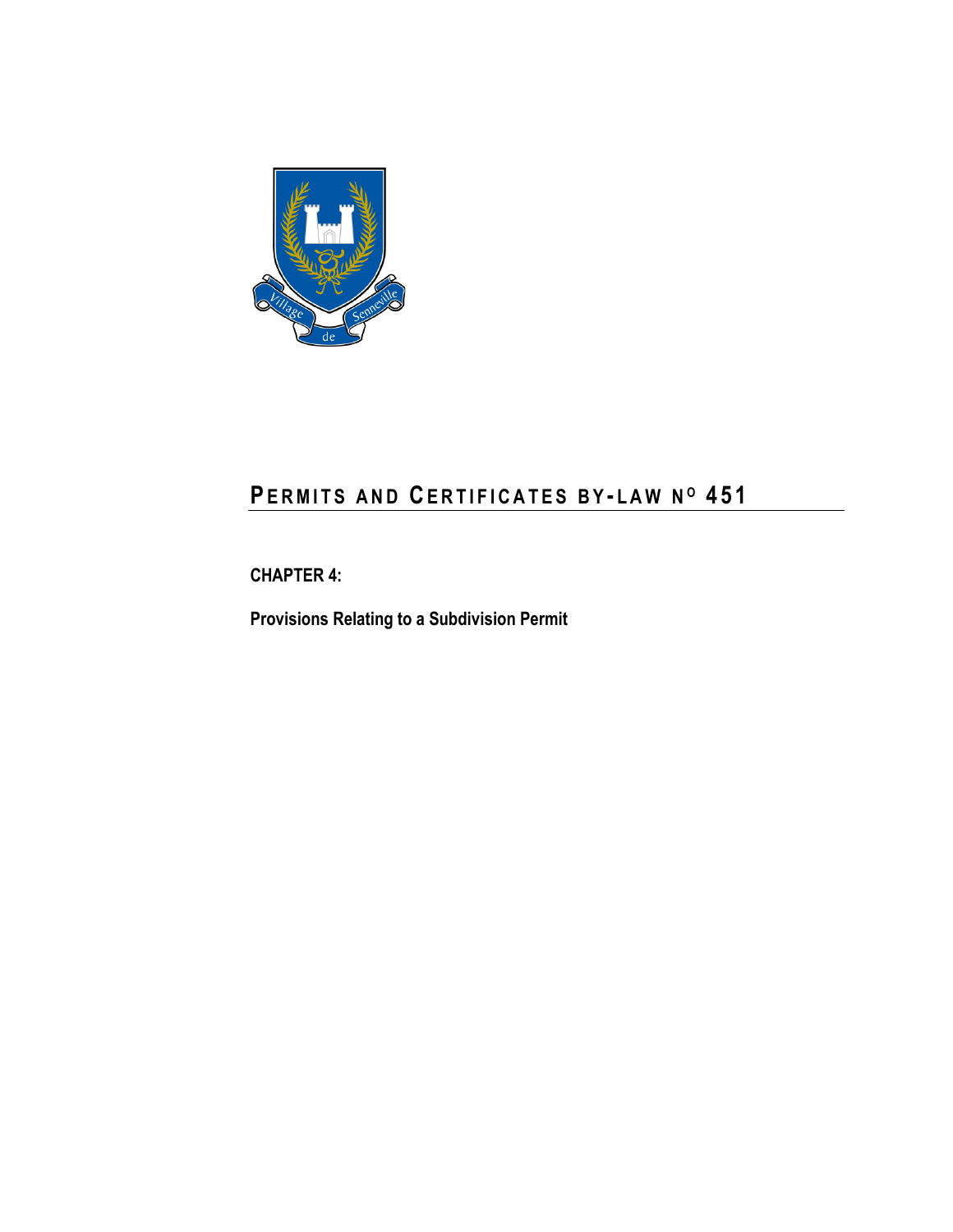# PERMITS AND CERTIFICATES BY-LAW N° 451

**CHAPTER 4:**

**Provisions Relating to a Subdivision Permit**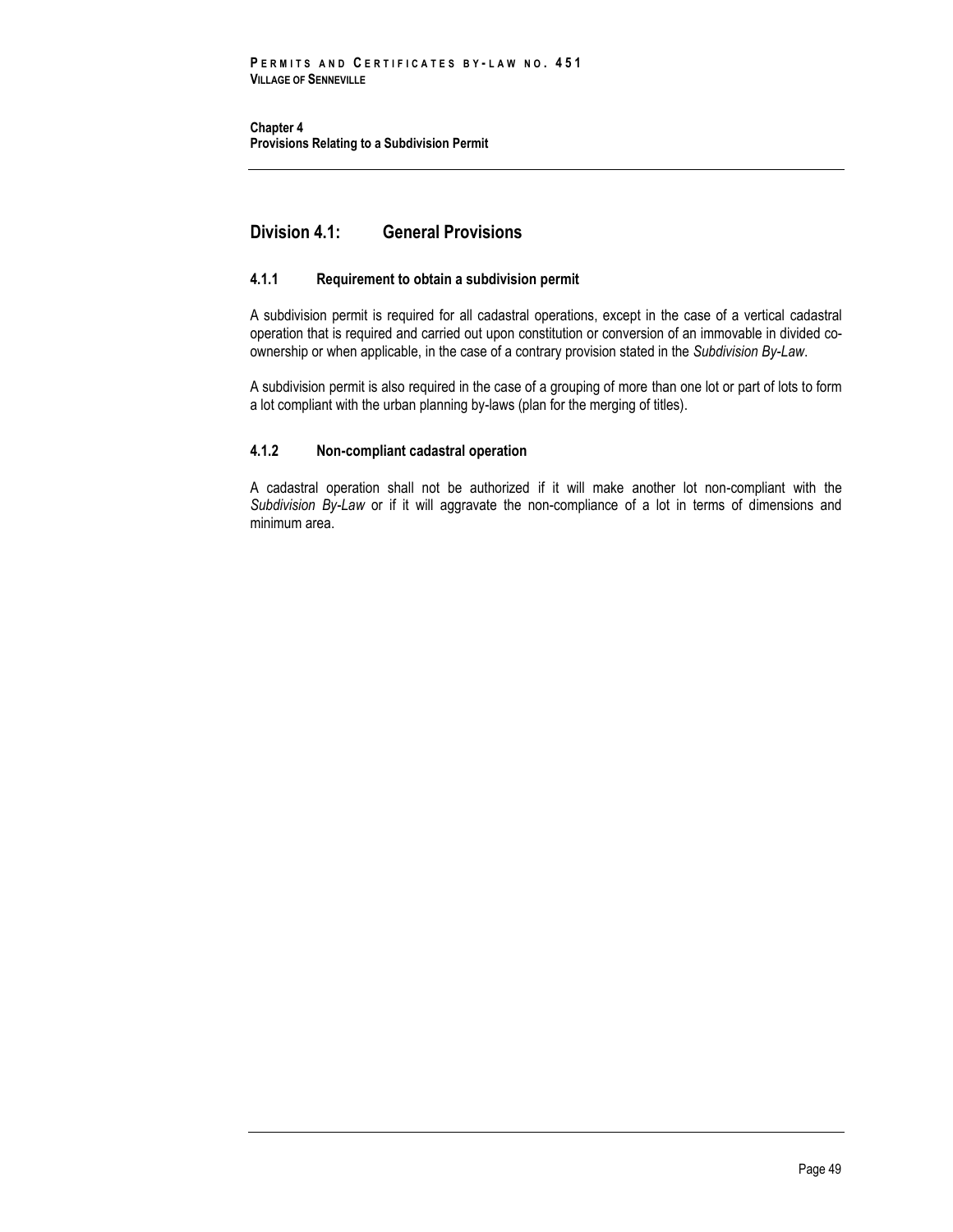## Division 4.1: General Provisions

### 4.1.1 Requirement to obtain a subdivision permit

A subdivision permit is required for all cadastral operations, except in the case of a vertical cadastral operation that is required and carried out upon constitution or conversion of an immovable in divided co-ownership or when applicable, in the case of a contrary provision stated in the *Subdivision By-Law*.

A subdivision permit is also required in the case of a grouping of more than one lot or part of lots to form a lot compliant with the urban planning by-laws (plan for the merging of titles).

### 4.1.2 Non-compliant cadastral operation

A cadastral operation shall not be authorized if it will make another lot non-compliant with the *Subdivision By-Law* or if it will aggravate the non-compliance of a lot in terms of dimensions and minimum area.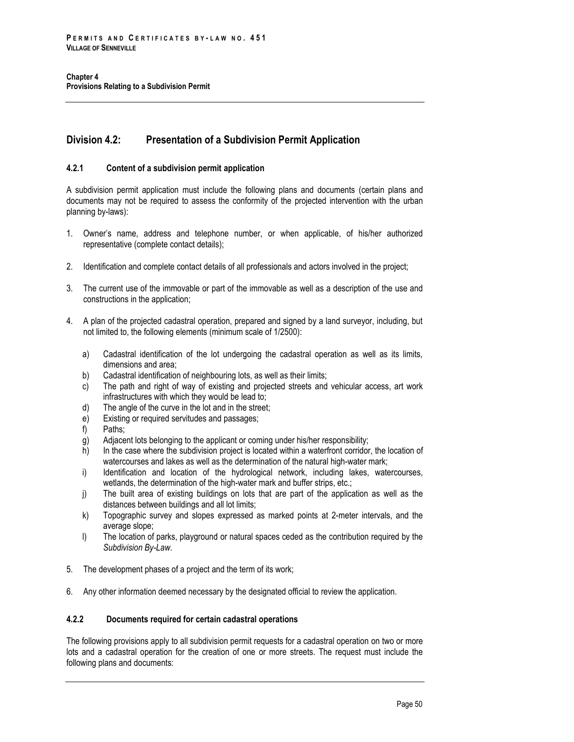## Division 4.2: Presentation of a Subdivision Permit Application

### 4.2.1 Content of a subdivision permit application

A subdivision permit application must include the following plans and documents (certain plans and documents may not be required to assess the conformity of the projected intervention with the urban planning by-laws):

1. Owner's name, address and telephone number, or when applicable, of his/her authorized representative (complete contact details);

2. Identification and complete contact details of all professionals and actors involved in the project;

3. The current use of the immovable or part of the immovable as well as a description of the use and constructions in the application;

4. A plan of the projected cadastral operation, prepared and signed by a land surveyor, including, but not limited to, the following elements (minimum scale of 1/2500):

   a) Cadastral identification of the lot undergoing the cadastral operation as well as its limits, dimensions and area;
   b) Cadastral identification of neighbouring lots, as well as their limits;
   c) The path and right of way of existing and projected streets and vehicular access, art work infrastructures with which they would be lead to;
   d) The angle of the curve in the lot and in the street;
   e) Existing or required servitudes and passages;
   f) Paths;
   g) Adjacent lots belonging to the applicant or coming under his/her responsibility;
   h) In the case where the subdivision project is located within a waterfront corridor, the location of watercourses and lakes as well as the determination of the natural high-water mark;
   i) Identification and location of the hydrological network, including lakes, watercourses, wetlands, the determination of the high-water mark and buffer strips, etc.;
   j) The built area of existing buildings on lots that are part of the application as well as the distances between buildings and all lot limits;
   k) Topographic survey and slopes expressed as marked points at 2-meter intervals, and the average slope;
   l) The location of parks, playground or natural spaces ceded as the contribution required by the *Subdivision By-Law*.

5. The development phases of a project and the term of its work;

6. Any other information deemed necessary by the designated official to review the application.

### 4.2.2 Documents required for certain cadastral operations

The following provisions apply to all subdivision permit requests for a cadastral operation on two or more lots and a cadastral operation for the creation of one or more streets. The request must include the following plans and documents: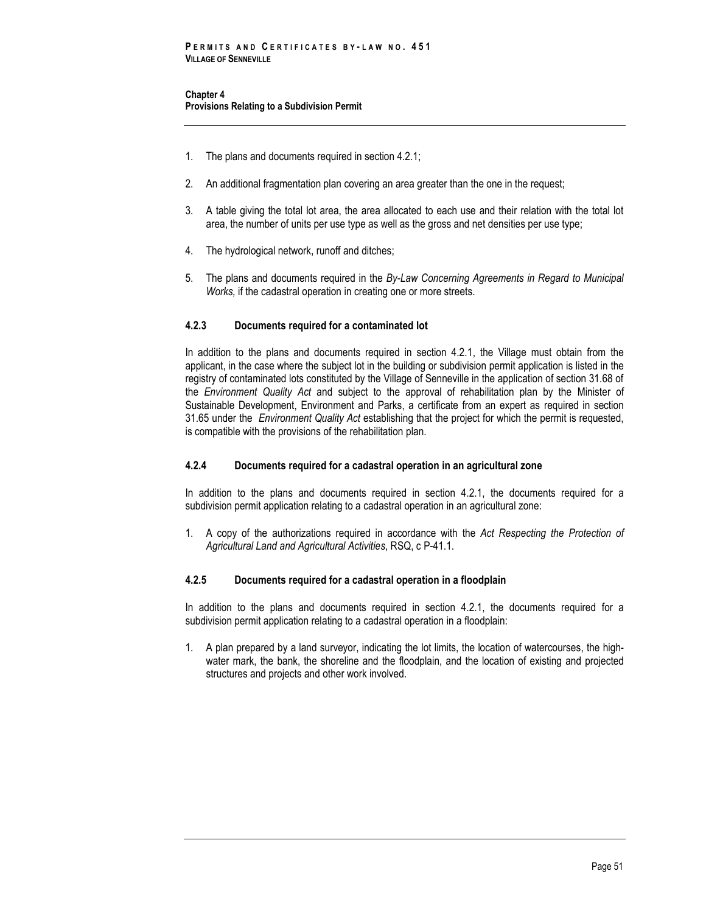1. The plans and documents required in section 4.2.1;

2. An additional fragmentation plan covering an area greater than the one in the request;

3. A table giving the total lot area, the area allocated to each use and their relation with the total lot area, the number of units per use type as well as the gross and net densities per use type;

4. The hydrological network, runoff and ditches;

5. The plans and documents required in the *By-Law Concerning Agreements in Regard to Municipal Works,* if the cadastral operation in creating one or more streets.

#### 4.2.3 Documents required for a contaminated lot

In addition to the plans and documents required in section 4.2.1, the Village must obtain from the applicant, in the case where the subject lot in the building or subdivision permit application is listed in the registry of contaminated lots constituted by the Village of Senneville in the application of section 31.68 of the *Environment Quality Act* and subject to the approval of rehabilitation plan by the Minister of Sustainable Development, Environment and Parks, a certificate from an expert as required in section 31.65 under the *Environment Quality Act* establishing that the project for which the permit is requested, is compatible with the provisions of the rehabilitation plan.

#### 4.2.4 Documents required for a cadastral operation in an agricultural zone

In addition to the plans and documents required in section 4.2.1, the documents required for a subdivision permit application relating to a cadastral operation in an agricultural zone:

1. A copy of the authorizations required in accordance with the *Act Respecting the Protection of Agricultural Land and Agricultural Activities*, RSQ, c P-41.1.

#### 4.2.5 Documents required for a cadastral operation in a floodplain

In addition to the plans and documents required in section 4.2.1, the documents required for a subdivision permit application relating to a cadastral operation in a floodplain:

1. A plan prepared by a land surveyor, indicating the lot limits, the location of watercourses, the high-water mark, the bank, the shoreline and the floodplain, and the location of existing and projected structures and projects and other work involved.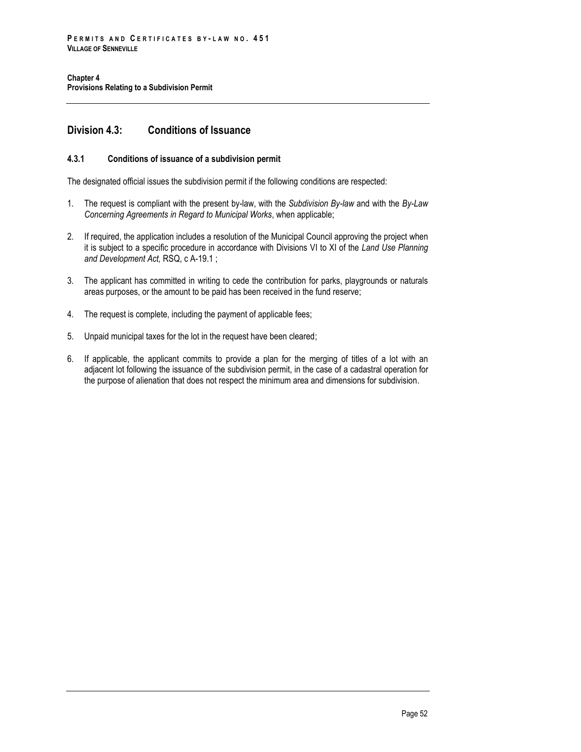## Division 4.3: Conditions of Issuance

### 4.3.1 Conditions of issuance of a subdivision permit

The designated official issues the subdivision permit if the following conditions are respected:

1. The request is compliant with the present by-law, with the *Subdivision By-law* and with the *By-Law Concerning Agreements in Regard to Municipal Works*, when applicable;
2. If required, the application includes a resolution of the Municipal Council approving the project when it is subject to a specific procedure in accordance with Divisions VI to XI of the *Land Use Planning and Development Act,* RSQ, c A-19.1 ;
3. The applicant has committed in writing to cede the contribution for parks, playgrounds or naturals areas purposes, or the amount to be paid has been received in the fund reserve;
4. The request is complete, including the payment of applicable fees;
5. Unpaid municipal taxes for the lot in the request have been cleared;
6. If applicable, the applicant commits to provide a plan for the merging of titles of a lot with an adjacent lot following the issuance of the subdivision permit, in the case of a cadastral operation for the purpose of alienation that does not respect the minimum area and dimensions for subdivision.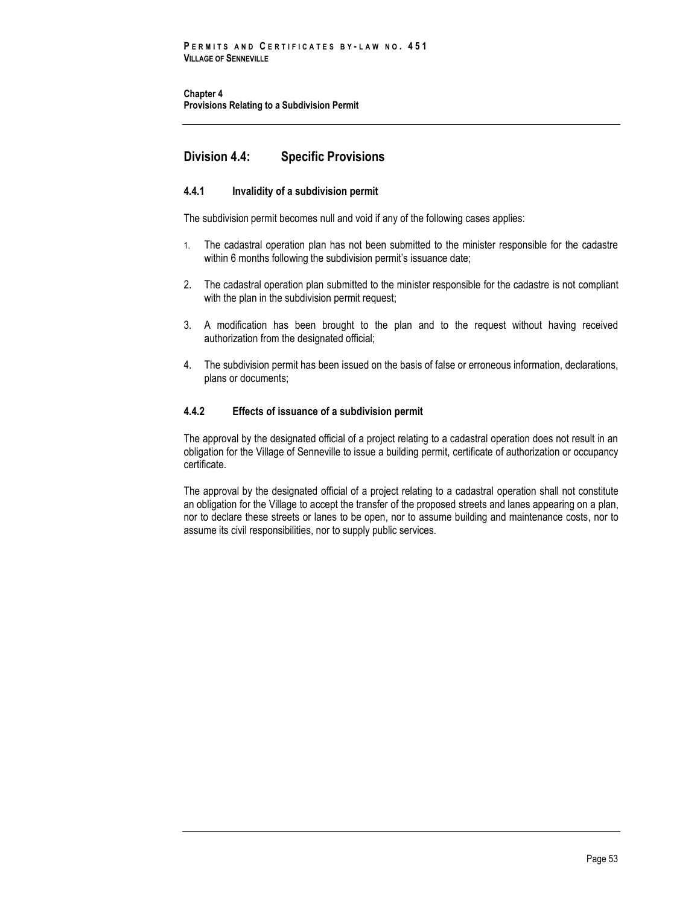## Division 4.4: Specific Provisions

### 4.4.1 Invalidity of a subdivision permit

The subdivision permit becomes null and void if any of the following cases applies:

1. The cadastral operation plan has not been submitted to the minister responsible for the cadastre within 6 months following the subdivision permit's issuance date;
2. The cadastral operation plan submitted to the minister responsible for the cadastre is not compliant with the plan in the subdivision permit request;
3. A modification has been brought to the plan and to the request without having received authorization from the designated official;
4. The subdivision permit has been issued on the basis of false or erroneous information, declarations, plans or documents;

### 4.4.2 Effects of issuance of a subdivision permit

The approval by the designated official of a project relating to a cadastral operation does not result in an obligation for the Village of Senneville to issue a building permit, certificate of authorization or occupancy certificate.

The approval by the designated official of a project relating to a cadastral operation shall not constitute an obligation for the Village to accept the transfer of the proposed streets and lanes appearing on a plan, nor to declare these streets or lanes to be open, nor to assume building and maintenance costs, nor to assume its civil responsibilities, nor to supply public services.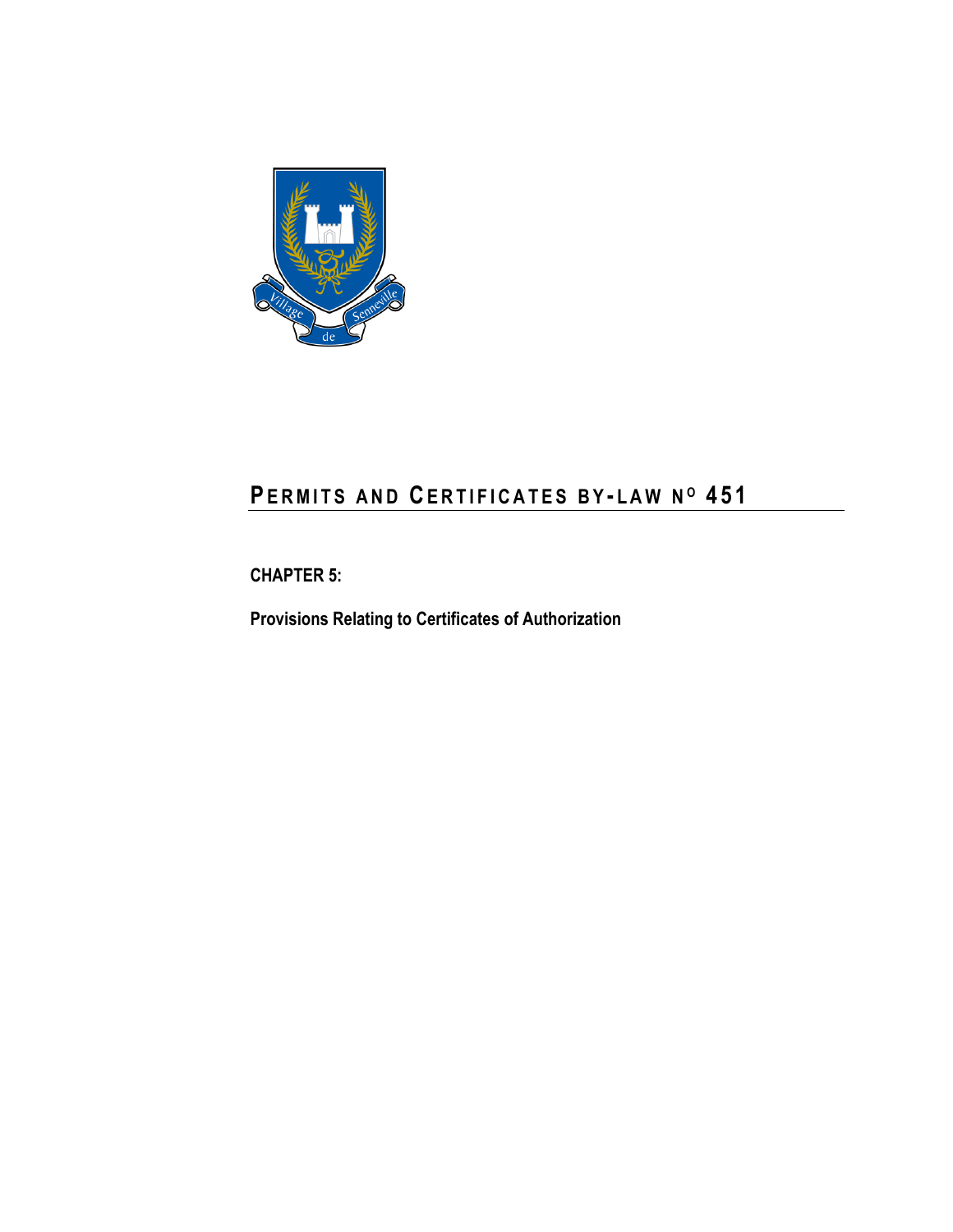# PERMITS AND CERTIFICATES BY-LAW N^O 451

**CHAPTER 5:**

**Provisions Relating to Certificates of Authorization**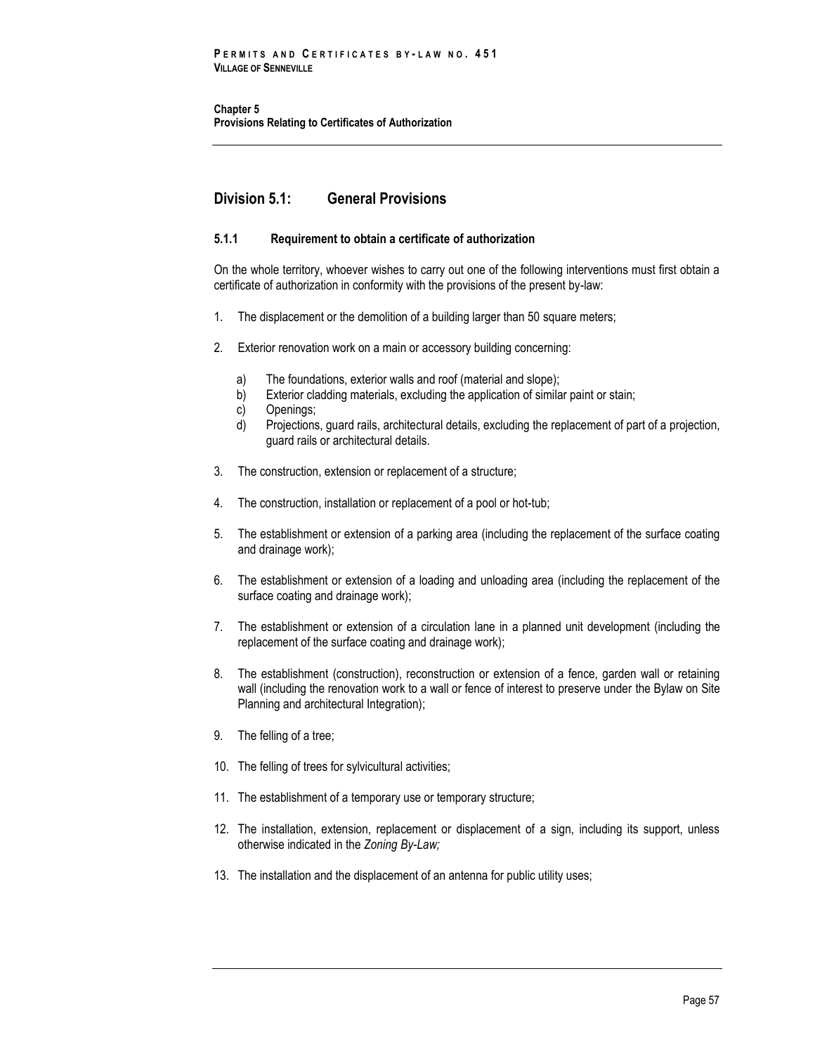## Division 5.1: General Provisions

### 5.1.1 Requirement to obtain a certificate of authorization

On the whole territory, whoever wishes to carry out one of the following interventions must first obtain a certificate of authorization in conformity with the provisions of the present by-law:

1. The displacement or the demolition of a building larger than 50 square meters;
2. Exterior renovation work on a main or accessory building concerning:
   a) The foundations, exterior walls and roof (material and slope);
   b) Exterior cladding materials, excluding the application of similar paint or stain;
   c) Openings;
   d) Projections, guard rails, architectural details, excluding the replacement of part of a projection, guard rails or architectural details.
3. The construction, extension or replacement of a structure;
4. The construction, installation or replacement of a pool or hot-tub;
5. The establishment or extension of a parking area (including the replacement of the surface coating and drainage work);
6. The establishment or extension of a loading and unloading area (including the replacement of the surface coating and drainage work);
7. The establishment or extension of a circulation lane in a planned unit development (including the replacement of the surface coating and drainage work);
8. The establishment (construction), reconstruction or extension of a fence, garden wall or retaining wall (including the renovation work to a wall or fence of interest to preserve under the Bylaw on Site Planning and architectural Integration);
9. The felling of a tree;
10. The felling of trees for sylvicultural activities;
11. The establishment of a temporary use or temporary structure;
12. The installation, extension, replacement or displacement of a sign, including its support, unless otherwise indicated in the *Zoning By-Law;*
13. The installation and the displacement of an antenna for public utility uses;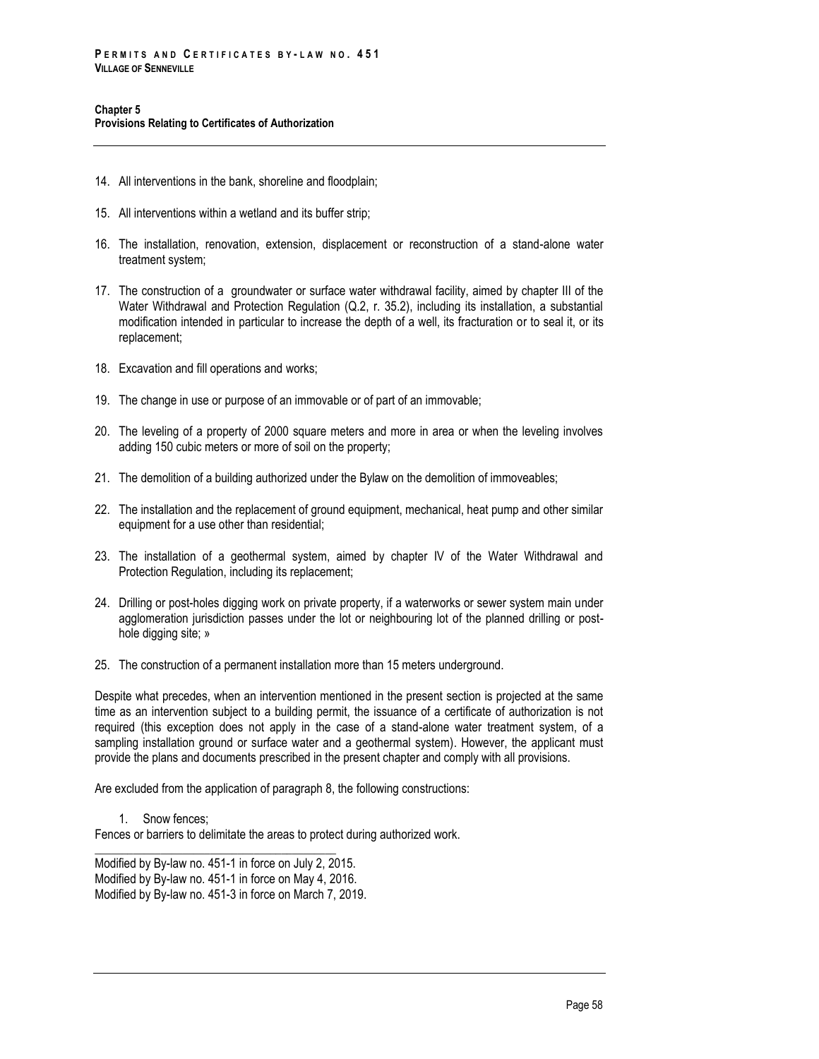14. All interventions in the bank, shoreline and floodplain;

15. All interventions within a wetland and its buffer strip;

16. The installation, renovation, extension, displacement or reconstruction of a stand-alone water treatment system;

17. The construction of a groundwater or surface water withdrawal facility, aimed by chapter III of the Water Withdrawal and Protection Regulation (Q.2, r. 35.2), including its installation, a substantial modification intended in particular to increase the depth of a well, its fracturation or to seal it, or its replacement;

18. Excavation and fill operations and works;

19. The change in use or purpose of an immovable or of part of an immovable;

20. The leveling of a property of 2000 square meters and more in area or when the leveling involves adding 150 cubic meters or more of soil on the property;

21. The demolition of a building authorized under the Bylaw on the demolition of immoveables;

22. The installation and the replacement of ground equipment, mechanical, heat pump and other similar equipment for a use other than residential;

23. The installation of a geothermal system, aimed by chapter IV of the Water Withdrawal and Protection Regulation, including its replacement;

24. Drilling or post-holes digging work on private property, if a waterworks or sewer system main under agglomeration jurisdiction passes under the lot or neighbouring lot of the planned drilling or post-hole digging site; »

25. The construction of a permanent installation more than 15 meters underground.

Despite what precedes, when an intervention mentioned in the present section is projected at the same time as an intervention subject to a building permit, the issuance of a certificate of authorization is not required (this exception does not apply in the case of a stand-alone water treatment system, of a sampling installation ground or surface water and a geothermal system). However, the applicant must provide the plans and documents prescribed in the present chapter and comply with all provisions.

Are excluded from the application of paragraph 8, the following constructions:

1. Snow fences;

Fences or barriers to delimitate the areas to protect during authorized work.

---

Modified by By-law no. 451-1 in force on July 2, 2015.
Modified by By-law no. 451-1 in force on May 4, 2016.
Modified by By-law no. 451-3 in force on March 7, 2019.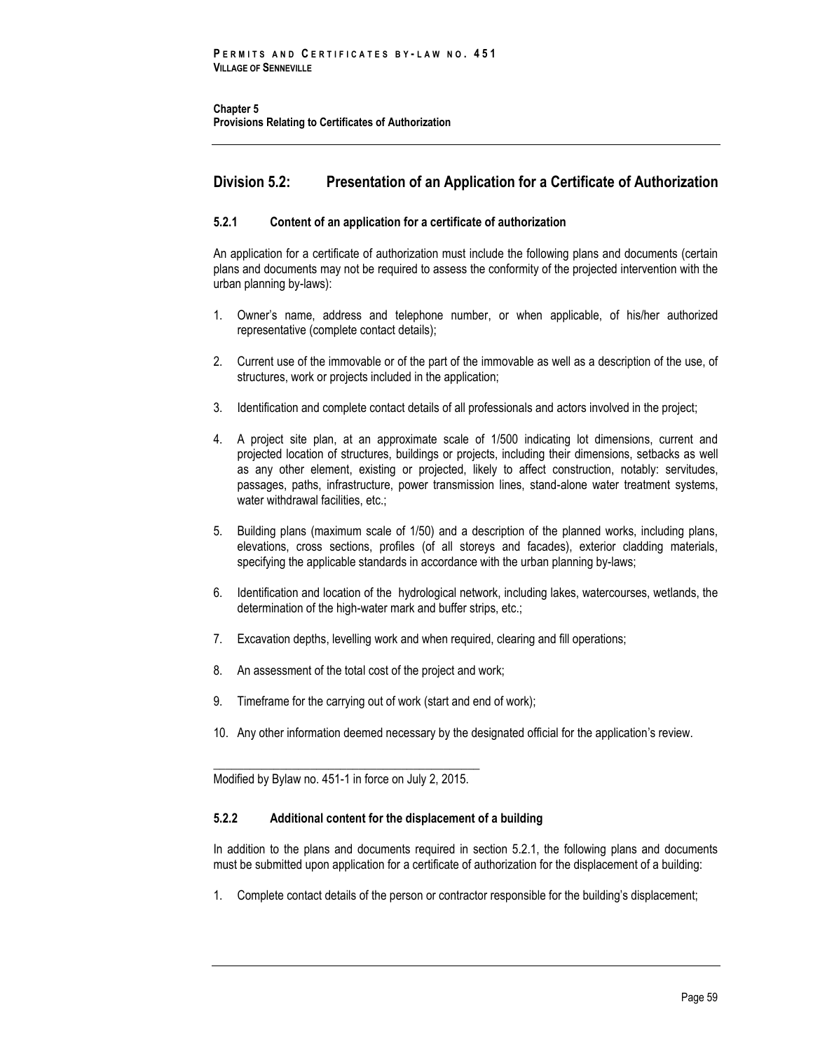## Division 5.2: Presentation of an Application for a Certificate of Authorization

### 5.2.1 Content of an application for a certificate of authorization

An application for a certificate of authorization must include the following plans and documents (certain plans and documents may not be required to assess the conformity of the projected intervention with the urban planning by-laws):

1. Owner's name, address and telephone number, or when applicable, of his/her authorized representative (complete contact details);
2. Current use of the immovable or of the part of the immovable as well as a description of the use, of structures, work or projects included in the application;
3. Identification and complete contact details of all professionals and actors involved in the project;
4. A project site plan, at an approximate scale of 1/500 indicating lot dimensions, current and projected location of structures, buildings or projects, including their dimensions, setbacks as well as any other element, existing or projected, likely to affect construction, notably: servitudes, passages, paths, infrastructure, power transmission lines, stand-alone water treatment systems, water withdrawal facilities, etc.;
5. Building plans (maximum scale of 1/50) and a description of the planned works, including plans, elevations, cross sections, profiles (of all storeys and facades), exterior cladding materials, specifying the applicable standards in accordance with the urban planning by-laws;
6. Identification and location of the hydrological network, including lakes, watercourses, wetlands, the determination of the high-water mark and buffer strips, etc.;
7. Excavation depths, levelling work and when required, clearing and fill operations;
8. An assessment of the total cost of the project and work;
9. Timeframe for the carrying out of work (start and end of work);
10. Any other information deemed necessary by the designated official for the application's review.

---

Modified by Bylaw no. 451-1 in force on July 2, 2015.

### 5.2.2 Additional content for the displacement of a building

In addition to the plans and documents required in section 5.2.1, the following plans and documents must be submitted upon application for a certificate of authorization for the displacement of a building:

1. Complete contact details of the person or contractor responsible for the building's displacement;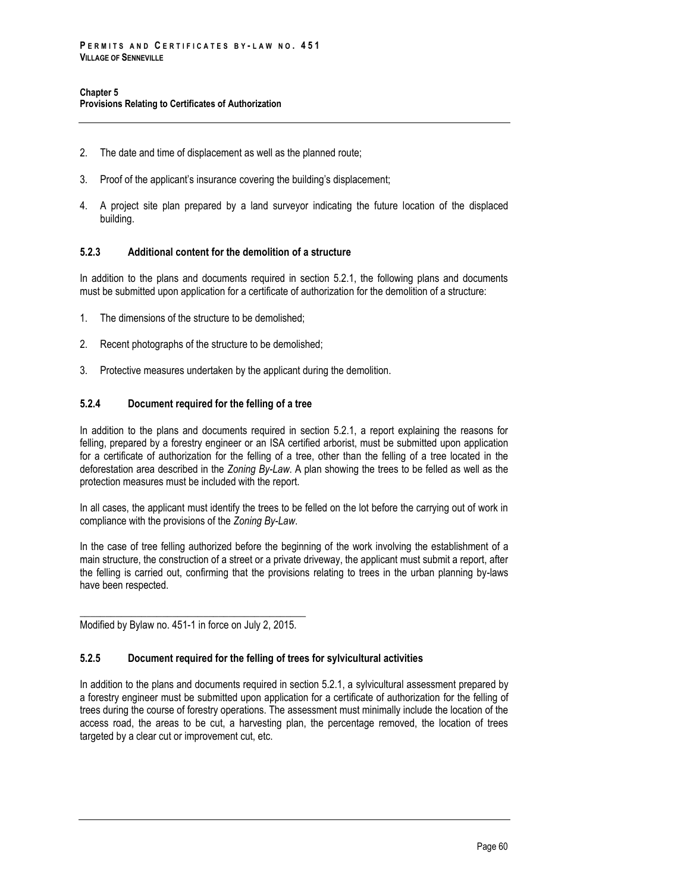2. The date and time of displacement as well as the planned route;

3. Proof of the applicant's insurance covering the building's displacement;

4. A project site plan prepared by a land surveyor indicating the future location of the displaced building.

### 5.2.3 Additional content for the demolition of a structure

In addition to the plans and documents required in section 5.2.1, the following plans and documents must be submitted upon application for a certificate of authorization for the demolition of a structure:

1. The dimensions of the structure to be demolished;

2. Recent photographs of the structure to be demolished;

3. Protective measures undertaken by the applicant during the demolition.

### 5.2.4 Document required for the felling of a tree

In addition to the plans and documents required in section 5.2.1, a report explaining the reasons for felling, prepared by a forestry engineer or an ISA certified arborist, must be submitted upon application for a certificate of authorization for the felling of a tree, other than the felling of a tree located in the deforestation area described in the *Zoning By-Law*. A plan showing the trees to be felled as well as the protection measures must be included with the report.

In all cases, the applicant must identify the trees to be felled on the lot before the carrying out of work in compliance with the provisions of the *Zoning By-Law*.

In the case of tree felling authorized before the beginning of the work involving the establishment of a main structure, the construction of a street or a private driveway, the applicant must submit a report, after the felling is carried out, confirming that the provisions relating to trees in the urban planning by-laws have been respected.

Modified by Bylaw no. 451-1 in force on July 2, 2015.

### 5.2.5 Document required for the felling of trees for sylvicultural activities

In addition to the plans and documents required in section 5.2.1, a sylvicultural assessment prepared by a forestry engineer must be submitted upon application for a certificate of authorization for the felling of trees during the course of forestry operations. The assessment must minimally include the location of the access road, the areas to be cut, a harvesting plan, the percentage removed, the location of trees targeted by a clear cut or improvement cut, etc.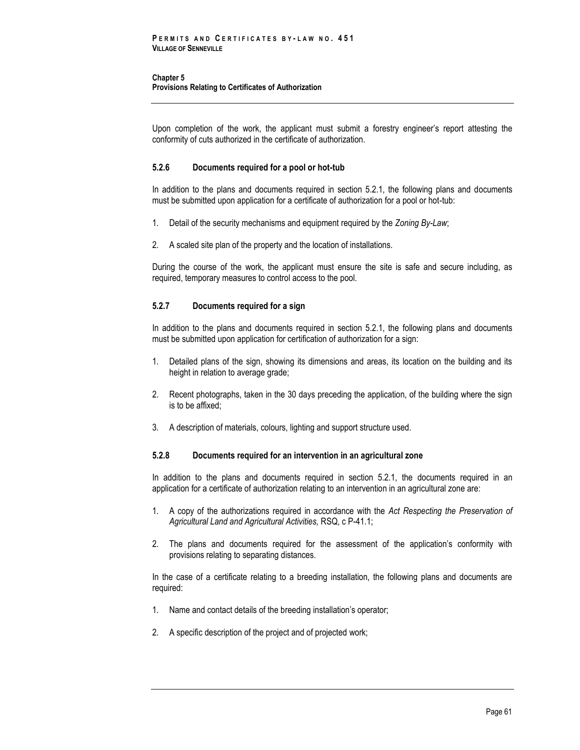Upon completion of the work, the applicant must submit a forestry engineer's report attesting the conformity of cuts authorized in the certificate of authorization.

### 5.2.6 Documents required for a pool or hot-tub

In addition to the plans and documents required in section 5.2.1, the following plans and documents must be submitted upon application for a certificate of authorization for a pool or hot-tub:

1. Detail of the security mechanisms and equipment required by the *Zoning By-Law*;
2. A scaled site plan of the property and the location of installations.

During the course of the work, the applicant must ensure the site is safe and secure including, as required, temporary measures to control access to the pool.

### 5.2.7 Documents required for a sign

In addition to the plans and documents required in section 5.2.1, the following plans and documents must be submitted upon application for certification of authorization for a sign:

1. Detailed plans of the sign, showing its dimensions and areas, its location on the building and its height in relation to average grade;
2. Recent photographs, taken in the 30 days preceding the application, of the building where the sign is to be affixed;
3. A description of materials, colours, lighting and support structure used.

### 5.2.8 Documents required for an intervention in an agricultural zone

In addition to the plans and documents required in section 5.2.1, the documents required in an application for a certificate of authorization relating to an intervention in an agricultural zone are:

1. A copy of the authorizations required in accordance with the *Act Respecting the Preservation of Agricultural Land and Agricultural Activities,* RSQ, c P-41.1;
2. The plans and documents required for the assessment of the application's conformity with provisions relating to separating distances.

In the case of a certificate relating to a breeding installation, the following plans and documents are required:

1. Name and contact details of the breeding installation's operator;
2. A specific description of the project and of projected work;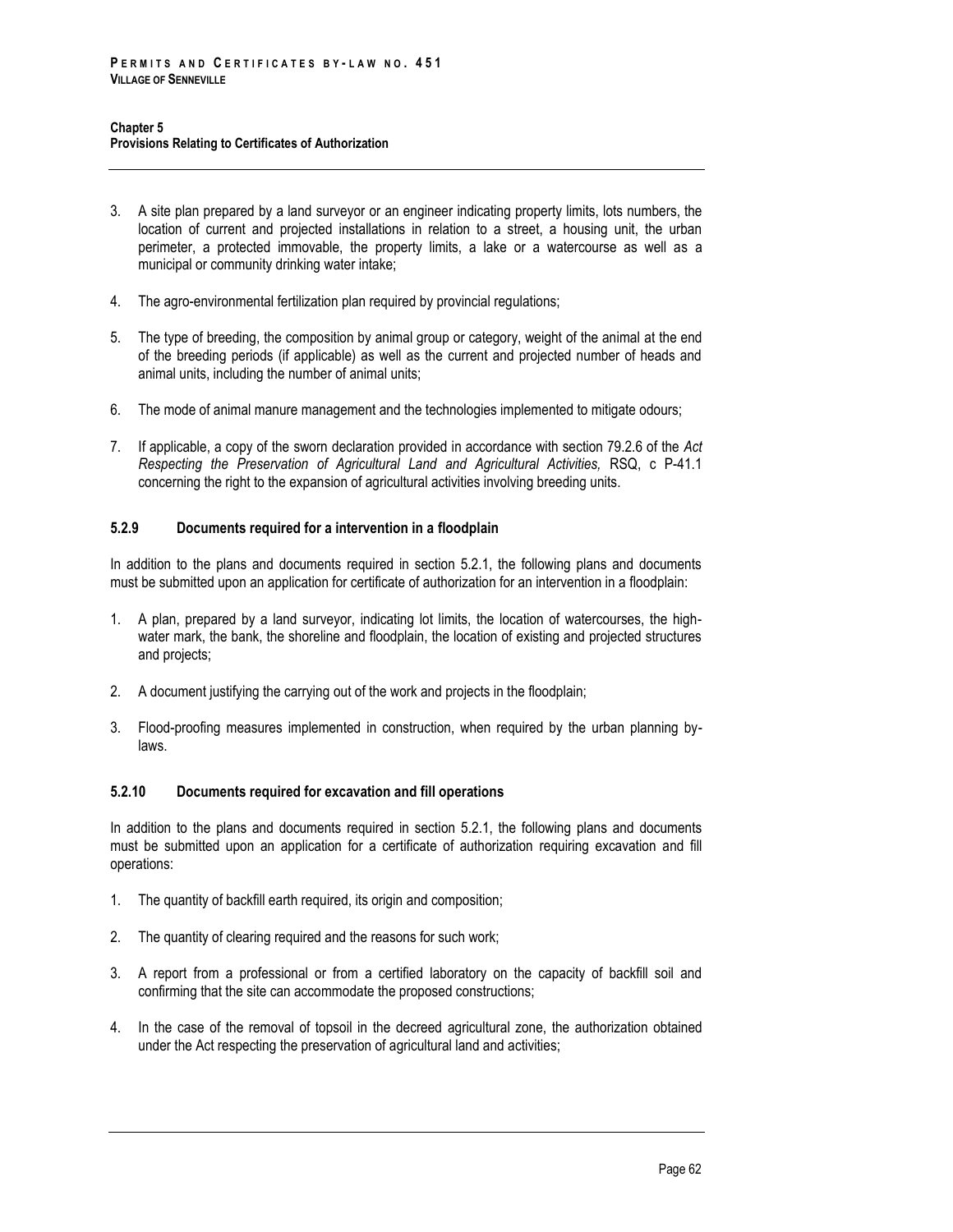3. A site plan prepared by a land surveyor or an engineer indicating property limits, lots numbers, the location of current and projected installations in relation to a street, a housing unit, the urban perimeter, a protected immovable, the property limits, a lake or a watercourse as well as a municipal or community drinking water intake;

4. The agro-environmental fertilization plan required by provincial regulations;

5. The type of breeding, the composition by animal group or category, weight of the animal at the end of the breeding periods (if applicable) as well as the current and projected number of heads and animal units, including the number of animal units;

6. The mode of animal manure management and the technologies implemented to mitigate odours;

7. If applicable, a copy of the sworn declaration provided in accordance with section 79.2.6 of the *Act Respecting the Preservation of Agricultural Land and Agricultural Activities,* RSQ, c P-41.1 concerning the right to the expansion of agricultural activities involving breeding units.

#### 5.2.9 Documents required for a intervention in a floodplain

In addition to the plans and documents required in section 5.2.1, the following plans and documents must be submitted upon an application for certificate of authorization for an intervention in a floodplain:

1. A plan, prepared by a land surveyor, indicating lot limits, the location of watercourses, the high-water mark, the bank, the shoreline and floodplain, the location of existing and projected structures and projects;

2. A document justifying the carrying out of the work and projects in the floodplain;

3. Flood-proofing measures implemented in construction, when required by the urban planning by-laws.

#### 5.2.10 Documents required for excavation and fill operations

In addition to the plans and documents required in section 5.2.1, the following plans and documents must be submitted upon an application for a certificate of authorization requiring excavation and fill operations:

1. The quantity of backfill earth required, its origin and composition;

2. The quantity of clearing required and the reasons for such work;

3. A report from a professional or from a certified laboratory on the capacity of backfill soil and confirming that the site can accommodate the proposed constructions;

4. In the case of the removal of topsoil in the decreed agricultural zone, the authorization obtained under the Act respecting the preservation of agricultural land and activities;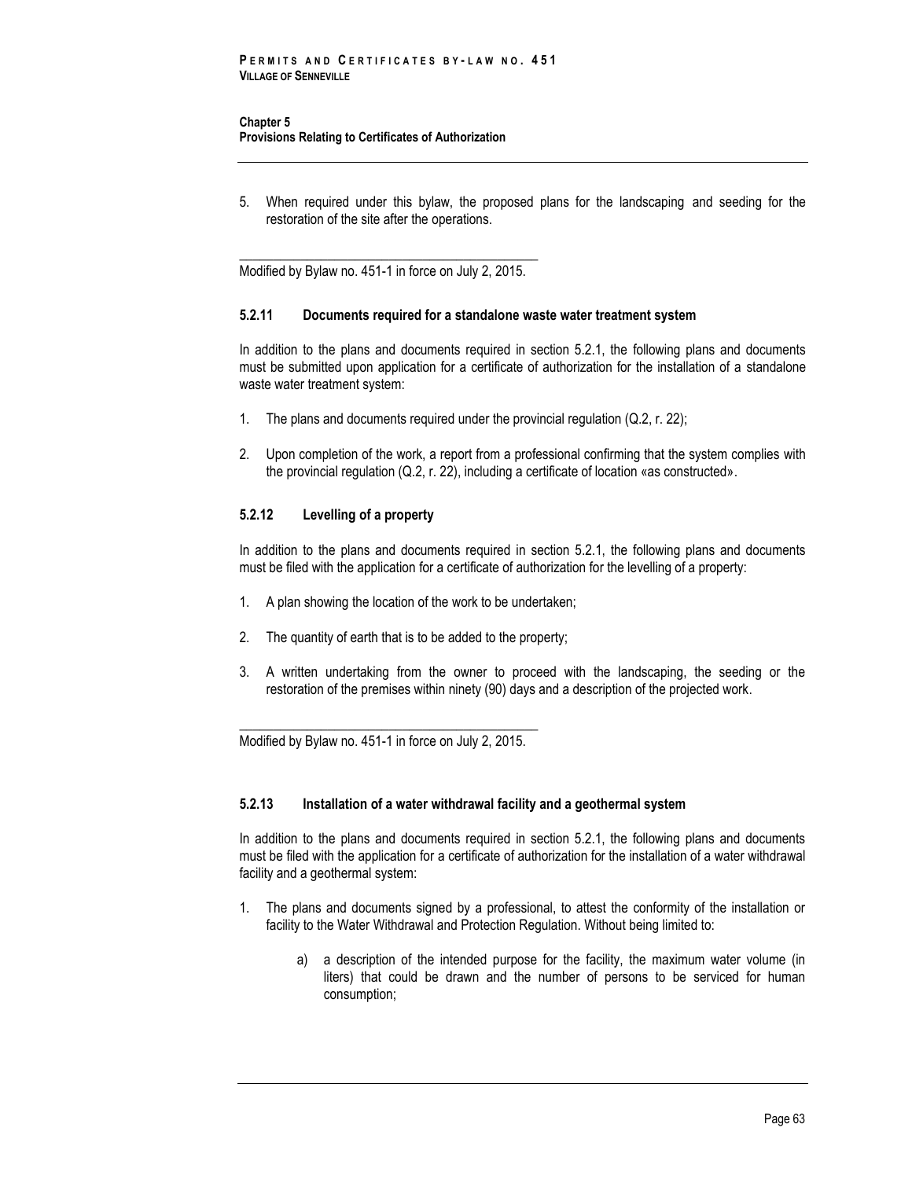5. When required under this bylaw, the proposed plans for the landscaping and seeding for the restoration of the site after the operations.

Modified by Bylaw no. 451-1 in force on July 2, 2015.

#### 5.2.11 Documents required for a standalone waste water treatment system

In addition to the plans and documents required in section 5.2.1, the following plans and documents must be submitted upon application for a certificate of authorization for the installation of a standalone waste water treatment system:

1. The plans and documents required under the provincial regulation (Q.2, r. 22);

2. Upon completion of the work, a report from a professional confirming that the system complies with the provincial regulation (Q.2, r. 22), including a certificate of location «as constructed».

#### 5.2.12 Levelling of a property

In addition to the plans and documents required in section 5.2.1, the following plans and documents must be filed with the application for a certificate of authorization for the levelling of a property:

1. A plan showing the location of the work to be undertaken;

2. The quantity of earth that is to be added to the property;

3. A written undertaking from the owner to proceed with the landscaping, the seeding or the restoration of the premises within ninety (90) days and a description of the projected work.

Modified by Bylaw no. 451-1 in force on July 2, 2015.

#### 5.2.13 Installation of a water withdrawal facility and a geothermal system

In addition to the plans and documents required in section 5.2.1, the following plans and documents must be filed with the application for a certificate of authorization for the installation of a water withdrawal facility and a geothermal system:

1. The plans and documents signed by a professional, to attest the conformity of the installation or facility to the Water Withdrawal and Protection Regulation. Without being limited to:

    a) a description of the intended purpose for the facility, the maximum water volume (in liters) that could be drawn and the number of persons to be serviced for human consumption;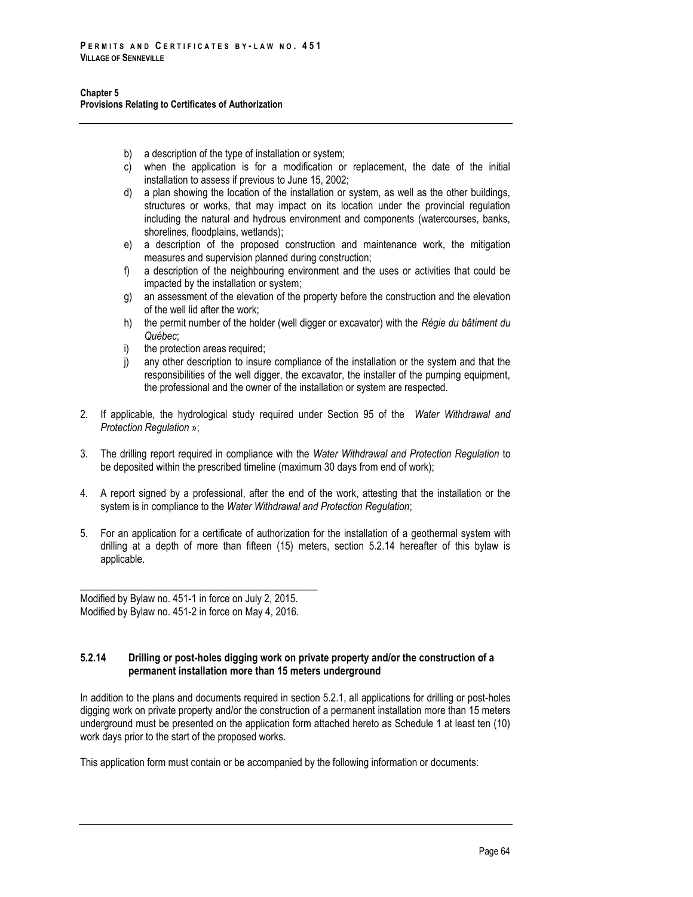b) a description of the type of installation or system;
c) when the application is for a modification or replacement, the date of the initial installation to assess if previous to June 15, 2002;
d) a plan showing the location of the installation or system, as well as the other buildings, structures or works, that may impact on its location under the provincial regulation including the natural and hydrous environment and components (watercourses, banks, shorelines, floodplains, wetlands);
e) a description of the proposed construction and maintenance work, the mitigation measures and supervision planned during construction;
f) a description of the neighbouring environment and the uses or activities that could be impacted by the installation or system;
g) an assessment of the elevation of the property before the construction and the elevation of the well lid after the work;
h) the permit number of the holder (well digger or excavator) with the *Régie du bâtiment du Québec*;
i) the protection areas required;
j) any other description to insure compliance of the installation or the system and that the responsibilities of the well digger, the excavator, the installer of the pumping equipment, the professional and the owner of the installation or system are respected.

2. If applicable, the hydrological study required under Section 95 of the *Water Withdrawal and Protection Regulation* »;

3. The drilling report required in compliance with the *Water Withdrawal and Protection Regulation* to be deposited within the prescribed timeline (maximum 30 days from end of work);

4. A report signed by a professional, after the end of the work, attesting that the installation or the system is in compliance to the *Water Withdrawal and Protection Regulation*;

5. For an application for a certificate of authorization for the installation of a geothermal system with drilling at a depth of more than fifteen (15) meters, section 5.2.14 hereafter of this bylaw is applicable.

---

Modified by Bylaw no. 451-1 in force on July 2, 2015.
Modified by Bylaw no. 451-2 in force on May 4, 2016.

#### 5.2.14 Drilling or post-holes digging work on private property and/or the construction of a permanent installation more than 15 meters underground

In addition to the plans and documents required in section 5.2.1, all applications for drilling or post-holes digging work on private property and/or the construction of a permanent installation more than 15 meters underground must be presented on the application form attached hereto as Schedule 1 at least ten (10) work days prior to the start of the proposed works.

This application form must contain or be accompanied by the following information or documents: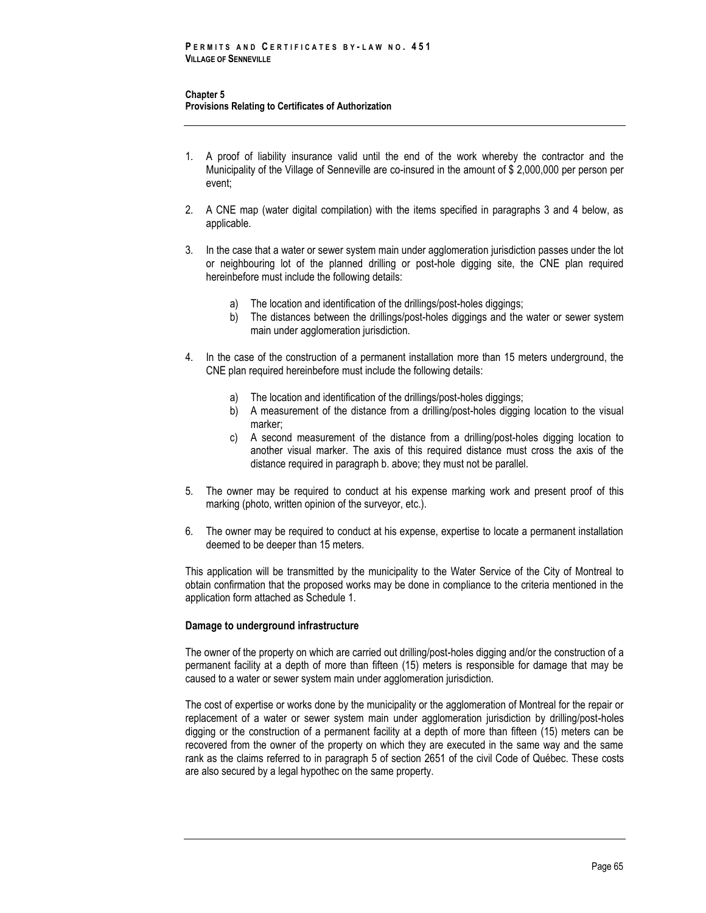1. A proof of liability insurance valid until the end of the work whereby the contractor and the Municipality of the Village of Senneville are co-insured in the amount of $ 2,000,000 per person per event;

2. A CNE map (water digital compilation) with the items specified in paragraphs 3 and 4 below, as applicable.

3. In the case that a water or sewer system main under agglomeration jurisdiction passes under the lot or neighbouring lot of the planned drilling or post-hole digging site, the CNE plan required hereinbefore must include the following details:

   a) The location and identification of the drillings/post-holes diggings;
   b) The distances between the drillings/post-holes diggings and the water or sewer system main under agglomeration jurisdiction.

4. In the case of the construction of a permanent installation more than 15 meters underground, the CNE plan required hereinbefore must include the following details:

   a) The location and identification of the drillings/post-holes diggings;
   b) A measurement of the distance from a drilling/post-holes digging location to the visual marker;
   c) A second measurement of the distance from a drilling/post-holes digging location to another visual marker. The axis of this required distance must cross the axis of the distance required in paragraph b. above; they must not be parallel.

5. The owner may be required to conduct at his expense marking work and present proof of this marking (photo, written opinion of the surveyor, etc.).

6. The owner may be required to conduct at his expense, expertise to locate a permanent installation deemed to be deeper than 15 meters.

This application will be transmitted by the municipality to the Water Service of the City of Montreal to obtain confirmation that the proposed works may be done in compliance to the criteria mentioned in the application form attached as Schedule 1.

**Damage to underground infrastructure**

The owner of the property on which are carried out drilling/post-holes digging and/or the construction of a permanent facility at a depth of more than fifteen (15) meters is responsible for damage that may be caused to a water or sewer system main under agglomeration jurisdiction.

The cost of expertise or works done by the municipality or the agglomeration of Montreal for the repair or replacement of a water or sewer system main under agglomeration jurisdiction by drilling/post-holes digging or the construction of a permanent facility at a depth of more than fifteen (15) meters can be recovered from the owner of the property on which they are executed in the same way and the same rank as the claims referred to in paragraph 5 of section 2651 of the civil Code of Québec. These costs are also secured by a legal hypothec on the same property.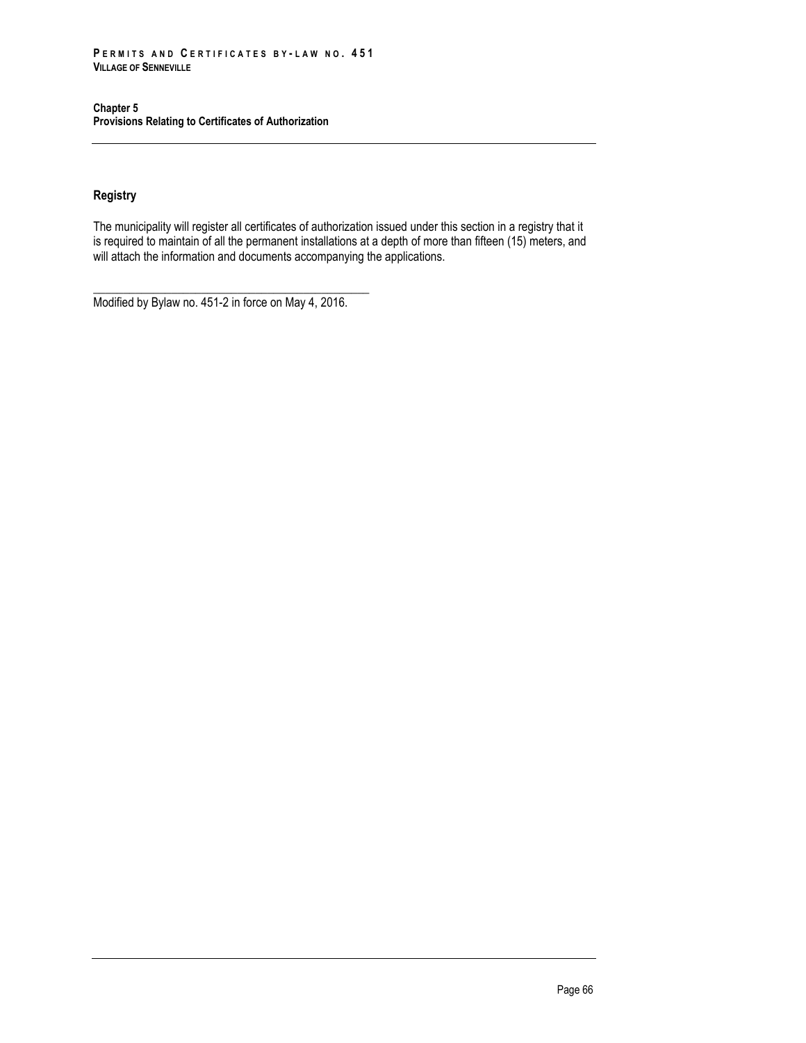### Registry

The municipality will register all certificates of authorization issued under this section in a registry that it is required to maintain of all the permanent installations at a depth of more than fifteen (15) meters, and will attach the information and documents accompanying the applications.

---

Modified by Bylaw no. 451-2 in force on May 4, 2016.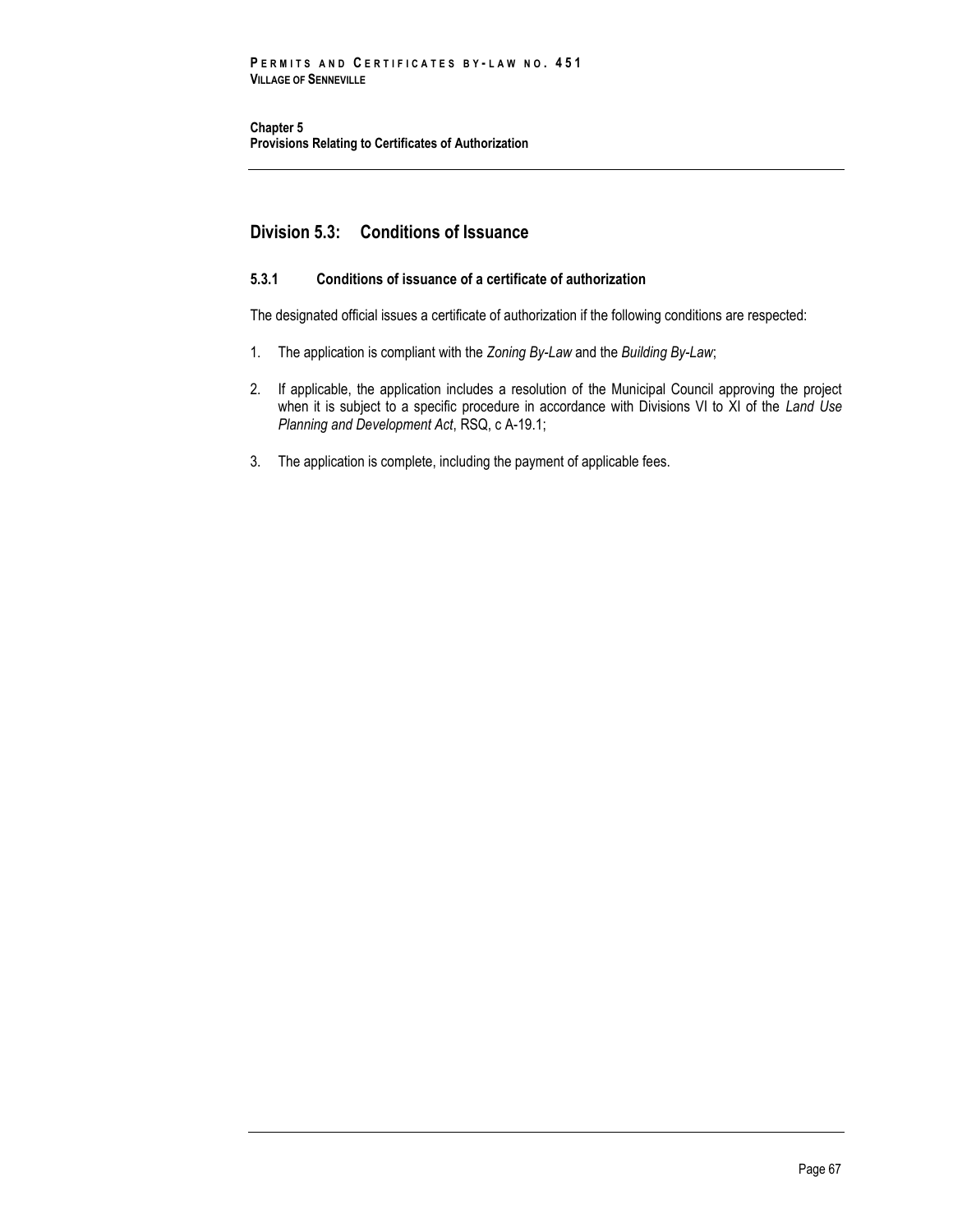## Division 5.3: Conditions of Issuance

### 5.3.1 Conditions of issuance of a certificate of authorization

The designated official issues a certificate of authorization if the following conditions are respected:

1. The application is compliant with the *Zoning By-Law* and the *Building By-Law*;
2. If applicable, the application includes a resolution of the Municipal Council approving the project when it is subject to a specific procedure in accordance with Divisions VI to XI of the *Land Use Planning and Development Act*, RSQ, c A-19.1;
3. The application is complete, including the payment of applicable fees.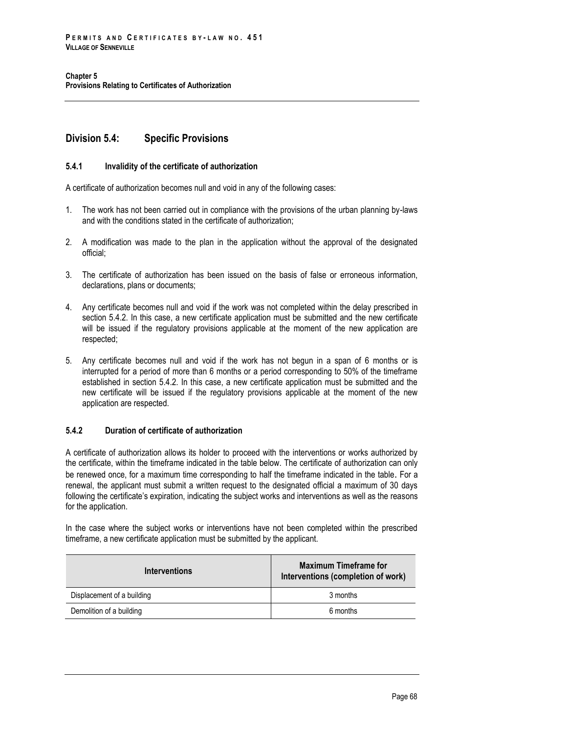## Division 5.4: Specific Provisions

### 5.4.1 Invalidity of the certificate of authorization

A certificate of authorization becomes null and void in any of the following cases:

1. The work has not been carried out in compliance with the provisions of the urban planning by-laws and with the conditions stated in the certificate of authorization;
2. A modification was made to the plan in the application without the approval of the designated official;
3. The certificate of authorization has been issued on the basis of false or erroneous information, declarations, plans or documents;
4. Any certificate becomes null and void if the work was not completed within the delay prescribed in section 5.4.2. In this case, a new certificate application must be submitted and the new certificate will be issued if the regulatory provisions applicable at the moment of the new application are respected;
5. Any certificate becomes null and void if the work has not begun in a span of 6 months or is interrupted for a period of more than 6 months or a period corresponding to 50% of the timeframe established in section 5.4.2. In this case, a new certificate application must be submitted and the new certificate will be issued if the regulatory provisions applicable at the moment of the new application are respected.

### 5.4.2 Duration of certificate of authorization

A certificate of authorization allows its holder to proceed with the interventions or works authorized by the certificate, within the timeframe indicated in the table below. The certificate of authorization can only be renewed once, for a maximum time corresponding to half the timeframe indicated in the table. For a renewal, the applicant must submit a written request to the designated official a maximum of 30 days following the certificate's expiration, indicating the subject works and interventions as well as the reasons for the application.

In the case where the subject works or interventions have not been completed within the prescribed timeframe, a new certificate application must be submitted by the applicant.

| Interventions | Maximum Timeframe for Interventions (completion of work) |
|---|---|
| Displacement of a building | 3 months |
| Demolition of a building | 6 months |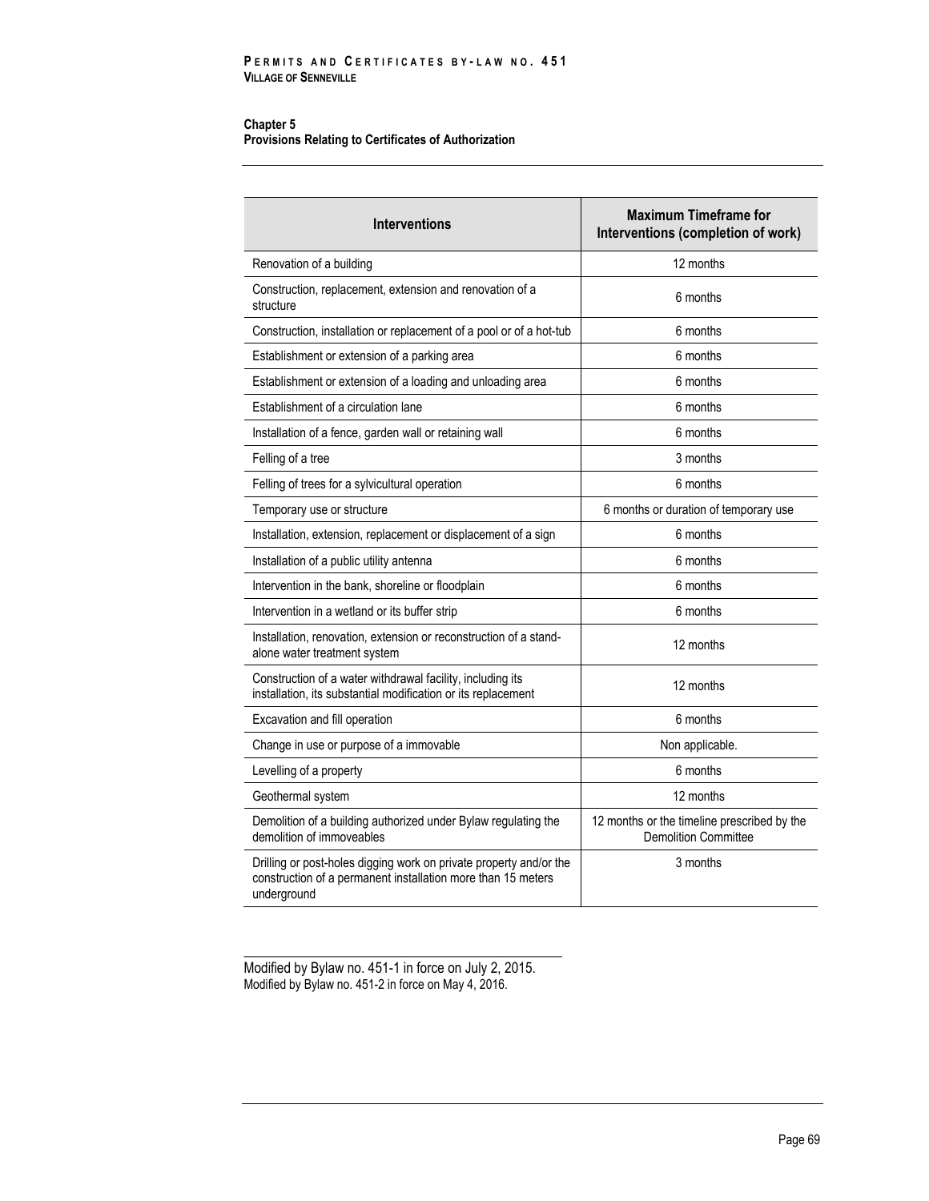| Interventions | Maximum Timeframe for Interventions (completion of work) |
|---|---|
| Renovation of a building | 12 months |
| Construction, replacement, extension and renovation of a structure | 6 months |
| Construction, installation or replacement of a pool or of a hot-tub | 6 months |
| Establishment or extension of a parking area | 6 months |
| Establishment or extension of a loading and unloading area | 6 months |
| Establishment of a circulation lane | 6 months |
| Installation of a fence, garden wall or retaining wall | 6 months |
| Felling of a tree | 3 months |
| Felling of trees for a sylvicultural operation | 6 months |
| Temporary use or structure | 6 months or duration of temporary use |
| Installation, extension, replacement or displacement of a sign | 6 months |
| Installation of a public utility antenna | 6 months |
| Intervention in the bank, shoreline or floodplain | 6 months |
| Intervention in a wetland or its buffer strip | 6 months |
| Installation, renovation, extension or reconstruction of a stand-alone water treatment system | 12 months |
| Construction of a water withdrawal facility, including its installation, its substantial modification or its replacement | 12 months |
| Excavation and fill operation | 6 months |
| Change in use or purpose of a immovable | Non applicable. |
| Levelling of a property | 6 months |
| Geothermal system | 12 months |
| Demolition of a building authorized under Bylaw regulating the demolition of immoveables | 12 months or the timeline prescribed by the Demolition Committee |
| Drilling or post-holes digging work on private property and/or the construction of a permanent installation more than 15 meters underground | 3 months |

Modified by Bylaw no. 451-1 in force on July 2, 2015.
Modified by Bylaw no. 451-2 in force on May 4, 2016.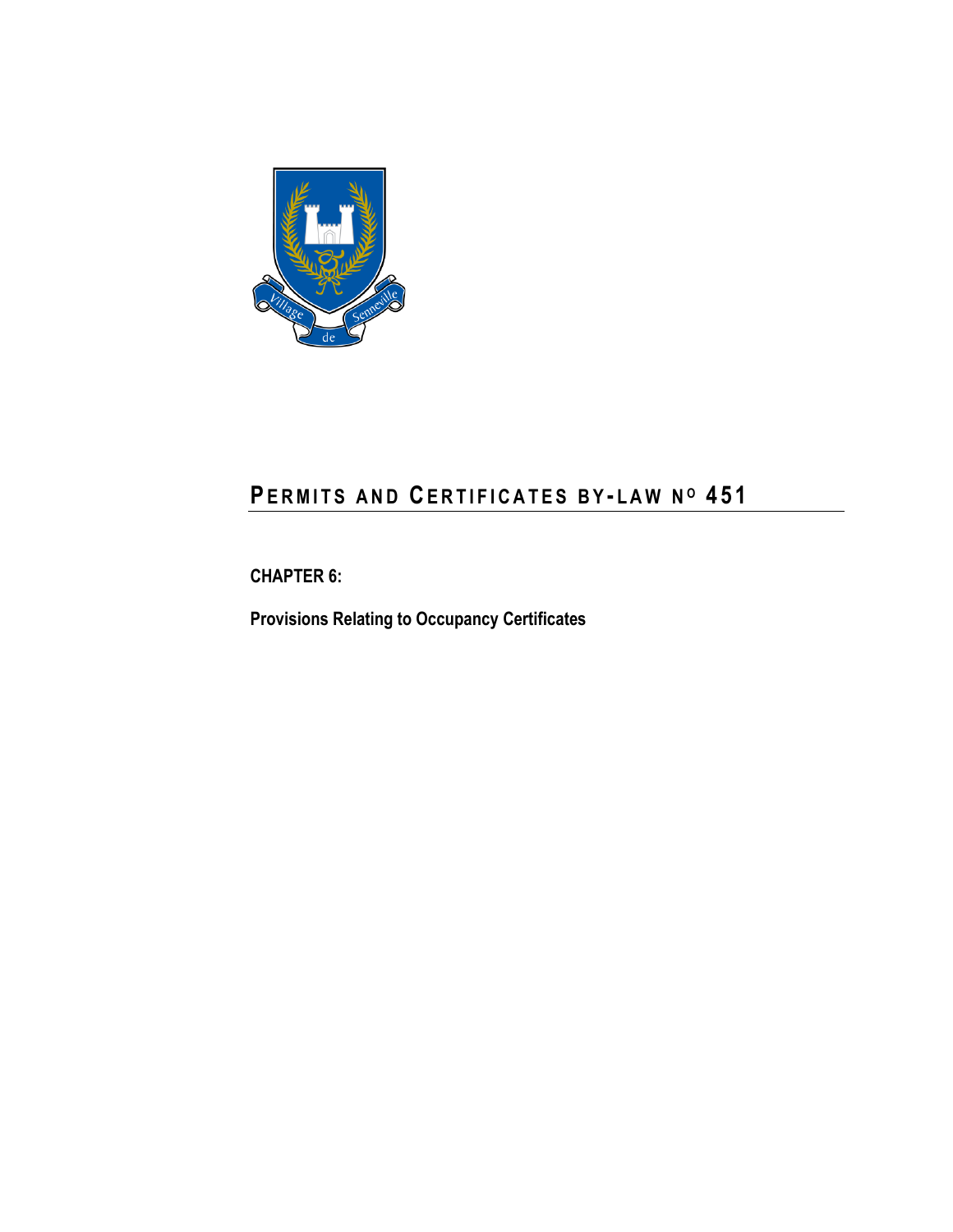# PERMITS AND CERTIFICATES BY-LAW N^O 451

**CHAPTER 6:**

**Provisions Relating to Occupancy Certificates**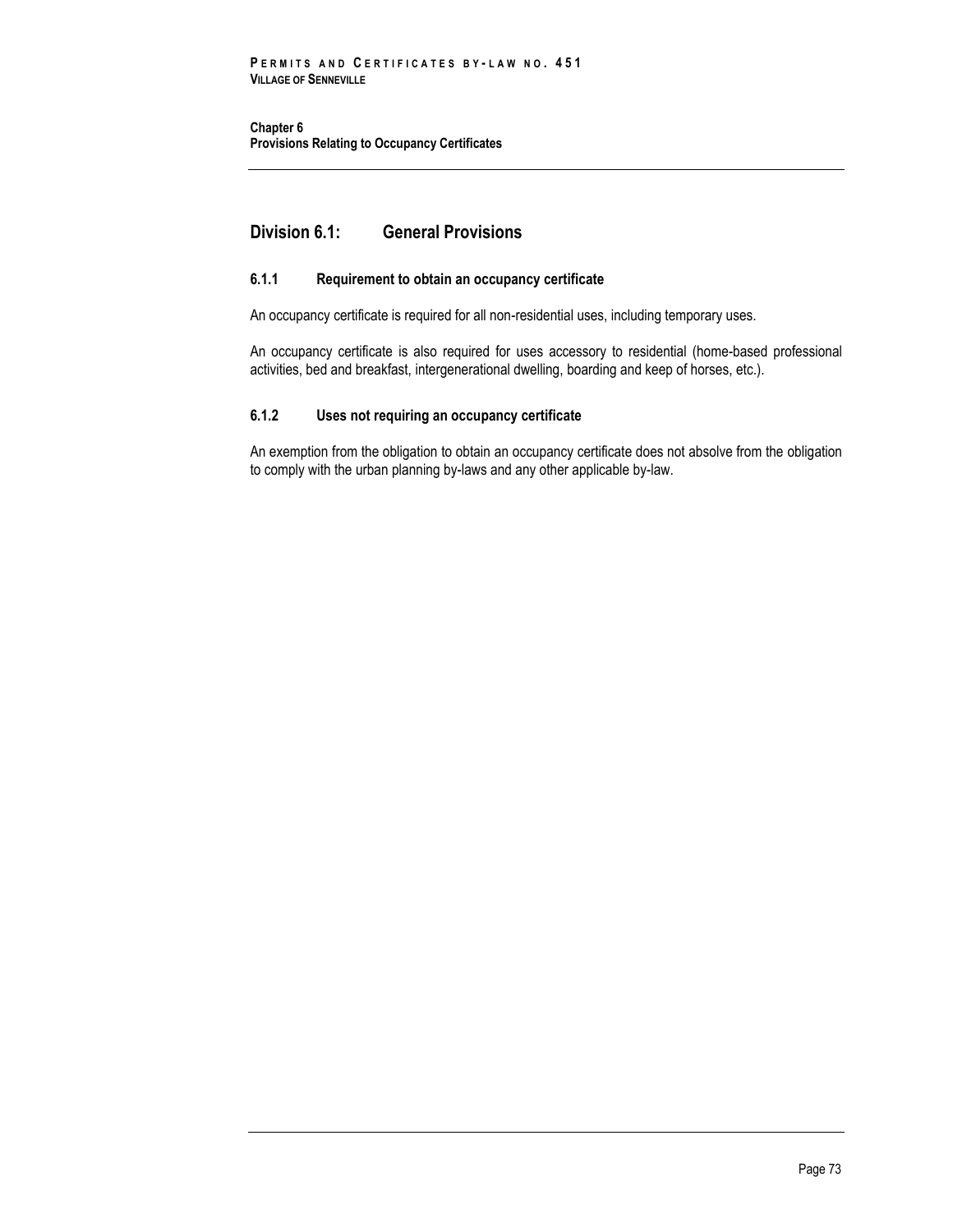**Chapter 6**
**Provisions Relating to Occupancy Certificates**

## Division 6.1: General Provisions

### 6.1.1 Requirement to obtain an occupancy certificate

An occupancy certificate is required for all non-residential uses, including temporary uses.

An occupancy certificate is also required for uses accessory to residential (home-based professional activities, bed and breakfast, intergenerational dwelling, boarding and keep of horses, etc.).

### 6.1.2 Uses not requiring an occupancy certificate

An exemption from the obligation to obtain an occupancy certificate does not absolve from the obligation to comply with the urban planning by-laws and any other applicable by-law.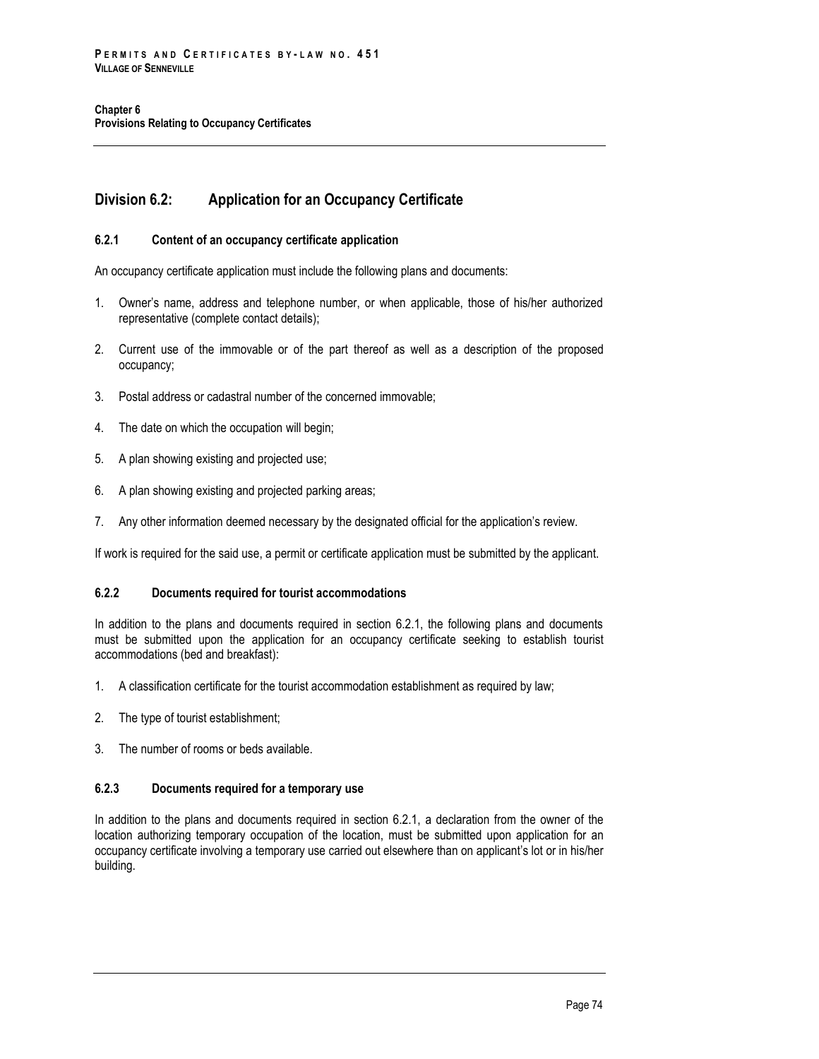## Division 6.2: Application for an Occupancy Certificate

### 6.2.1 Content of an occupancy certificate application

An occupancy certificate application must include the following plans and documents:

1. Owner's name, address and telephone number, or when applicable, those of his/her authorized representative (complete contact details);
2. Current use of the immovable or of the part thereof as well as a description of the proposed occupancy;
3. Postal address or cadastral number of the concerned immovable;
4. The date on which the occupation will begin;
5. A plan showing existing and projected use;
6. A plan showing existing and projected parking areas;
7. Any other information deemed necessary by the designated official for the application's review.

If work is required for the said use, a permit or certificate application must be submitted by the applicant.

### 6.2.2 Documents required for tourist accommodations

In addition to the plans and documents required in section 6.2.1, the following plans and documents must be submitted upon the application for an occupancy certificate seeking to establish tourist accommodations (bed and breakfast):

1. A classification certificate for the tourist accommodation establishment as required by law;
2. The type of tourist establishment;
3. The number of rooms or beds available.

### 6.2.3 Documents required for a temporary use

In addition to the plans and documents required in section 6.2.1, a declaration from the owner of the location authorizing temporary occupation of the location, must be submitted upon application for an occupancy certificate involving a temporary use carried out elsewhere than on applicant's lot or in his/her building.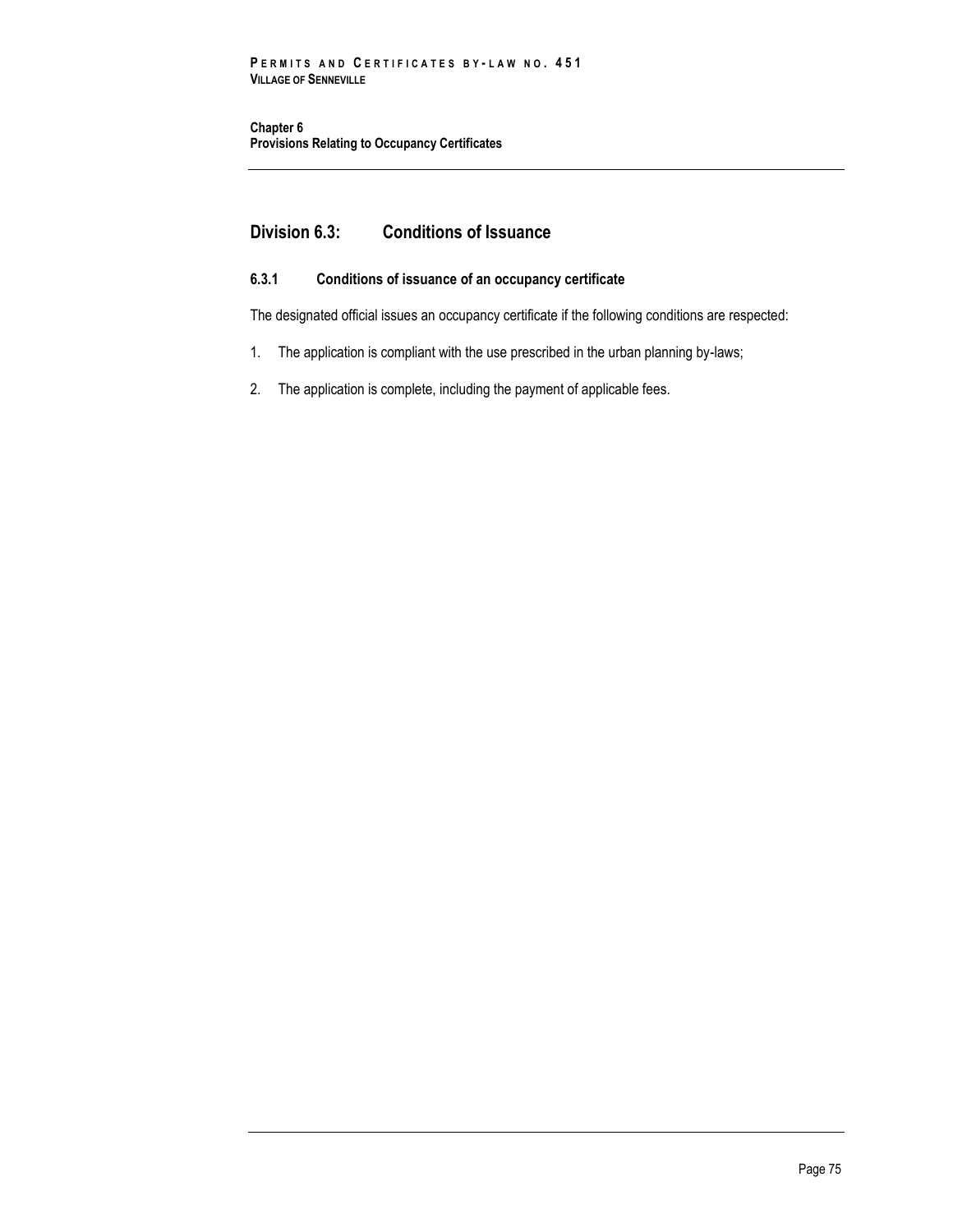## Division 6.3: Conditions of Issuance

### 6.3.1 Conditions of issuance of an occupancy certificate

The designated official issues an occupancy certificate if the following conditions are respected:

1. The application is compliant with the use prescribed in the urban planning by-laws;

2. The application is complete, including the payment of applicable fees.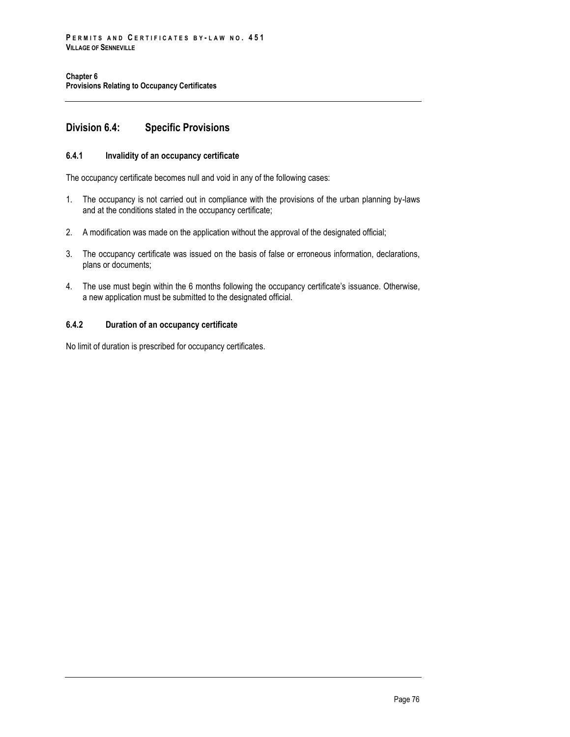## Division 6.4: Specific Provisions

### 6.4.1 Invalidity of an occupancy certificate

The occupancy certificate becomes null and void in any of the following cases:

1. The occupancy is not carried out in compliance with the provisions of the urban planning by-laws and at the conditions stated in the occupancy certificate;
2. A modification was made on the application without the approval of the designated official;
3. The occupancy certificate was issued on the basis of false or erroneous information, declarations, plans or documents;
4. The use must begin within the 6 months following the occupancy certificate's issuance. Otherwise, a new application must be submitted to the designated official.

### 6.4.2 Duration of an occupancy certificate

No limit of duration is prescribed for occupancy certificates.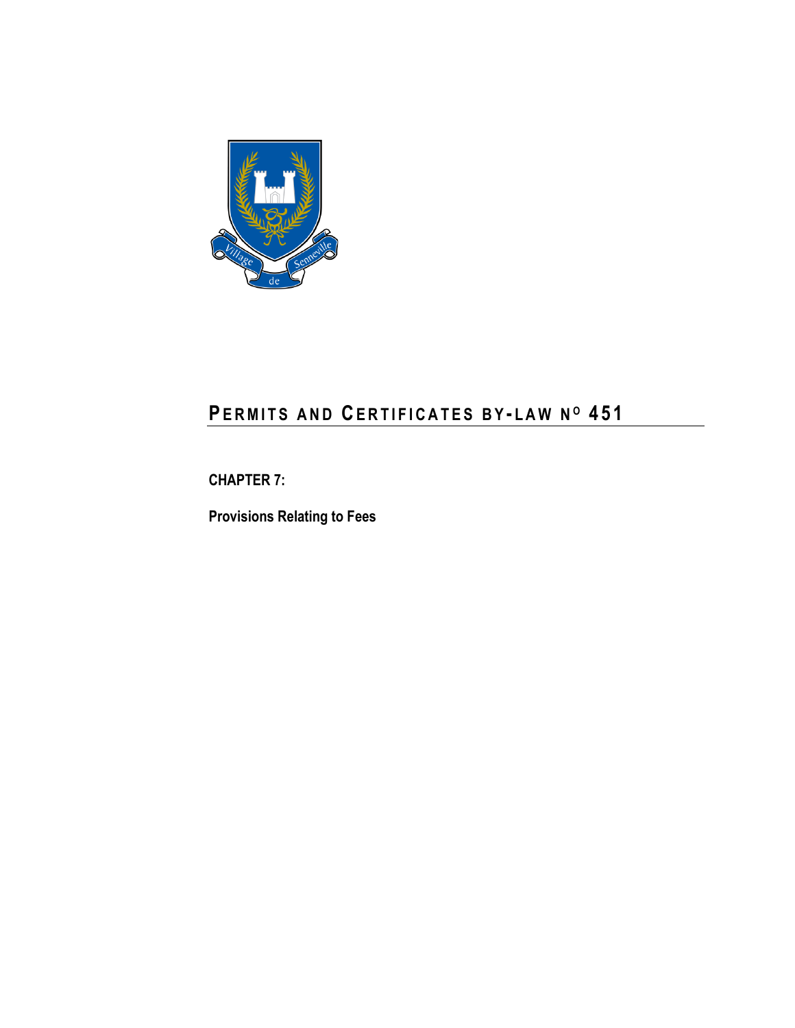# PERMITS AND CERTIFICATES BY-LAW Nº 451

**CHAPTER 7:**

**Provisions Relating to Fees**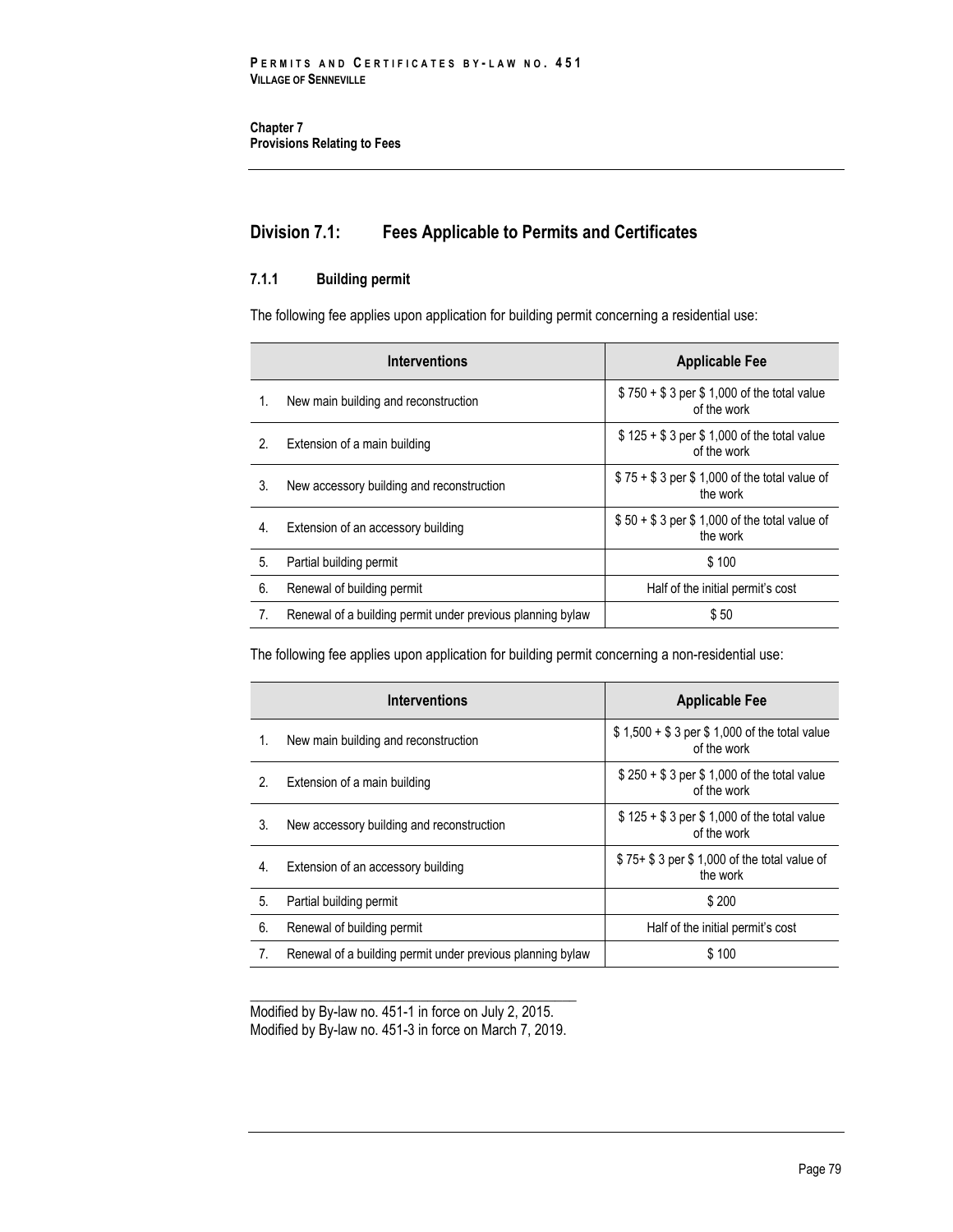**Chapter 7**
**Provisions Relating to Fees**

## Division 7.1: Fees Applicable to Permits and Certificates

### 7.1.1 Building permit

The following fee applies upon application for building permit concerning a residential use:

| | Interventions | Applicable Fee |
|---|---|---|
| 1. | New main building and reconstruction | $ 750 + $ 3 per $ 1,000 of the total value of the work |
| 2. | Extension of a main building | $ 125 + $ 3 per $ 1,000 of the total value of the work |
| 3. | New accessory building and reconstruction | $ 75 + $ 3 per $ 1,000 of the total value of the work |
| 4. | Extension of an accessory building | $ 50 + $ 3 per $ 1,000 of the total value of the work |
| 5. | Partial building permit | $ 100 |
| 6. | Renewal of building permit | Half of the initial permit's cost |
| 7. | Renewal of a building permit under previous planning bylaw | $ 50 |

The following fee applies upon application for building permit concerning a non-residential use:

| | Interventions | Applicable Fee |
|---|---|---|
| 1. | New main building and reconstruction | $ 1,500 + $ 3 per $ 1,000 of the total value of the work |
| 2. | Extension of a main building | $ 250 + $ 3 per $ 1,000 of the total value of the work |
| 3. | New accessory building and reconstruction | $ 125 + $ 3 per $ 1,000 of the total value of the work |
| 4. | Extension of an accessory building | $ 75+ $ 3 per $ 1,000 of the total value of the work |
| 5. | Partial building permit | $ 200 |
| 6. | Renewal of building permit | Half of the initial permit's cost |
| 7. | Renewal of a building permit under previous planning bylaw | $ 100 |

---

Modified by By-law no. 451-1 in force on July 2, 2015.
Modified by By-law no. 451-3 in force on March 7, 2019.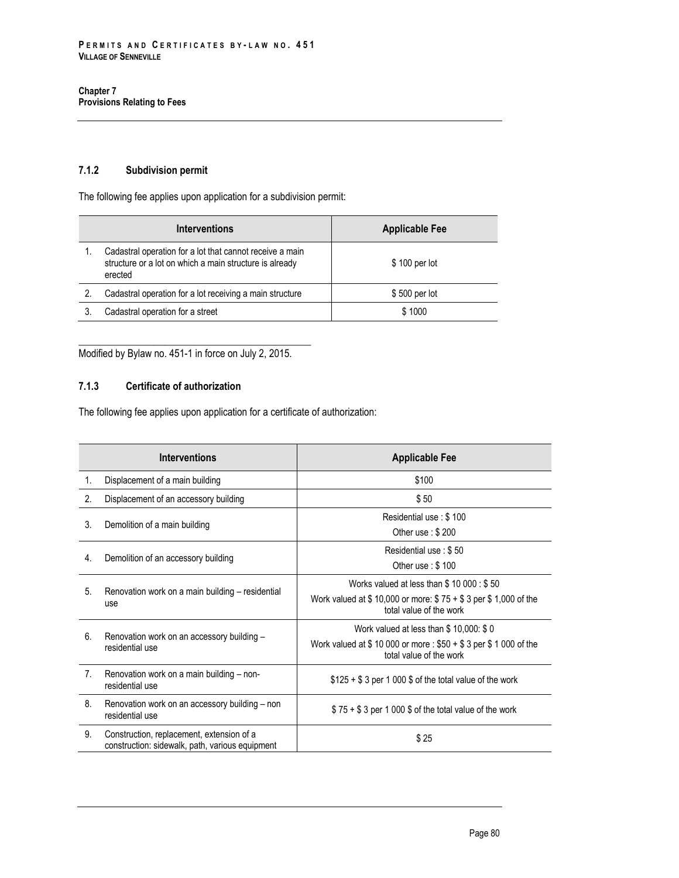#### 7.1.2 Subdivision permit

The following fee applies upon application for a subdivision permit:

| | Interventions | Applicable Fee |
|---|---|---|
| 1. | Cadastral operation for a lot that cannot receive a main structure or a lot on which a main structure is already erected | $ 100 per lot |
| 2. | Cadastral operation for a lot receiving a main structure | $ 500 per lot |
| 3. | Cadastral operation for a street | $ 1000 |

Modified by Bylaw no. 451-1 in force on July 2, 2015.

#### 7.1.3 Certificate of authorization

The following fee applies upon application for a certificate of authorization:

| | Interventions | Applicable Fee |
|---|---|---|
| 1. | Displacement of a main building | $100 |
| 2. | Displacement of an accessory building | $ 50 |
| 3. | Demolition of a main building | Residential use : $ 100<br>Other use : $ 200 |
| 4. | Demolition of an accessory building | Residential use : $ 50<br>Other use : $ 100 |
| 5. | Renovation work on a main building – residential use | Works valued at less than $ 10 000 : $ 50<br>Work valued at $ 10,000 or more: $ 75 + $ 3 per $ 1,000 of the total value of the work |
| 6. | Renovation work on an accessory building – residential use | Work valued at less than $ 10,000: $ 0<br>Work valued at $ 10 000 or more : $50 + $ 3 per $ 1 000 of the total value of the work |
| 7. | Renovation work on a main building – non-residential use | $125 + $ 3 per 1 000 $ of the total value of the work |
| 8. | Renovation work on an accessory building – non residential use | $ 75 + $ 3 per 1 000 $ of the total value of the work |
| 9. | Construction, replacement, extension of a construction: sidewalk, path, various equipment | $ 25 |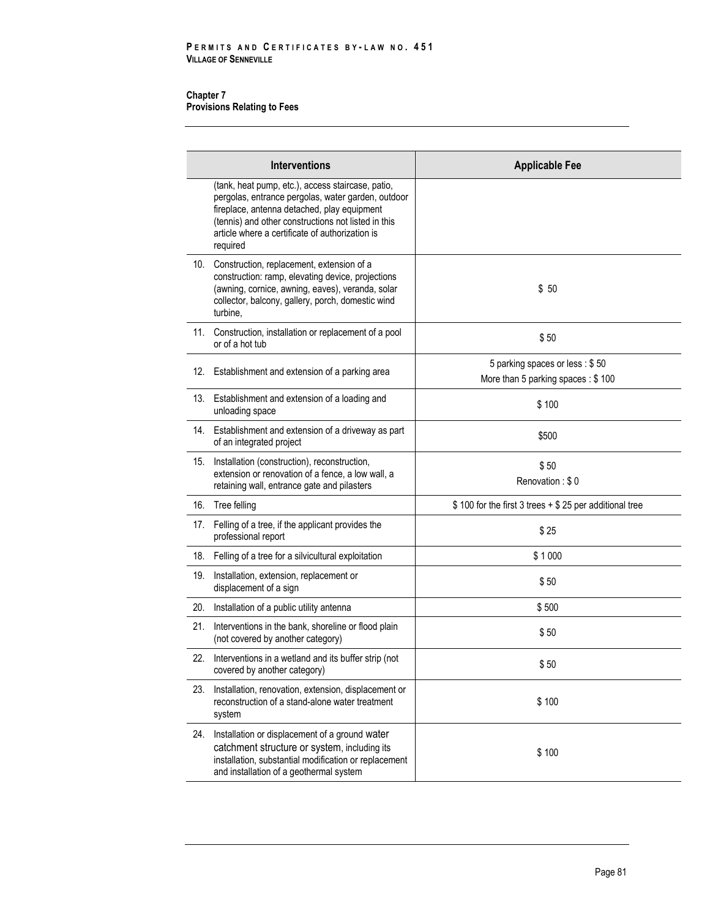## Chapter 7
## Provisions Relating to Fees

| Interventions | Applicable Fee |
|---|---|
| (tank, heat pump, etc.), access staircase, patio, pergolas, entrance pergolas, water garden, outdoor fireplace, antenna detached, play equipment (tennis) and other constructions not listed in this article where a certificate of authorization is required | |
| 10. Construction, replacement, extension of a construction: ramp, elevating device, projections (awning, cornice, awning, eaves), veranda, solar collector, balcony, gallery, porch, domestic wind turbine, | $ 50 |
| 11. Construction, installation or replacement of a pool or of a hot tub | $ 50 |
| 12. Establishment and extension of a parking area | 5 parking spaces or less : $ 50<br>More than 5 parking spaces : $ 100 |
| 13. Establishment and extension of a loading and unloading space | $ 100 |
| 14. Establishment and extension of a driveway as part of an integrated project | $500 |
| 15. Installation (construction), reconstruction, extension or renovation of a fence, a low wall, a retaining wall, entrance gate and pilasters | $ 50<br>Renovation : $ 0 |
| 16. Tree felling | $ 100 for the first 3 trees + $ 25 per additional tree |
| 17. Felling of a tree, if the applicant provides the professional report | $ 25 |
| 18. Felling of a tree for a silvicultural exploitation | $ 1 000 |
| 19. Installation, extension, replacement or displacement of a sign | $ 50 |
| 20. Installation of a public utility antenna | $ 500 |
| 21. Interventions in the bank, shoreline or flood plain (not covered by another category) | $ 50 |
| 22. Interventions in a wetland and its buffer strip (not covered by another category) | $ 50 |
| 23. Installation, renovation, extension, displacement or reconstruction of a stand-alone water treatment system | $ 100 |
| 24. Installation or displacement of a ground water catchment structure or system, including its installation, substantial modification or replacement and installation of a geothermal system | $ 100 |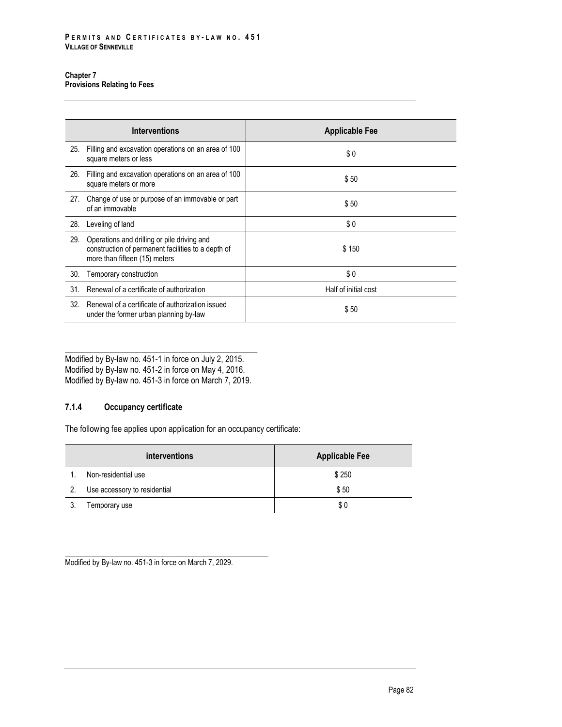| Interventions | Applicable Fee |
|---|---|
| 25. Filling and excavation operations on an area of 100 square meters or less | $ 0 |
| 26. Filling and excavation operations on an area of 100 square meters or more | $ 50 |
| 27. Change of use or purpose of an immovable or part of an immovable | $ 50 |
| 28. Leveling of land | $ 0 |
| 29. Operations and drilling or pile driving and construction of permanent facilities to a depth of more than fifteen (15) meters | $ 150 |
| 30. Temporary construction | $ 0 |
| 31. Renewal of a certificate of authorization | Half of initial cost |
| 32. Renewal of a certificate of authorization issued under the former urban planning by-law | $ 50 |

Modified by By-law no. 451-1 in force on July 2, 2015.
Modified by By-law no. 451-2 in force on May 4, 2016.
Modified by By-law no. 451-3 in force on March 7, 2019.

### 7.1.4 Occupancy certificate

The following fee applies upon application for an occupancy certificate:

| interventions | Applicable Fee |
|---|---|
| 1. Non-residential use | $ 250 |
| 2. Use accessory to residential | $ 50 |
| 3. Temporary use | $ 0 |

Modified by By-law no. 451-3 in force on March 7, 2029.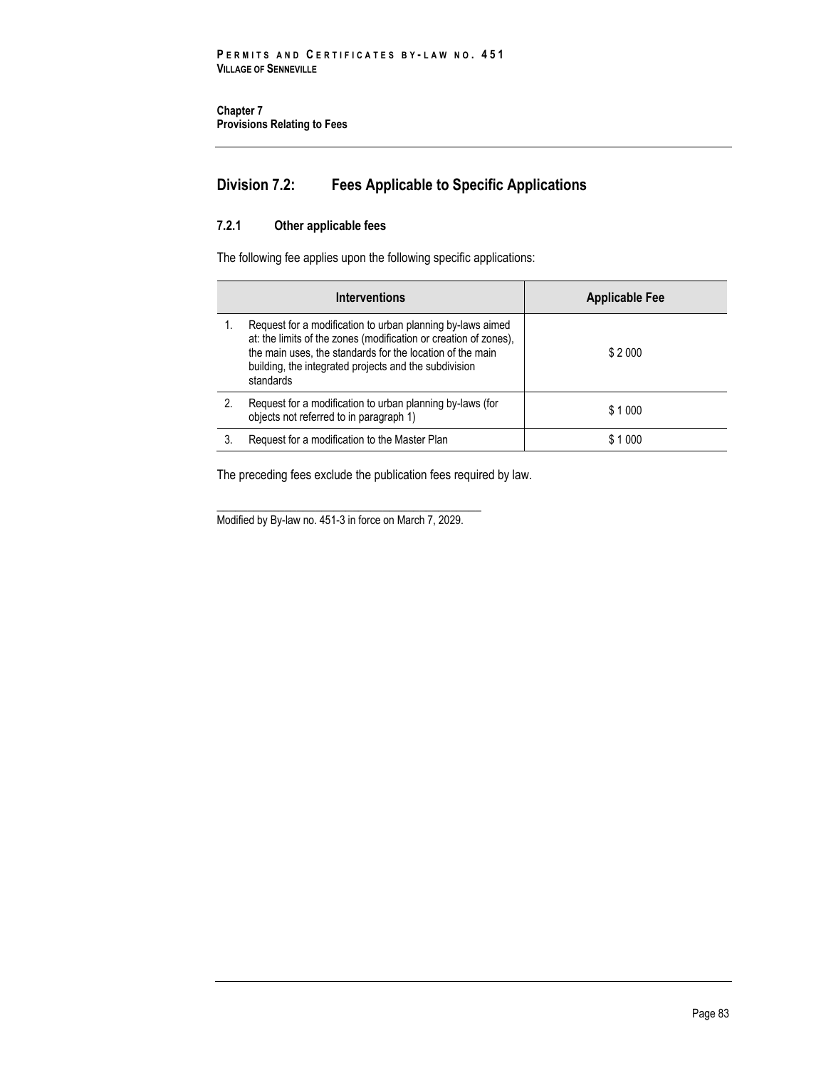## Division 7.2: Fees Applicable to Specific Applications

### 7.2.1 Other applicable fees

The following fee applies upon the following specific applications:

| Interventions | Applicable Fee |
|---|---|
| 1. Request for a modification to urban planning by-laws aimed at: the limits of the zones (modification or creation of zones), the main uses, the standards for the location of the main building, the integrated projects and the subdivision standards | $ 2 000 |
| 2. Request for a modification to urban planning by-laws (for objects not referred to in paragraph 1) | $ 1 000 |
| 3. Request for a modification to the Master Plan | $ 1 000 |

The preceding fees exclude the publication fees required by law.

---

Modified by By-law no. 451-3 in force on March 7, 2029.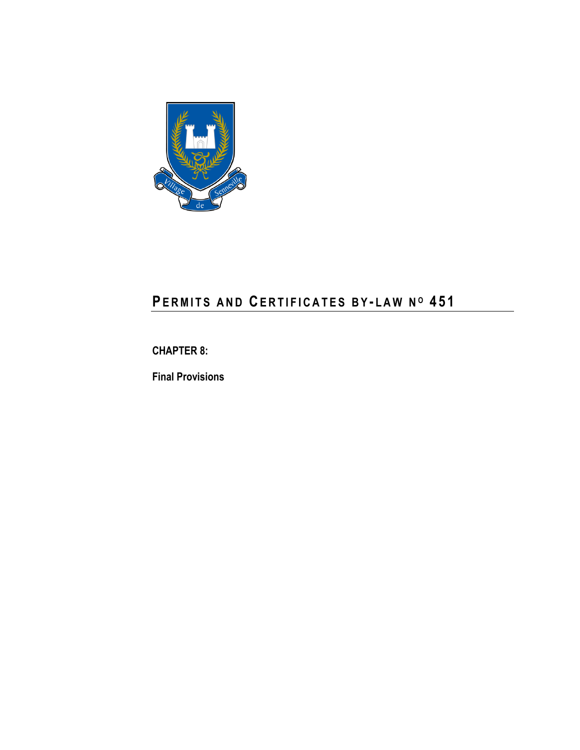# PERMITS AND CERTIFICATES BY-LAW N° 451

**CHAPTER 8:**

**Final Provisions**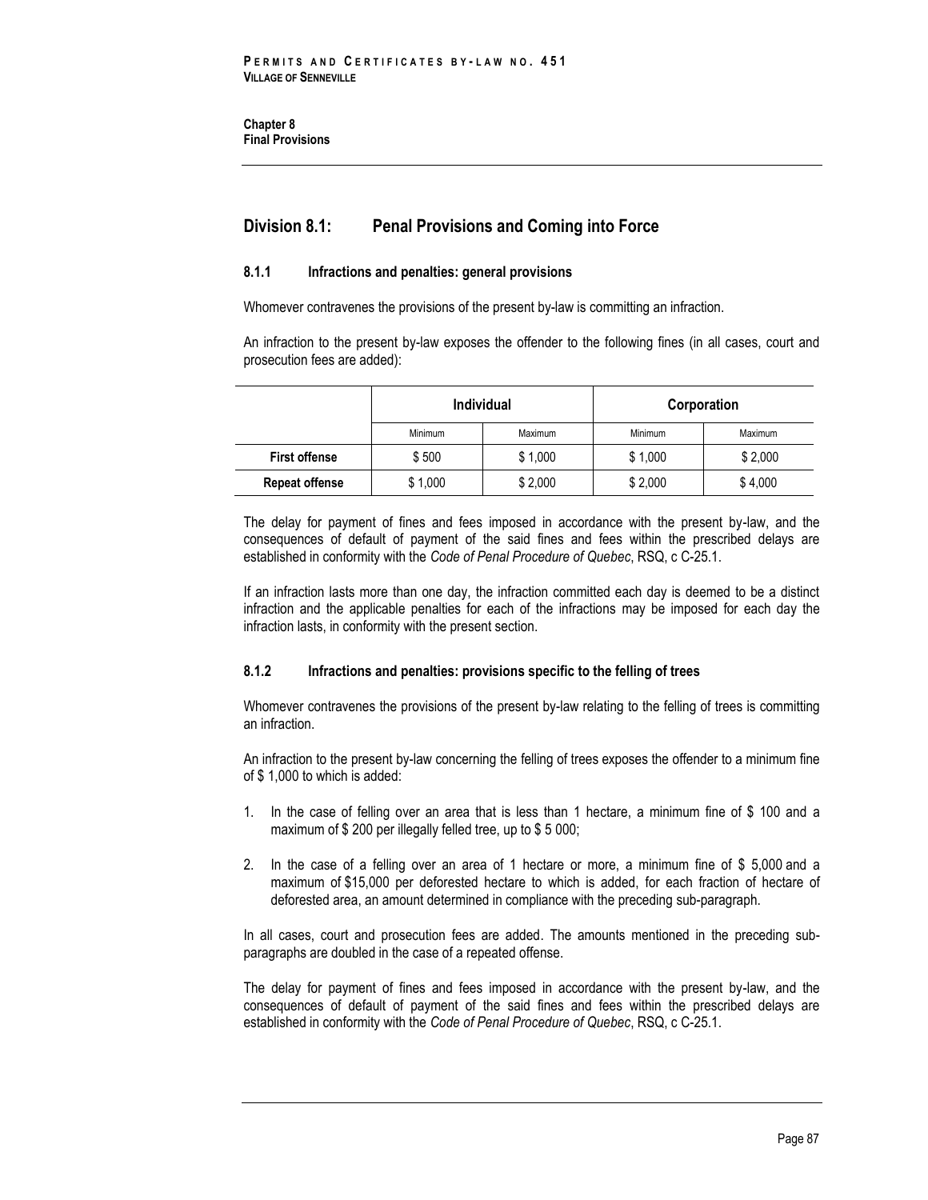## Division 8.1: Penal Provisions and Coming into Force

### 8.1.1 Infractions and penalties: general provisions

Whomever contravenes the provisions of the present by-law is committing an infraction.

An infraction to the present by-law exposes the offender to the following fines (in all cases, court and prosecution fees are added):

| | Individual | | Corporation | |
|---|---|---|---|---|
| | Minimum | Maximum | Minimum | Maximum |
| **First offense** | $ 500 | $ 1,000 | $ 1,000 | $ 2,000 |
| **Repeat offense** | $ 1,000 | $ 2,000 | $ 2,000 | $ 4,000 |

The delay for payment of fines and fees imposed in accordance with the present by-law, and the consequences of default of payment of the said fines and fees within the prescribed delays are established in conformity with the *Code of Penal Procedure of Quebec*, RSQ, c C-25.1.

If an infraction lasts more than one day, the infraction committed each day is deemed to be a distinct infraction and the applicable penalties for each of the infractions may be imposed for each day the infraction lasts, in conformity with the present section.

### 8.1.2 Infractions and penalties: provisions specific to the felling of trees

Whomever contravenes the provisions of the present by-law relating to the felling of trees is committing an infraction.

An infraction to the present by-law concerning the felling of trees exposes the offender to a minimum fine of $ 1,000 to which is added:

1. In the case of felling over an area that is less than 1 hectare, a minimum fine of $ 100 and a maximum of $ 200 per illegally felled tree, up to $ 5 000;
2. In the case of a felling over an area of 1 hectare or more, a minimum fine of $ 5,000 and a maximum of $15,000 per deforested hectare to which is added, for each fraction of hectare of deforested area, an amount determined in compliance with the preceding sub-paragraph.

In all cases, court and prosecution fees are added. The amounts mentioned in the preceding sub-paragraphs are doubled in the case of a repeated offense.

The delay for payment of fines and fees imposed in accordance with the present by-law, and the consequences of default of payment of the said fines and fees within the prescribed delays are established in conformity with the *Code of Penal Procedure of Quebec*, RSQ, c C-25.1.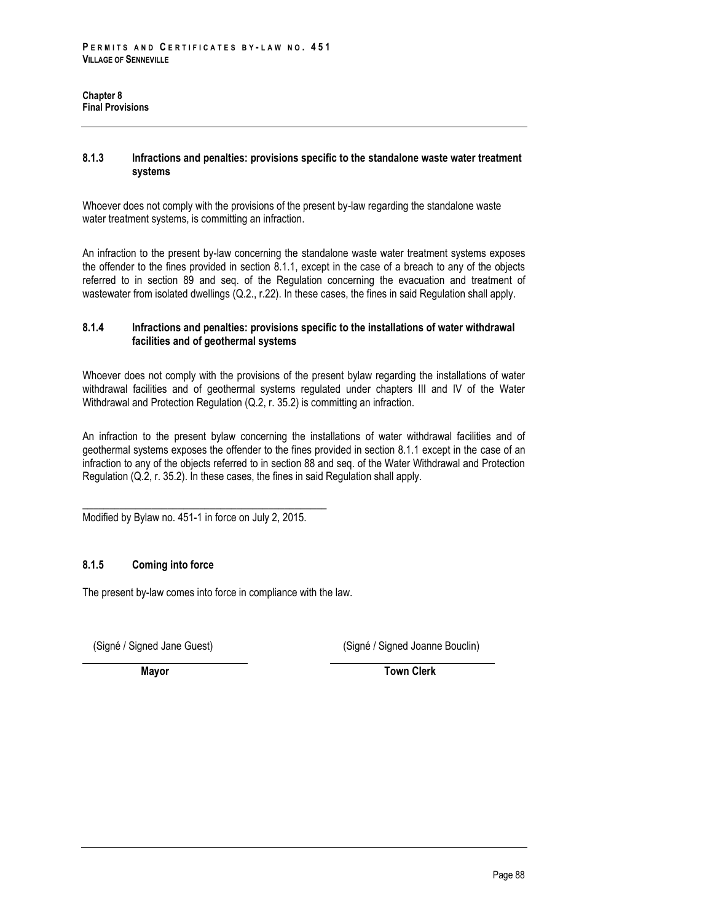### 8.1.3 Infractions and penalties: provisions specific to the standalone waste water treatment systems

Whoever does not comply with the provisions of the present by-law regarding the standalone waste water treatment systems, is committing an infraction.

An infraction to the present by-law concerning the standalone waste water treatment systems exposes the offender to the fines provided in section 8.1.1, except in the case of a breach to any of the objects referred to in section 89 and seq. of the Regulation concerning the evacuation and treatment of wastewater from isolated dwellings (Q.2., r.22). In these cases, the fines in said Regulation shall apply.

### 8.1.4 Infractions and penalties: provisions specific to the installations of water withdrawal facilities and of geothermal systems

Whoever does not comply with the provisions of the present bylaw regarding the installations of water withdrawal facilities and of geothermal systems regulated under chapters III and IV of the Water Withdrawal and Protection Regulation (Q.2, r. 35.2) is committing an infraction.

An infraction to the present bylaw concerning the installations of water withdrawal facilities and of geothermal systems exposes the offender to the fines provided in section 8.1.1 except in the case of an infraction to any of the objects referred to in section 88 and seq. of the Water Withdrawal and Protection Regulation (Q.2, r. 35.2). In these cases, the fines in said Regulation shall apply.

---

Modified by Bylaw no. 451-1 in force on July 2, 2015.

### 8.1.5 Coming into force

The present by-law comes into force in compliance with the law.

| (Signé / Signed Jane Guest) | (Signé / Signed Joanne Bouclin) |
|---|---|
| **Mayor** | **Town Clerk** |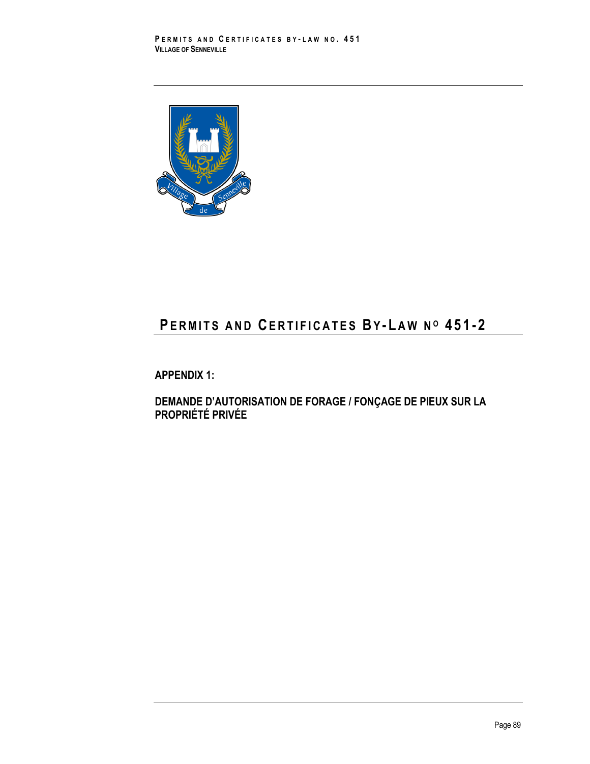# PERMITS AND CERTIFICATES BY-LAW Nº 451-2

**APPENDIX 1:**

**DEMANDE D'AUTORISATION DE FORAGE / FONÇAGE DE PIEUX SUR LA PROPRIÉTÉ PRIVÉE**